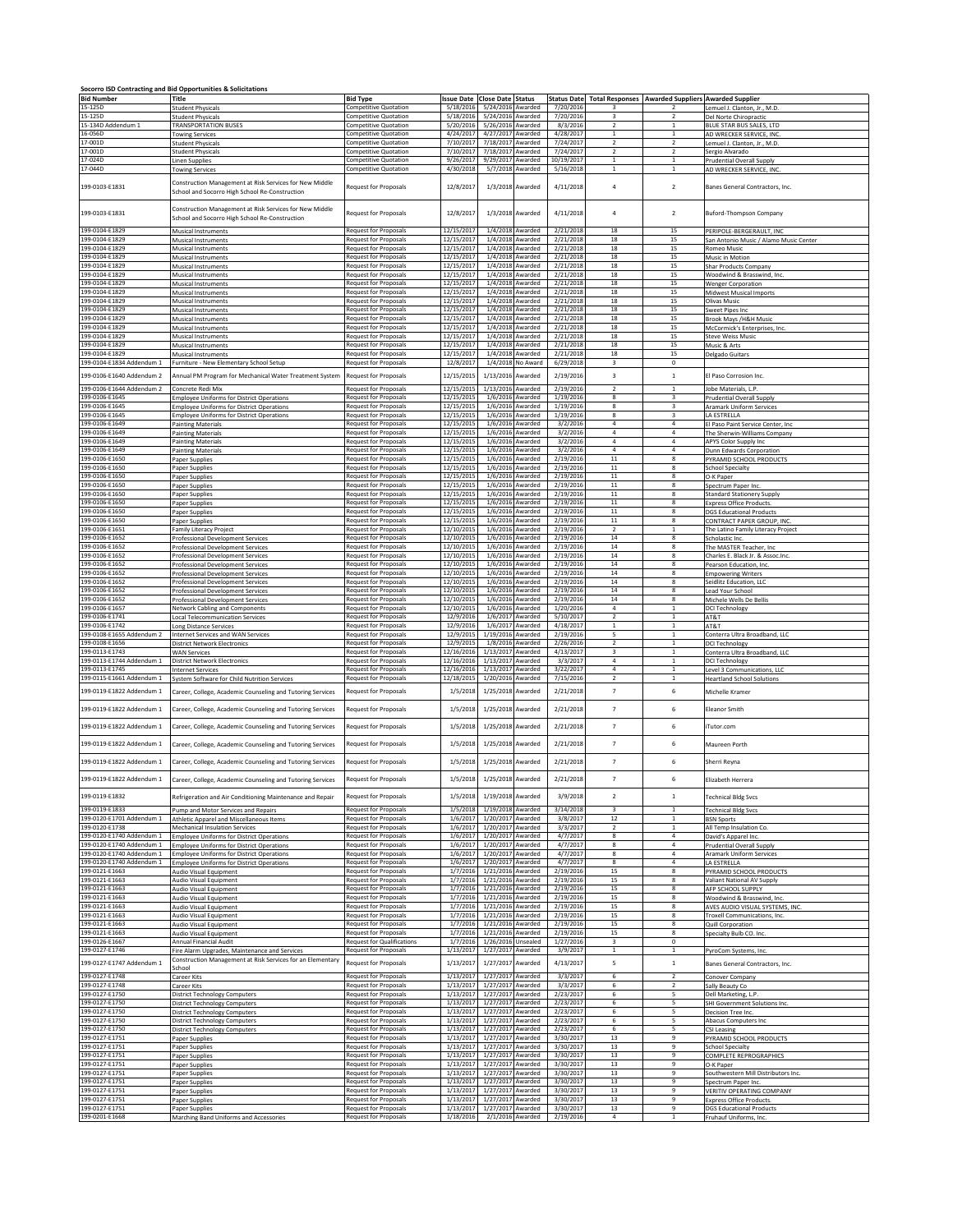## Socorro ISD Contracting and Bid Opportunities & Solicitations

| Bid Number | Title | Bid Type | Issue Date | Close Date | Status | Status Date | Total Responses | Awarded Suppliers | Awarded Supplier |
|---|---|---|---|---|---|---|---|---|---|
| 15-125D | Student Physicals | Competitive Quotation | 5/18/2016 | 5/24/2016 | Awarded | 7/20/2016 | 3 | 2 | Lemuel J. Clanton, Jr., M.D. |
| 15-125D | Student Physicals | Competitive Quotation | 5/18/2016 | 5/24/2016 | Awarded | 7/20/2016 | 3 | 2 | Del Norte Chiropractic |
| 15-134D Addendum 1 | TRANSPORTATION BUSES | Competitive Quotation | 5/20/2016 | 5/26/2016 | Awarded | 8/3/2016 | 2 | 1 | BLUE STAR BUS SALES, LTD |
| 16-056D | Towing Services | Competitive Quotation | 4/24/2017 | 4/27/2017 | Awarded | 4/28/2017 | 1 | 1 | AD WRECKER SERVICE, INC. |
| 17-001D | Student Physicals | Competitive Quotation | 7/10/2017 | 7/18/2017 | Awarded | 7/24/2017 | 2 | 2 | Lemuel J. Clanton, Jr., M.D. |
| 17-001D | Student Physicals | Competitive Quotation | 7/10/2017 | 7/18/2017 | Awarded | 7/24/2017 | 2 | 2 | Sergio Alvarado |
| 17-024D | Linen Supplies | Competitive Quotation | 9/26/2017 | 9/29/2017 | Awarded | 10/19/2017 | 1 | 1 | Prudential Overall Supply |
| 17-044D | Towing Services | Competitive Quotation | 4/30/2018 | 5/7/2018 | Awarded | 5/16/2018 | 1 | 1 | AD WRECKER SERVICE, INC. |
| 199-0103-E1831 | Construction Management at Risk Services for New Middle School and Socorro High School Re-Construction | Request for Proposals | 12/8/2017 | 1/3/2018 | Awarded | 4/11/2018 | 4 | 2 | Banes General Contractors, Inc. |
| 199-0103-E1831 | Construction Management at Risk Services for New Middle School and Socorro High School Re-Construction | Request for Proposals | 12/8/2017 | 1/3/2018 | Awarded | 4/11/2018 | 4 | 2 | Buford-Thompson Company |
| 199-0104-E1829 | Musical Instruments | Request for Proposals | 12/15/2017 | 1/4/2018 | Awarded | 2/21/2018 | 18 | 15 | PERIPOLE-BERGERAULT, INC |
| 199-0104-E1829 | Musical Instruments | Request for Proposals | 12/15/2017 | 1/4/2018 | Awarded | 2/21/2018 | 18 | 15 | San Antonio Music / Alamo Music Center |
| 199-0104-E1829 | Musical Instruments | Request for Proposals | 12/15/2017 | 1/4/2018 | Awarded | 2/21/2018 | 18 | 15 | Romeo Music |
| 199-0104-E1829 | Musical Instruments | Request for Proposals | 12/15/2017 | 1/4/2018 | Awarded | 2/21/2018 | 18 | 15 | Music in Motion |
| 199-0104-E1829 | Musical Instruments | Request for Proposals | 12/15/2017 | 1/4/2018 | Awarded | 2/21/2018 | 18 | 15 | Shar Products Company |
| 199-0104-E1829 | Musical Instruments | Request for Proposals | 12/15/2017 | 1/4/2018 | Awarded | 2/21/2018 | 18 | 15 | Woodwind & Brasswind, Inc. |
| 199-0104-E1829 | Musical Instruments | Request for Proposals | 12/15/2017 | 1/4/2018 | Awarded | 2/21/2018 | 18 | 15 | Wenger Corporation |
| 199-0104-E1829 | Musical Instruments | Request for Proposals | 12/15/2017 | 1/4/2018 | Awarded | 2/21/2018 | 18 | 15 | Midwest Musical Imports |
| 199-0104-E1829 | Musical Instruments | Request for Proposals | 12/15/2017 | 1/4/2018 | Awarded | 2/21/2018 | 18 | 15 | Olivas Music |
| 199-0104-E1829 | Musical Instruments | Request for Proposals | 12/15/2017 | 1/4/2018 | Awarded | 2/21/2018 | 18 | 15 | Sweet Pipes Inc |
| 199-0104-E1829 | Musical Instruments | Request for Proposals | 12/15/2017 | 1/4/2018 | Awarded | 2/21/2018 | 18 | 15 | Brook Mays /H&H Music |
| 199-0104-E1829 | Musical Instruments | Request for Proposals | 12/15/2017 | 1/4/2018 | Awarded | 2/21/2018 | 18 | 15 | McCormick's Enterprises, Inc. |
| 199-0104-E1829 | Musical Instruments | Request for Proposals | 12/15/2017 | 1/4/2018 | Awarded | 2/21/2018 | 18 | 15 | Steve Weiss Music |
| 199-0104-E1829 | Musical Instruments | Request for Proposals | 12/15/2017 | 1/4/2018 | Awarded | 2/21/2018 | 18 | 15 | Music & Arts |
| 199-0104-E1829 | Musical Instruments | Request for Proposals | 12/15/2017 | 1/4/2018 | Awarded | 2/21/2018 | 18 | 15 | Delgado Guitars |
| 199-0104-E1834 Addendum 1 | Furniture - New Elementary School Setup | Request for Proposals | 12/8/2017 | 1/4/2018 | No Award | 6/29/2018 | 3 | 0 | |
| 199-0106-E1640 Addendum 2 | Annual PM Program for Mechanical Water Treatment System | Request for Proposals | 12/15/2015 | 1/13/2016 | Awarded | 2/19/2016 | 3 | 1 | El Paso Corrosion Inc. |
| 199-0106-E1644 Addendum 2 | Concrete Redi Mix | Request for Proposals | 12/15/2015 | 1/13/2016 | Awarded | 2/19/2016 | 2 | 1 | Jobe Materials, L.P. |
| 199-0106-E1645 | Employee Uniforms for District Operations | Request for Proposals | 12/15/2015 | 1/6/2016 | Awarded | 1/19/2016 | 8 | 3 | Prudential Overall Supply |
| 199-0106-E1645 | Employee Uniforms for District Operations | Request for Proposals | 12/15/2015 | 1/6/2016 | Awarded | 1/19/2016 | 8 | 3 | Aramark Uniform Services |
| 199-0106-E1645 | Employee Uniforms for District Operations | Request for Proposals | 12/15/2015 | 1/6/2016 | Awarded | 1/19/2016 | 8 | 3 | LA ESTRELLA |
| 199-0106-E1649 | Painting Materials | Request for Proposals | 12/15/2015 | 1/6/2016 | Awarded | 3/2/2016 | 4 | 4 | El Paso Paint Service Center, Inc |
| 199-0106-E1649 | Painting Materials | Request for Proposals | 12/15/2015 | 1/6/2016 | Awarded | 3/2/2016 | 4 | 4 | The Sherwin-Williams Company |
| 199-0106-E1649 | Painting Materials | Request for Proposals | 12/15/2015 | 1/6/2016 | Awarded | 3/2/2016 | 4 | 4 | APYS Color Supply Inc |
| 199-0106-E1649 | Painting Materials | Request for Proposals | 12/15/2015 | 1/6/2016 | Awarded | 3/2/2016 | 4 | 4 | Dunn Edwards Corporation |
| 199-0106-E1650 | Paper Supplies | Request for Proposals | 12/15/2015 | 1/6/2016 | Awarded | 2/19/2016 | 11 | 8 | PYRAMID SCHOOL PRODUCTS |
| 199-0106-E1650 | Paper Supplies | Request for Proposals | 12/15/2015 | 1/6/2016 | Awarded | 2/19/2016 | 11 | 8 | School Specialty |
| 199-0106-E1650 | Paper Supplies | Request for Proposals | 12/15/2015 | 1/6/2016 | Awarded | 2/19/2016 | 11 | 8 | O-K Paper |
| 199-0106-E1650 | Paper Supplies | Request for Proposals | 12/15/2015 | 1/6/2016 | Awarded | 2/19/2016 | 11 | 8 | Spectrum Paper Inc. |
| 199-0106-E1650 | Paper Supplies | Request for Proposals | 12/15/2015 | 1/6/2016 | Awarded | 2/19/2016 | 11 | 8 | Standard Stationery Supply |
| 199-0106-E1650 | Paper Supplies | Request for Proposals | 12/15/2015 | 1/6/2016 | Awarded | 2/19/2016 | 11 | 8 | Express Office Products. |
| 199-0106-E1650 | Paper Supplies | Request for Proposals | 12/15/2015 | 1/6/2016 | Awarded | 2/19/2016 | 11 | 8 | DGS Educational Products |
| 199-0106-E1650 | Paper Supplies | Request for Proposals | 12/15/2015 | 1/6/2016 | Awarded | 2/19/2016 | 11 | 8 | CONTRACT PAPER GROUP, INC. |
| 199-0106-E1651 | Family Literacy Project | Request for Proposals | 12/10/2015 | 1/6/2016 | Awarded | 2/19/2016 | 2 | 1 | The Latino Family Literacy Project |
| 199-0106-E1652 | Professional Development Services | Request for Proposals | 12/10/2015 | 1/6/2016 | Awarded | 2/19/2016 | 14 | 8 | Scholastic Inc. |
| 199-0106-E1652 | Professional Development Services | Request for Proposals | 12/10/2015 | 1/6/2016 | Awarded | 2/19/2016 | 14 | 8 | The MASTER Teacher, Inc |
| 199-0106-E1652 | Professional Development Services | Request for Proposals | 12/10/2015 | 1/6/2016 | Awarded | 2/19/2016 | 14 | 8 | Charles E. Black Jr. & Assoc.Inc. |
| 199-0106-E1652 | Professional Development Services | Request for Proposals | 12/10/2015 | 1/6/2016 | Awarded | 2/19/2016 | 14 | 8 | Pearson Education, Inc. |
| 199-0106-E1652 | Professional Development Services | Request for Proposals | 12/10/2015 | 1/6/2016 | Awarded | 2/19/2016 | 14 | 8 | Empowering Writers |
| 199-0106-E1652 | Professional Development Services | Request for Proposals | 12/10/2015 | 1/6/2016 | Awarded | 2/19/2016 | 14 | 8 | Seidlitz Education, LLC |
| 199-0106-E1652 | Professional Development Services | Request for Proposals | 12/10/2015 | 1/6/2016 | Awarded | 2/19/2016 | 14 | 8 | Lead Your School |
| 199-0106-E1652 | Professional Development Services | Request for Proposals | 12/10/2015 | 1/6/2016 | Awarded | 2/19/2016 | 14 | 8 | Michele Wells De Bellis |
| 199-0106-E1657 | Network Cabling and Components | Request for Proposals | 12/10/2015 | 1/6/2016 | Awarded | 1/20/2016 | 4 | 1 | DCI Technology |
| 199-0106-E1741 | Local Telecommunication Services | Request for Proposals | 12/9/2016 | 1/6/2017 | Awarded | 5/10/2017 | 2 | 1 | AT&T |
| 199-0106-E1742 | Long Distance Services | Request for Proposals | 12/9/2016 | 1/6/2017 | Awarded | 4/18/2017 | 1 | 1 | AT&T |
| 199-0108-E1655 Addendum 2 | Internet Services and WAN Services | Request for Proposals | 12/9/2015 | 1/19/2016 | Awarded | 2/19/2016 | 5 | 1 | Conterra Ultra Broadband, LLC |
| 199-0108-E1656 | District Network Electronics | Request for Proposals | 12/9/2015 | 1/8/2016 | Awarded | 2/26/2016 | 2 | 1 | DCI Technology |
| 199-0113-E1743 | WAN Services | Request for Proposals | 12/16/2016 | 1/13/2017 | Awarded | 4/13/2017 | 3 | 1 | Conterra Ultra Broadband, LLC |
| 199-0113-E1744 Addendum 1 | District Network Electronics | Request for Proposals | 12/16/2016 | 1/13/2017 | Awarded | 3/3/2017 | 4 | 1 | DCI Technology |
| 199-0113-E1745 | Internet Services | Request for Proposals | 12/16/2016 | 1/13/2017 | Awarded | 3/22/2017 | 4 | 1 | Level 3 Communications, LLC |
| 199-0115-E1661 Addendum 1 | System Software for Child Nutrition Services | Request for Proposals | 12/18/2015 | 1/20/2016 | Awarded | 7/15/2016 | 2 | 1 | Heartland School Solutions |
| 199-0119-E1822 Addendum 1 | Career, College, Academic Counseling and Tutoring Services | Request for Proposals | 1/5/2018 | 1/25/2018 | Awarded | 2/21/2018 | 7 | 6 | Michelle Kramer |
| 199-0119-E1822 Addendum 1 | Career, College, Academic Counseling and Tutoring Services | Request for Proposals | 1/5/2018 | 1/25/2018 | Awarded | 2/21/2018 | 7 | 6 | Eleanor Smith |
| 199-0119-E1822 Addendum 1 | Career, College, Academic Counseling and Tutoring Services | Request for Proposals | 1/5/2018 | 1/25/2018 | Awarded | 2/21/2018 | 7 | 6 | iTutor.com |
| 199-0119-E1822 Addendum 1 | Career, College, Academic Counseling and Tutoring Services | Request for Proposals | 1/5/2018 | 1/25/2018 | Awarded | 2/21/2018 | 7 | 6 | Maureen Porth |
| 199-0119-E1822 Addendum 1 | Career, College, Academic Counseling and Tutoring Services | Request for Proposals | 1/5/2018 | 1/25/2018 | Awarded | 2/21/2018 | 7 | 6 | Sherri Reyna |
| 199-0119-E1822 Addendum 1 | Career, College, Academic Counseling and Tutoring Services | Request for Proposals | 1/5/2018 | 1/25/2018 | Awarded | 2/21/2018 | 7 | 6 | Elizabeth Herrera |
| 199-0119-E1832 | Refrigeration and Air Conditioning Maintenance and Repair | Request for Proposals | 1/5/2018 | 1/19/2018 | Awarded | 3/9/2018 | 2 | 1 | Technical Bldg Svcs |
| 199-0119-E1833 | Pump and Motor Services and Repairs | Request for Proposals | 1/5/2018 | 1/19/2018 | Awarded | 3/14/2018 | 3 | 1 | Technical Bldg Svcs |
| 199-0120-E1701 Addendum 1 | Athletic Apparel and Miscellaneous Items | Request for Proposals | 1/6/2017 | 1/20/2017 | Awarded | 3/8/2017 | 12 | 1 | BSN Sports |
| 199-0120-E1738 | Mechanical Insulation Services | Request for Proposals | 1/6/2017 | 1/20/2017 | Awarded | 3/3/2017 | 2 | 1 | All Temp Insulation Co. |
| 199-0120-E1740 Addendum 1 | Employee Uniforms for District Operations | Request for Proposals | 1/6/2017 | 1/20/2017 | Awarded | 4/7/2017 | 8 | 4 | David's Apparel Inc. |
| 199-0120-E1740 Addendum 1 | Employee Uniforms for District Operations | Request for Proposals | 1/6/2017 | 1/20/2017 | Awarded | 4/7/2017 | 8 | 4 | Prudential Overall Supply |
| 199-0120-E1740 Addendum 1 | Employee Uniforms for District Operations | Request for Proposals | 1/6/2017 | 1/20/2017 | Awarded | 4/7/2017 | 8 | 4 | Aramark Uniform Services |
| 199-0120-E1740 Addendum 1 | Employee Uniforms for District Operations | Request for Proposals | 1/6/2017 | 1/20/2017 | Awarded | 4/7/2017 | 8 | 4 | LA ESTRELLA |
| 199-0121-E1663 | Audio Visual Equipment | Request for Proposals | 1/7/2016 | 1/21/2016 | Awarded | 2/19/2016 | 15 | 8 | PYRAMID SCHOOL PRODUCTS |
| 199-0121-E1663 | Audio Visual Equipment | Request for Proposals | 1/7/2016 | 1/21/2016 | Awarded | 2/19/2016 | 15 | 8 | Valiant National AV Supply |
| 199-0121-E1663 | Audio Visual Equipment | Request for Proposals | 1/7/2016 | 1/21/2016 | Awarded | 2/19/2016 | 15 | 8 | AFP SCHOOL SUPPLY |
| 199-0121-E1663 | Audio Visual Equipment | Request for Proposals | 1/7/2016 | 1/21/2016 | Awarded | 2/19/2016 | 15 | 8 | Woodwind & Brasswind, Inc. |
| 199-0121-E1663 | Audio Visual Equipment | Request for Proposals | 1/7/2016 | 1/21/2016 | Awarded | 2/19/2016 | 15 | 8 | AVES AUDIO VISUAL SYSTEMS, INC. |
| 199-0121-E1663 | Audio Visual Equipment | Request for Proposals | 1/7/2016 | 1/21/2016 | Awarded | 2/19/2016 | 15 | 8 | Troxell Communications, Inc. |
| 199-0121-E1663 | Audio Visual Equipment | Request for Proposals | 1/7/2016 | 1/21/2016 | Awarded | 2/19/2016 | 15 | 8 | Quill Corporation |
| 199-0121-E1663 | Audio Visual Equipment | Request for Proposals | 1/7/2016 | 1/21/2016 | Awarded | 2/19/2016 | 15 | 8 | Specialty Bulb CO. Inc. |
| 199-0126-E1667 | Annual Financial Audit | Request for Qualifications | 1/7/2016 | 1/26/2016 | Unsealed | 1/27/2016 | 3 | 0 | |
| 199-0127-E1746 | Fire Alarm Upgrades, Maintenance and Services | Request for Proposals | 1/13/2017 | 1/27/2017 | Awarded | 3/9/2017 | 1 | 1 | PyroCom Systems, Inc. |
| 199-0127-E1747 Addendum 1 | Construction Management at Risk Services for an Elementary School | Request for Proposals | 1/13/2017 | 1/27/2017 | Awarded | 4/13/2017 | 5 | 1 | Banes General Contractors, Inc. |
| 199-0127-E1748 | Career Kits | Request for Proposals | 1/13/2017 | 1/27/2017 | Awarded | 3/3/2017 | 6 | 2 | Conover Company |
| 199-0127-E1748 | Career Kits | Request for Proposals | 1/13/2017 | 1/27/2017 | Awarded | 3/3/2017 | 6 | 2 | Sally Beauty Co |
| 199-0127-E1750 | District Technology Computers | Request for Proposals | 1/13/2017 | 1/27/2017 | Awarded | 2/23/2017 | 6 | 5 | Dell Marketing, L.P. |
| 199-0127-E1750 | District Technology Computers | Request for Proposals | 1/13/2017 | 1/27/2017 | Awarded | 2/23/2017 | 6 | 5 | SHI Government Solutions Inc. |
| 199-0127-E1750 | District Technology Computers | Request for Proposals | 1/13/2017 | 1/27/2017 | Awarded | 2/23/2017 | 6 | 5 | Decision Tree Inc. |
| 199-0127-E1750 | District Technology Computers | Request for Proposals | 1/13/2017 | 1/27/2017 | Awarded | 2/23/2017 | 6 | 5 | Abacus Computers Inc |
| 199-0127-E1750 | District Technology Computers | Request for Proposals | 1/13/2017 | 1/27/2017 | Awarded | 2/23/2017 | 6 | 5 | CSI Leasing |
| 199-0127-E1751 | Paper Supplies | Request for Proposals | 1/13/2017 | 1/27/2017 | Awarded | 3/30/2017 | 13 | 9 | PYRAMID SCHOOL PRODUCTS |
| 199-0127-E1751 | Paper Supplies | Request for Proposals | 1/13/2017 | 1/27/2017 | Awarded | 3/30/2017 | 13 | 9 | School Specialty |
| 199-0127-E1751 | Paper Supplies | Request for Proposals | 1/13/2017 | 1/27/2017 | Awarded | 3/30/2017 | 13 | 9 | COMPLETE REPROGRAPHICS |
| 199-0127-E1751 | Paper Supplies | Request for Proposals | 1/13/2017 | 1/27/2017 | Awarded | 3/30/2017 | 13 | 9 | O-K Paper |
| 199-0127-E1751 | Paper Supplies | Request for Proposals | 1/13/2017 | 1/27/2017 | Awarded | 3/30/2017 | 13 | 9 | Southwestern Mill Distributors Inc. |
| 199-0127-E1751 | Paper Supplies | Request for Proposals | 1/13/2017 | 1/27/2017 | Awarded | 3/30/2017 | 13 | 9 | Spectrum Paper Inc. |
| 199-0127-E1751 | Paper Supplies | Request for Proposals | 1/13/2017 | 1/27/2017 | Awarded | 3/30/2017 | 13 | 9 | VERITIV OPERATING COMPANY |
| 199-0127-E1751 | Paper Supplies | Request for Proposals | 1/13/2017 | 1/27/2017 | Awarded | 3/30/2017 | 13 | 9 | Express Office Products. |
| 199-0127-E1751 | Paper Supplies | Request for Proposals | 1/13/2017 | 1/27/2017 | Awarded | 3/30/2017 | 13 | 9 | DGS Educational Products |
| 199-0201-E1668 | Marching Band Uniforms and Accessories | Request for Proposals | 1/18/2016 | 2/1/2016 | Awarded | 2/19/2016 | 4 | 1 | Fruhauf Uniforms, Inc. |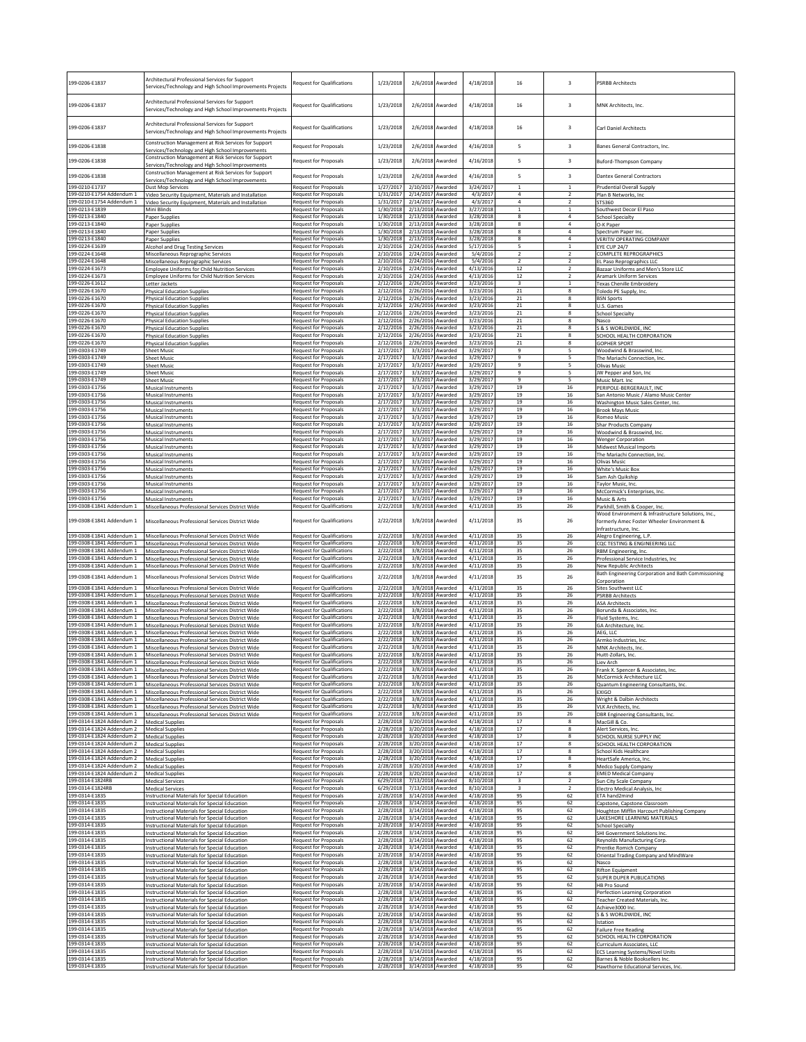| | | | | | | | | |
|---|---|---|---|---|---|---|---|---|
| 199-0206-E1837 | Architectural Professional Services for Support Services/Technology and High School Improvements Projects | Request for Qualifications | 1/23/2018 | 2/6/2018 | Awarded | 4/18/2018 | 16 | 3 | PSRBB Architects |
| 199-0206-E1837 | Architectural Professional Services for Support Services/Technology and High School Improvements Projects | Request for Qualifications | 1/23/2018 | 2/6/2018 | Awarded | 4/18/2018 | 16 | 3 | MNK Architects, Inc. |
| 199-0206-E1837 | Architectural Professional Services for Support Services/Technology and High School Improvements Projects | Request for Qualifications | 1/23/2018 | 2/6/2018 | Awarded | 4/18/2018 | 16 | 3 | Carl Daniel Architects |
| 199-0206-E1838 | Construction Management at Risk Services for Support Services/Technology and High School Improvements | Request for Proposals | 1/23/2018 | 2/6/2018 | Awarded | 4/16/2018 | 5 | 3 | Banes General Contractors, Inc. |
| 199-0206-E1838 | Construction Management at Risk Services for Support Services/Technology and High School Improvements | Request for Proposals | 1/23/2018 | 2/6/2018 | Awarded | 4/16/2018 | 5 | 3 | Buford-Thompson Company |
| 199-0206-E1838 | Construction Management at Risk Services for Support Services/Technology and High School Improvements | Request for Proposals | 1/23/2018 | 2/6/2018 | Awarded | 4/16/2018 | 5 | 3 | Dantex General Contractors |
| 199-0210-E1737 | Dust Mop Services | Request for Proposals | 1/27/2017 | 2/10/2017 | Awarded | 3/24/2017 | 1 | 1 | Prudential Overall Supply |
| 199-0210-E1754 Addendum 1 | Video Security Equipment, Materials and Installation | Request for Proposals | 1/31/2017 | 2/14/2017 | Awarded | 4/3/2017 | 4 | 2 | Plan B Networks, Inc |
| 199-0210-E1754 Addendum 1 | Video Security Equipment, Materials and Installation | Request for Proposals | 1/31/2017 | 2/14/2017 | Awarded | 4/3/2017 | 4 | 2 | STS360 |
| 199-0213-E1839 | Mini Blinds | Request for Proposals | 1/30/2018 | 2/13/2018 | Awarded | 3/27/2018 | 1 | 1 | Southwest Decor El Paso |
| 199-0213-E1840 | Paper Supplies | Request for Proposals | 1/30/2018 | 2/13/2018 | Awarded | 3/28/2018 | 8 | 4 | School Specialty |
| 199-0213-E1840 | Paper Supplies | Request for Proposals | 1/30/2018 | 2/13/2018 | Awarded | 3/28/2018 | 8 | 4 | O-K Paper |
| 199-0213-E1840 | Paper Supplies | Request for Proposals | 1/30/2018 | 2/13/2018 | Awarded | 3/28/2018 | 8 | 4 | Spectrum Paper Inc. |
| 199-0213-E1840 | Paper Supplies | Request for Proposals | 1/30/2018 | 2/13/2018 | Awarded | 3/28/2018 | 8 | 4 | VERITIV OPERATING COMPANY |
| 199-0224-E1639 | Alcohol and Drug Testing Services | Request for Proposals | 2/10/2016 | 2/24/2016 | Awarded | 5/17/2016 | 5 | 1 | EYE CUP 24/7 |
| 199-0224-E1648 | Miscellaneous Reprographic Services | Request for Proposals | 2/10/2016 | 2/24/2016 | Awarded | 5/4/2016 | 2 | 2 | COMPLETE REPROGRAPHICS |
| 199-0224-E1648 | Miscellaneous Reprographic Services | Request for Proposals | 2/10/2016 | 2/24/2016 | Awarded | 5/4/2016 | 2 | 2 | EL Paso Reprographics LLC |
| 199-0224-E1673 | Employee Uniforms for Child Nutrition Services | Request for Proposals | 2/10/2016 | 2/24/2016 | Awarded | 4/13/2016 | 12 | 2 | Bazaar Uniforms and Men's Store LLC |
| 199-0224-E1673 | Employee Uniforms for Child Nutrition Services | Request for Proposals | 2/10/2016 | 2/24/2016 | Awarded | 4/13/2016 | 12 | 2 | Aramark Uniform Services |
| 199-0226-E1612 | Letter Jackets | Request for Proposals | 2/12/2016 | 2/26/2016 | Awarded | 3/23/2016 | 3 | 1 | Texas Chenille Embroidery |
| 199-0226-E1670 | Physical Education Supplies | Request for Proposals | 2/12/2016 | 2/26/2016 | Awarded | 3/23/2016 | 21 | 8 | Toledo PE Supply, Inc. |
| 199-0226-E1670 | Physical Education Supplies | Request for Proposals | 2/12/2016 | 2/26/2016 | Awarded | 3/23/2016 | 21 | 8 | BSN Sports |
| 199-0226-E1670 | Physical Education Supplies | Request for Proposals | 2/12/2016 | 2/26/2016 | Awarded | 3/23/2016 | 21 | 8 | U.S. Games |
| 199-0226-E1670 | Physical Education Supplies | Request for Proposals | 2/12/2016 | 2/26/2016 | Awarded | 3/23/2016 | 21 | 8 | School Specialty |
| 199-0226-E1670 | Physical Education Supplies | Request for Proposals | 2/12/2016 | 2/26/2016 | Awarded | 3/23/2016 | 21 | 8 | Nasco |
| 199-0226-E1670 | Physical Education Supplies | Request for Proposals | 2/12/2016 | 2/26/2016 | Awarded | 3/23/2016 | 21 | 8 | S & S WORLDWIDE, INC |
| 199-0226-E1670 | Physical Education Supplies | Request for Proposals | 2/12/2016 | 2/26/2016 | Awarded | 3/23/2016 | 21 | 8 | SCHOOL HEALTH CORPORATION |
| 199-0226-E1670 | Physical Education Supplies | Request for Proposals | 2/12/2016 | 2/26/2016 | Awarded | 3/23/2016 | 21 | 8 | GOPHER SPORT |
| 199-0303-E1749 | Sheet Music | Request for Proposals | 2/17/2017 | 3/3/2017 | Awarded | 3/29/2017 | 9 | 5 | Woodwind & Brasswind, Inc. |
| 199-0303-E1749 | Sheet Music | Request for Proposals | 2/17/2017 | 3/3/2017 | Awarded | 3/29/2017 | 9 | 5 | The Mariachi Connection, Inc. |
| 199-0303-E1749 | Sheet Music | Request for Proposals | 2/17/2017 | 3/3/2017 | Awarded | 3/29/2017 | 9 | 5 | Olivas Music |
| 199-0303-E1749 | Sheet Music | Request for Proposals | 2/17/2017 | 3/3/2017 | Awarded | 3/29/2017 | 9 | 5 | JW Pepper and Son, Inc |
| 199-0303-E1749 | Sheet Music | Request for Proposals | 2/17/2017 | 3/3/2017 | Awarded | 3/29/2017 | 9 | 5 | Music Mart. Inc |
| 199-0303-E1756 | Musical Instruments | Request for Proposals | 2/17/2017 | 3/3/2017 | Awarded | 3/29/2017 | 19 | 16 | PERIPOLE-BERGERAULT, INC |
| 199-0303-E1756 | Musical Instruments | Request for Proposals | 2/17/2017 | 3/3/2017 | Awarded | 3/29/2017 | 19 | 16 | San Antonio Music / Alamo Music Center |
| 199-0303-E1756 | Musical Instruments | Request for Proposals | 2/17/2017 | 3/3/2017 | Awarded | 3/29/2017 | 19 | 16 | Washington Music Sales Center, Inc. |
| 199-0303-E1756 | Musical Instruments | Request for Proposals | 2/17/2017 | 3/3/2017 | Awarded | 3/29/2017 | 19 | 16 | Brook Mays Music |
| 199-0303-E1756 | Musical Instruments | Request for Proposals | 2/17/2017 | 3/3/2017 | Awarded | 3/29/2017 | 19 | 16 | Romeo Music |
| 199-0303-E1756 | Musical Instruments | Request for Proposals | 2/17/2017 | 3/3/2017 | Awarded | 3/29/2017 | 19 | 16 | Shar Products Company |
| 199-0303-E1756 | Musical Instruments | Request for Proposals | 2/17/2017 | 3/3/2017 | Awarded | 3/29/2017 | 19 | 16 | Woodwind & Brasswind, Inc. |
| 199-0303-E1756 | Musical Instruments | Request for Proposals | 2/17/2017 | 3/3/2017 | Awarded | 3/29/2017 | 19 | 16 | Wenger Corporation |
| 199-0303-E1756 | Musical Instruments | Request for Proposals | 2/17/2017 | 3/3/2017 | Awarded | 3/29/2017 | 19 | 16 | Midwest Musical Imports |
| 199-0303-E1756 | Musical Instruments | Request for Proposals | 2/17/2017 | 3/3/2017 | Awarded | 3/29/2017 | 19 | 16 | The Mariachi Connection, Inc. |
| 199-0303-E1756 | Musical Instruments | Request for Proposals | 2/17/2017 | 3/3/2017 | Awarded | 3/29/2017 | 19 | 16 | Olivas Music |
| 199-0303-E1756 | Musical Instruments | Request for Proposals | 2/17/2017 | 3/3/2017 | Awarded | 3/29/2017 | 19 | 16 | White's Music Box |
| 199-0303-E1756 | Musical Instruments | Request for Proposals | 2/17/2017 | 3/3/2017 | Awarded | 3/29/2017 | 19 | 16 | Sam Ash Quikship |
| 199-0303-E1756 | Musical Instruments | Request for Proposals | 2/17/2017 | 3/3/2017 | Awarded | 3/29/2017 | 19 | 16 | Taylor Music, Inc. |
| 199-0303-E1756 | Musical Instruments | Request for Proposals | 2/17/2017 | 3/3/2017 | Awarded | 3/29/2017 | 19 | 16 | McCormick's Enterprises, Inc. |
| 199-0303-E1756 | Musical Instruments | Request for Proposals | 2/17/2017 | 3/3/2017 | Awarded | 3/29/2017 | 19 | 16 | Music & Arts |
| 199-0308-E1841 Addendum 1 | Miscellaneous Professional Services District Wide | Request for Qualifications | 2/22/2018 | 3/8/2018 | Awarded | 4/11/2018 | 35 | 26 | Parkhill, Smith & Cooper, Inc. |
| 199-0308-E1841 Addendum 1 | Miscellaneous Professional Services District Wide | Request for Qualifications | 2/22/2018 | 3/8/2018 | Awarded | 4/11/2018 | 35 | 26 | Wood Environment & Infrastructure Solutions, Inc., formerly Amec Foster Wheeler Environment & Infrastructure, Inc. |
| 199-0308-E1841 Addendum 1 | Miscellaneous Professional Services District Wide | Request for Qualifications | 2/22/2018 | 3/8/2018 | Awarded | 4/11/2018 | 35 | 26 | Alegro Engineering, L.P. |
| 199-0308-E1841 Addendum 1 | Miscellaneous Professional Services District Wide | Request for Qualifications | 2/22/2018 | 3/8/2018 | Awarded | 4/11/2018 | 35 | 26 | CQC TESTING & ENGINEERING LLC |
| 199-0308-E1841 Addendum 1 | Miscellaneous Professional Services District Wide | Request for Qualifications | 2/22/2018 | 3/8/2018 | Awarded | 4/11/2018 | 35 | 26 | RBM Engineering, Inc. |
| 199-0308-E1841 Addendum 1 | Miscellaneous Professional Services District Wide | Request for Qualifications | 2/22/2018 | 3/8/2018 | Awarded | 4/11/2018 | 35 | 26 | Professional Service Industries, Inc |
| 199-0308-E1841 Addendum 1 | Miscellaneous Professional Services District Wide | Request for Qualifications | 2/22/2018 | 3/8/2018 | Awarded | 4/11/2018 | 35 | 26 | New Republic Architects |
| 199-0308-E1841 Addendum 1 | Miscellaneous Professional Services District Wide | Request for Qualifications | 2/22/2018 | 3/8/2018 | Awarded | 4/11/2018 | 35 | 26 | Bath Engineering Corporation and Bath Commissioning Corporation |
| 199-0308-E1841 Addendum 1 | Miscellaneous Professional Services District Wide | Request for Qualifications | 2/22/2018 | 3/8/2018 | Awarded | 4/11/2018 | 35 | 26 | Sites Southwest LLC |
| 199-0308-E1841 Addendum 1 | Miscellaneous Professional Services District Wide | Request for Qualifications | 2/22/2018 | 3/8/2018 | Awarded | 4/11/2018 | 35 | 26 | PSRBB Architects |
| 199-0308-E1841 Addendum 1 | Miscellaneous Professional Services District Wide | Request for Qualifications | 2/22/2018 | 3/8/2018 | Awarded | 4/11/2018 | 35 | 26 | ASA Architects |
| 199-0308-E1841 Addendum 1 | Miscellaneous Professional Services District Wide | Request for Qualifications | 2/22/2018 | 3/8/2018 | Awarded | 4/11/2018 | 35 | 26 | Borunda & Associates, Inc. |
| 199-0308-E1841 Addendum 1 | Miscellaneous Professional Services District Wide | Request for Qualifications | 2/22/2018 | 3/8/2018 | Awarded | 4/11/2018 | 35 | 26 | Fluid Systems, Inc. |
| 199-0308-E1841 Addendum 1 | Miscellaneous Professional Services District Wide | Request for Qualifications | 2/22/2018 | 3/8/2018 | Awarded | 4/11/2018 | 35 | 26 | GA Architecture, Inc. |
| 199-0308-E1841 Addendum 1 | Miscellaneous Professional Services District Wide | Request for Qualifications | 2/22/2018 | 3/8/2018 | Awarded | 4/11/2018 | 35 | 26 | AEG, LLC |
| 199-0308-E1841 Addendum 1 | Miscellaneous Professional Services District Wide | Request for Qualifications | 2/22/2018 | 3/8/2018 | Awarded | 4/11/2018 | 35 | 26 | Armko Industries, Inc. |
| 199-0308-E1841 Addendum 1 | Miscellaneous Professional Services District Wide | Request for Qualifications | 2/22/2018 | 3/8/2018 | Awarded | 4/11/2018 | 35 | 26 | MNK Architects, Inc. |
| 199-0308-E1841 Addendum 1 | Miscellaneous Professional Services District Wide | Request for Qualifications | 2/22/2018 | 3/8/2018 | Awarded | 4/11/2018 | 35 | 26 | Huitt-Zollars, Inc. |
| 199-0308-E1841 Addendum 1 | Miscellaneous Professional Services District Wide | Request for Qualifications | 2/22/2018 | 3/8/2018 | Awarded | 4/11/2018 | 35 | 26 | Liev Arch |
| 199-0308-E1841 Addendum 1 | Miscellaneous Professional Services District Wide | Request for Qualifications | 2/22/2018 | 3/8/2018 | Awarded | 4/11/2018 | 35 | 26 | Frank X. Spencer & Associates, Inc. |
| 199-0308-E1841 Addendum 1 | Miscellaneous Professional Services District Wide | Request for Qualifications | 2/22/2018 | 3/8/2018 | Awarded | 4/11/2018 | 35 | 26 | McCormick Architecture LLC |
| 199-0308-E1841 Addendum 1 | Miscellaneous Professional Services District Wide | Request for Qualifications | 2/22/2018 | 3/8/2018 | Awarded | 4/11/2018 | 35 | 26 | Quantum Engineering Consultants, Inc. |
| 199-0308-E1841 Addendum 1 | Miscellaneous Professional Services District Wide | Request for Qualifications | 2/22/2018 | 3/8/2018 | Awarded | 4/11/2018 | 35 | 26 | EXIGO |
| 199-0308-E1841 Addendum 1 | Miscellaneous Professional Services District Wide | Request for Qualifications | 2/22/2018 | 3/8/2018 | Awarded | 4/11/2018 | 35 | 26 | Wright & Dalbin Architects |
| 199-0308-E1841 Addendum 1 | Miscellaneous Professional Services District Wide | Request for Qualifications | 2/22/2018 | 3/8/2018 | Awarded | 4/11/2018 | 35 | 26 | VLK Architects, Inc. |
| 199-0308-E1841 Addendum 1 | Miscellaneous Professional Services District Wide | Request for Qualifications | 2/22/2018 | 3/8/2018 | Awarded | 4/11/2018 | 35 | 26 | DBR Engineering Consultants, Inc. |
| 199-0314-E1824 Addendum 2 | Medical Supplies | Request for Proposals | 2/28/2018 | 3/20/2018 | Awarded | 4/18/2018 | 17 | 8 | MacGill & Co. |
| 199-0314-E1824 Addendum 2 | Medical Supplies | Request for Proposals | 2/28/2018 | 3/20/2018 | Awarded | 4/18/2018 | 17 | 8 | Alert Services, Inc. |
| 199-0314-E1824 Addendum 2 | Medical Supplies | Request for Proposals | 2/28/2018 | 3/20/2018 | Awarded | 4/18/2018 | 17 | 8 | SCHOOL NURSE SUPPLY INC |
| 199-0314-E1824 Addendum 2 | Medical Supplies | Request for Proposals | 2/28/2018 | 3/20/2018 | Awarded | 4/18/2018 | 17 | 8 | SCHOOL HEALTH CORPORATION |
| 199-0314-E1824 Addendum 2 | Medical Supplies | Request for Proposals | 2/28/2018 | 3/20/2018 | Awarded | 4/18/2018 | 17 | 8 | School Kids Healthcare |
| 199-0314-E1824 Addendum 2 | Medical Supplies | Request for Proposals | 2/28/2018 | 3/20/2018 | Awarded | 4/18/2018 | 17 | 8 | HeartSafe America, Inc. |
| 199-0314-E1824 Addendum 2 | Medical Supplies | Request for Proposals | 2/28/2018 | 3/20/2018 | Awarded | 4/18/2018 | 17 | 8 | Medco Supply Company |
| 199-0314-E1824 Addendum 2 | Medical Supplies | Request for Proposals | 2/28/2018 | 3/20/2018 | Awarded | 4/18/2018 | 17 | 8 | EMED Medical Company |
| 199-0314-E1824RB | Medical Services | Request for Proposals | 6/29/2018 | 7/13/2018 | Awarded | 8/10/2018 | 3 | 2 | Sun City Scale Company |
| 199-0314-E1824RB | Medical Services | Request for Proposals | 6/29/2018 | 7/13/2018 | Awarded | 8/10/2018 | 3 | 2 | Electro Medical Analysis, Inc |
| 199-0314-E1835 | Instructional Materials for Special Education | Request for Proposals | 2/28/2018 | 3/14/2018 | Awarded | 4/18/2018 | 95 | 62 | ETA hand2mind |
| 199-0314-E1835 | Instructional Materials for Special Education | Request for Proposals | 2/28/2018 | 3/14/2018 | Awarded | 4/18/2018 | 95 | 62 | Capstone, Capstone Classroom |
| 199-0314-E1835 | Instructional Materials for Special Education | Request for Proposals | 2/28/2018 | 3/14/2018 | Awarded | 4/18/2018 | 95 | 62 | Houghton Mifflin Harcourt Publishing Company |
| 199-0314-E1835 | Instructional Materials for Special Education | Request for Proposals | 2/28/2018 | 3/14/2018 | Awarded | 4/18/2018 | 95 | 62 | LAKESHORE LEARNING MATERIALS |
| 199-0314-E1835 | Instructional Materials for Special Education | Request for Proposals | 2/28/2018 | 3/14/2018 | Awarded | 4/18/2018 | 95 | 62 | School Specialty |
| 199-0314-E1835 | Instructional Materials for Special Education | Request for Proposals | 2/28/2018 | 3/14/2018 | Awarded | 4/18/2018 | 95 | 62 | SHI Government Solutions Inc. |
| 199-0314-E1835 | Instructional Materials for Special Education | Request for Proposals | 2/28/2018 | 3/14/2018 | Awarded | 4/18/2018 | 95 | 62 | Reynolds Manufacturing Corp. |
| 199-0314-E1835 | Instructional Materials for Special Education | Request for Proposals | 2/28/2018 | 3/14/2018 | Awarded | 4/18/2018 | 95 | 62 | Prentke Romich Company |
| 199-0314-E1835 | Instructional Materials for Special Education | Request for Proposals | 2/28/2018 | 3/14/2018 | Awarded | 4/18/2018 | 95 | 62 | Oriental Trading Company and MindWare |
| 199-0314-E1835 | Instructional Materials for Special Education | Request for Proposals | 2/28/2018 | 3/14/2018 | Awarded | 4/18/2018 | 95 | 62 | Nasco |
| 199-0314-E1835 | Instructional Materials for Special Education | Request for Proposals | 2/28/2018 | 3/14/2018 | Awarded | 4/18/2018 | 95 | 62 | Rifton Equipment |
| 199-0314-E1835 | Instructional Materials for Special Education | Request for Proposals | 2/28/2018 | 3/14/2018 | Awarded | 4/18/2018 | 95 | 62 | SUPER DUPER PUBLICATIONS |
| 199-0314-E1835 | Instructional Materials for Special Education | Request for Proposals | 2/28/2018 | 3/14/2018 | Awarded | 4/18/2018 | 95 | 62 | HB Pro Sound |
| 199-0314-E1835 | Instructional Materials for Special Education | Request for Proposals | 2/28/2018 | 3/14/2018 | Awarded | 4/18/2018 | 95 | 62 | Perfection Learning Corporation |
| 199-0314-E1835 | Instructional Materials for Special Education | Request for Proposals | 2/28/2018 | 3/14/2018 | Awarded | 4/18/2018 | 95 | 62 | Teacher Created Materials, Inc. |
| 199-0314-E1835 | Instructional Materials for Special Education | Request for Proposals | 2/28/2018 | 3/14/2018 | Awarded | 4/18/2018 | 95 | 62 | Achieve3000 Inc. |
| 199-0314-E1835 | Instructional Materials for Special Education | Request for Proposals | 2/28/2018 | 3/14/2018 | Awarded | 4/18/2018 | 95 | 62 | S & S WORLDWIDE, INC |
| 199-0314-E1835 | Instructional Materials for Special Education | Request for Proposals | 2/28/2018 | 3/14/2018 | Awarded | 4/18/2018 | 95 | 62 | Istation |
| 199-0314-E1835 | Instructional Materials for Special Education | Request for Proposals | 2/28/2018 | 3/14/2018 | Awarded | 4/18/2018 | 95 | 62 | Failure Free Reading |
| 199-0314-E1835 | Instructional Materials for Special Education | Request for Proposals | 2/28/2018 | 3/14/2018 | Awarded | 4/18/2018 | 95 | 62 | SCHOOL HEALTH CORPORATION |
| 199-0314-E1835 | Instructional Materials for Special Education | Request for Proposals | 2/28/2018 | 3/14/2018 | Awarded | 4/18/2018 | 95 | 62 | Curriculum Associates, LLC |
| 199-0314-E1835 | Instructional Materials for Special Education | Request for Proposals | 2/28/2018 | 3/14/2018 | Awarded | 4/18/2018 | 95 | 62 | ECS Learning Systems/Novel Units |
| 199-0314-E1835 | Instructional Materials for Special Education | Request for Proposals | 2/28/2018 | 3/14/2018 | Awarded | 4/18/2018 | 95 | 62 | Barnes & Noble Booksellers Inc. |
| 199-0314-E1835 | Instructional Materials for Special Education | Request for Proposals | 2/28/2018 | 3/14/2018 | Awarded | 4/18/2018 | 95 | 62 | Hawthorne Educational Services, Inc. |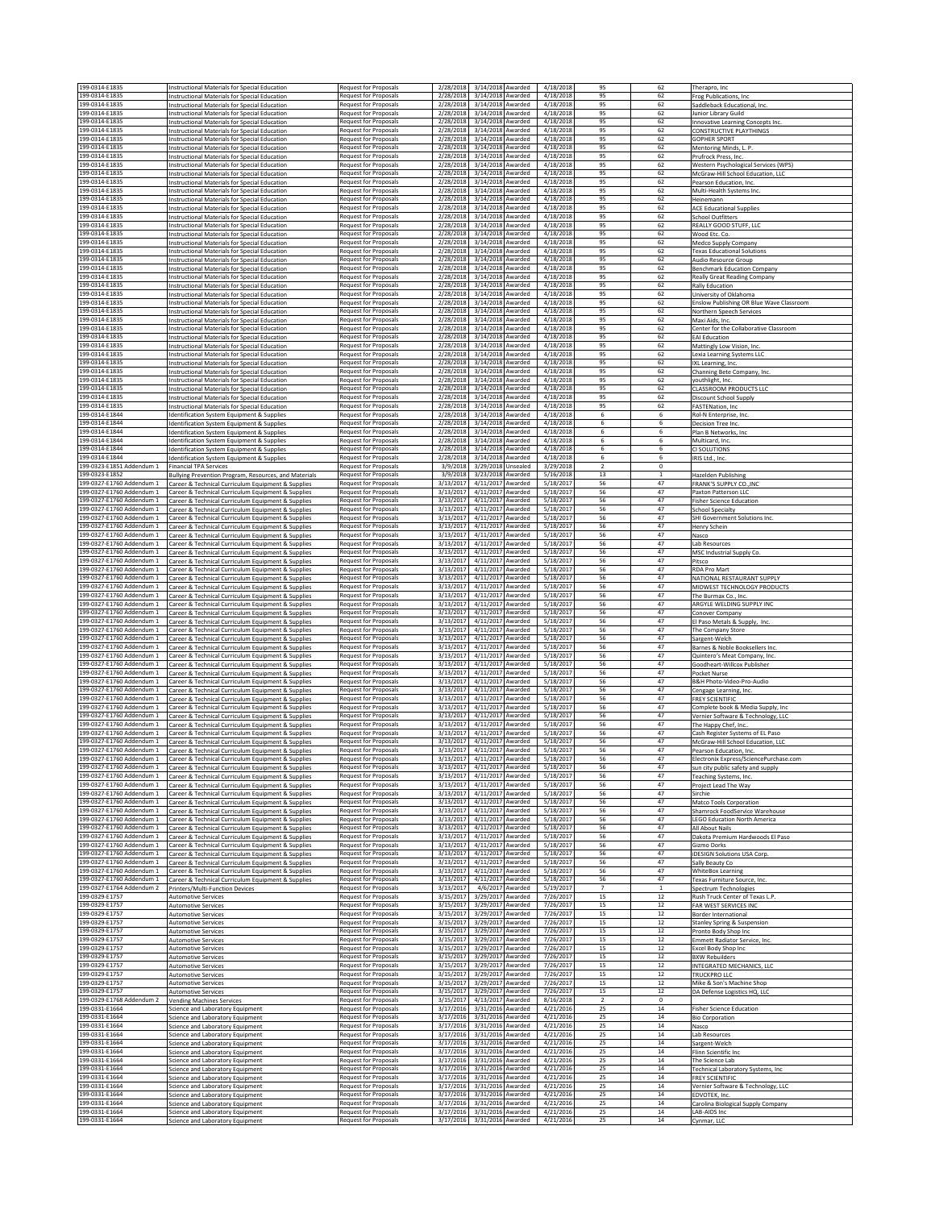| | | | | | | | | | |
|---|---|---|---|---|---|---|---|---|---|
| 199-0314-E1835 | Instructional Materials for Special Education | Request for Proposals | 2/28/2018 | 3/14/2018 | Awarded | 4/18/2018 | 95 | 62 | Therapro, Inc |
| 199-0314-E1835 | Instructional Materials for Special Education | Request for Proposals | 2/28/2018 | 3/14/2018 | Awarded | 4/18/2018 | 95 | 62 | Frog Publications, Inc |
| 199-0314-E1835 | Instructional Materials for Special Education | Request for Proposals | 2/28/2018 | 3/14/2018 | Awarded | 4/18/2018 | 95 | 62 | Saddleback Educational, Inc. |
| 199-0314-E1835 | Instructional Materials for Special Education | Request for Proposals | 2/28/2018 | 3/14/2018 | Awarded | 4/18/2018 | 95 | 62 | Junior Library Guild |
| 199-0314-E1835 | Instructional Materials for Special Education | Request for Proposals | 2/28/2018 | 3/14/2018 | Awarded | 4/18/2018 | 95 | 62 | Innovative Learning Concepts Inc. |
| 199-0314-E1835 | Instructional Materials for Special Education | Request for Proposals | 2/28/2018 | 3/14/2018 | Awarded | 4/18/2018 | 95 | 62 | CONSTRUCTIVE PLAYTHINGS |
| 199-0314-E1835 | Instructional Materials for Special Education | Request for Proposals | 2/28/2018 | 3/14/2018 | Awarded | 4/18/2018 | 95 | 62 | GOPHER SPORT |
| 199-0314-E1835 | Instructional Materials for Special Education | Request for Proposals | 2/28/2018 | 3/14/2018 | Awarded | 4/18/2018 | 95 | 62 | Mentoring Minds, L. P. |
| 199-0314-E1835 | Instructional Materials for Special Education | Request for Proposals | 2/28/2018 | 3/14/2018 | Awarded | 4/18/2018 | 95 | 62 | Prufrock Press, Inc. |
| 199-0314-E1835 | Instructional Materials for Special Education | Request for Proposals | 2/28/2018 | 3/14/2018 | Awarded | 4/18/2018 | 95 | 62 | Western Psychological Services (WPS) |
| 199-0314-E1835 | Instructional Materials for Special Education | Request for Proposals | 2/28/2018 | 3/14/2018 | Awarded | 4/18/2018 | 95 | 62 | McGraw-Hill School Education, LLC |
| 199-0314-E1835 | Instructional Materials for Special Education | Request for Proposals | 2/28/2018 | 3/14/2018 | Awarded | 4/18/2018 | 95 | 62 | Pearson Education, Inc. |
| 199-0314-E1835 | Instructional Materials for Special Education | Request for Proposals | 2/28/2018 | 3/14/2018 | Awarded | 4/18/2018 | 95 | 62 | Multi-Health Systems Inc. |
| 199-0314-E1835 | Instructional Materials for Special Education | Request for Proposals | 2/28/2018 | 3/14/2018 | Awarded | 4/18/2018 | 95 | 62 | Heinemann |
| 199-0314-E1835 | Instructional Materials for Special Education | Request for Proposals | 2/28/2018 | 3/14/2018 | Awarded | 4/18/2018 | 95 | 62 | ACE Educational Supplies |
| 199-0314-E1835 | Instructional Materials for Special Education | Request for Proposals | 2/28/2018 | 3/14/2018 | Awarded | 4/18/2018 | 95 | 62 | School Outfitters |
| 199-0314-E1835 | Instructional Materials for Special Education | Request for Proposals | 2/28/2018 | 3/14/2018 | Awarded | 4/18/2018 | 95 | 62 | REALLY GOOD STUFF, LLC |
| 199-0314-E1835 | Instructional Materials for Special Education | Request for Proposals | 2/28/2018 | 3/14/2018 | Awarded | 4/18/2018 | 95 | 62 | Wood Etc. Co. |
| 199-0314-E1835 | Instructional Materials for Special Education | Request for Proposals | 2/28/2018 | 3/14/2018 | Awarded | 4/18/2018 | 95 | 62 | Medco Supply Company |
| 199-0314-E1835 | Instructional Materials for Special Education | Request for Proposals | 2/28/2018 | 3/14/2018 | Awarded | 4/18/2018 | 95 | 62 | Texas Educational Solutions |
| 199-0314-E1835 | Instructional Materials for Special Education | Request for Proposals | 2/28/2018 | 3/14/2018 | Awarded | 4/18/2018 | 95 | 62 | Audio Resource Group |
| 199-0314-E1835 | Instructional Materials for Special Education | Request for Proposals | 2/28/2018 | 3/14/2018 | Awarded | 4/18/2018 | 95 | 62 | Benchmark Education Company |
| 199-0314-E1835 | Instructional Materials for Special Education | Request for Proposals | 2/28/2018 | 3/14/2018 | Awarded | 4/18/2018 | 95 | 62 | Really Great Reading Company |
| 199-0314-E1835 | Instructional Materials for Special Education | Request for Proposals | 2/28/2018 | 3/14/2018 | Awarded | 4/18/2018 | 95 | 62 | Rally Education |
| 199-0314-E1835 | Instructional Materials for Special Education | Request for Proposals | 2/28/2018 | 3/14/2018 | Awarded | 4/18/2018 | 95 | 62 | University of Oklahoma |
| 199-0314-E1835 | Instructional Materials for Special Education | Request for Proposals | 2/28/2018 | 3/14/2018 | Awarded | 4/18/2018 | 95 | 62 | Enslow Publishing OR Blue Wave Classroom |
| 199-0314-E1835 | Instructional Materials for Special Education | Request for Proposals | 2/28/2018 | 3/14/2018 | Awarded | 4/18/2018 | 95 | 62 | Northern Speech Services |
| 199-0314-E1835 | Instructional Materials for Special Education | Request for Proposals | 2/28/2018 | 3/14/2018 | Awarded | 4/18/2018 | 95 | 62 | Maxi Aids, Inc. |
| 199-0314-E1835 | Instructional Materials for Special Education | Request for Proposals | 2/28/2018 | 3/14/2018 | Awarded | 4/18/2018 | 95 | 62 | Center for the Collaborative Classroom |
| 199-0314-E1835 | Instructional Materials for Special Education | Request for Proposals | 2/28/2018 | 3/14/2018 | Awarded | 4/18/2018 | 95 | 62 | EAI Education |
| 199-0314-E1835 | Instructional Materials for Special Education | Request for Proposals | 2/28/2018 | 3/14/2018 | Awarded | 4/18/2018 | 95 | 62 | Mattingly Low Vision, Inc. |
| 199-0314-E1835 | Instructional Materials for Special Education | Request for Proposals | 2/28/2018 | 3/14/2018 | Awarded | 4/18/2018 | 95 | 62 | Lexia Learning Systems LLC |
| 199-0314-E1835 | Instructional Materials for Special Education | Request for Proposals | 2/28/2018 | 3/14/2018 | Awarded | 4/18/2018 | 95 | 62 | IXL Learning, Inc. |
| 199-0314-E1835 | Instructional Materials for Special Education | Request for Proposals | 2/28/2018 | 3/14/2018 | Awarded | 4/18/2018 | 95 | 62 | Channing Bete Company, Inc. |
| 199-0314-E1835 | Instructional Materials for Special Education | Request for Proposals | 2/28/2018 | 3/14/2018 | Awarded | 4/18/2018 | 95 | 62 | youthlight, Inc. |
| 199-0314-E1835 | Instructional Materials for Special Education | Request for Proposals | 2/28/2018 | 3/14/2018 | Awarded | 4/18/2018 | 95 | 62 | CLASSROOM PRODUCTS LLC |
| 199-0314-E1835 | Instructional Materials for Special Education | Request for Proposals | 2/28/2018 | 3/14/2018 | Awarded | 4/18/2018 | 95 | 62 | Discount School Supply |
| 199-0314-E1835 | Instructional Materials for Special Education | Request for Proposals | 2/28/2018 | 3/14/2018 | Awarded | 4/18/2018 | 95 | 62 | FASTENation, Inc |
| 199-0314-E1844 | Identification System Equipment & Supplies | Request for Proposals | 2/28/2018 | 3/14/2018 | Awarded | 4/18/2018 | 6 | 6 | Rol-N Enterprise, Inc. |
| 199-0314-E1844 | Identification System Equipment & Supplies | Request for Proposals | 2/28/2018 | 3/14/2018 | Awarded | 4/18/2018 | 6 | 6 | Decision Tree Inc. |
| 199-0314-E1844 | Identification System Equipment & Supplies | Request for Proposals | 2/28/2018 | 3/14/2018 | Awarded | 4/18/2018 | 6 | 6 | Plan B Networks, Inc |
| 199-0314-E1844 | Identification System Equipment & Supplies | Request for Proposals | 2/28/2018 | 3/14/2018 | Awarded | 4/18/2018 | 6 | 6 | Multicard, Inc. |
| 199-0314-E1844 | Identification System Equipment & Supplies | Request for Proposals | 2/28/2018 | 3/14/2018 | Awarded | 4/18/2018 | 6 | 6 | CI SOLUTIONS |
| 199-0314-E1844 | Identification System Equipment & Supplies | Request for Proposals | 2/28/2018 | 3/14/2018 | Awarded | 4/18/2018 | 6 | 6 | IRIS Ltd., Inc. |
| 199-0323-E1851 Addendum 1 | Financial TPA Services | Request for Proposals | 3/9/2018 | 3/29/2018 | Unsealed | 3/29/2018 | 2 | 0 | |
| 199-0323-E1852 | Bullying Prevention Program, Resources, and Materials | Request for Proposals | 3/9/2018 | 3/23/2018 | Awarded | 5/16/2018 | 13 | 1 | Hazelden Publishing |
| 199-0327-E1760 Addendum 1 | Career & Technical Curriculum Equipment & Supplies | Request for Proposals | 3/13/2017 | 4/11/2017 | Awarded | 5/18/2017 | 56 | 47 | FRANK'S SUPPLY CO.,INC |
| 199-0327-E1760 Addendum 1 | Career & Technical Curriculum Equipment & Supplies | Request for Proposals | 3/13/2017 | 4/11/2017 | Awarded | 5/18/2017 | 56 | 47 | Paxton Patterson LLC |
| 199-0327-E1760 Addendum 1 | Career & Technical Curriculum Equipment & Supplies | Request for Proposals | 3/13/2017 | 4/11/2017 | Awarded | 5/18/2017 | 56 | 47 | Fisher Science Education |
| 199-0327-E1760 Addendum 1 | Career & Technical Curriculum Equipment & Supplies | Request for Proposals | 3/13/2017 | 4/11/2017 | Awarded | 5/18/2017 | 56 | 47 | School Specialty |
| 199-0327-E1760 Addendum 1 | Career & Technical Curriculum Equipment & Supplies | Request for Proposals | 3/13/2017 | 4/11/2017 | Awarded | 5/18/2017 | 56 | 47 | SHI Government Solutions Inc. |
| 199-0327-E1760 Addendum 1 | Career & Technical Curriculum Equipment & Supplies | Request for Proposals | 3/13/2017 | 4/11/2017 | Awarded | 5/18/2017 | 56 | 47 | Henry Schein |
| 199-0327-E1760 Addendum 1 | Career & Technical Curriculum Equipment & Supplies | Request for Proposals | 3/13/2017 | 4/11/2017 | Awarded | 5/18/2017 | 56 | 47 | Nasco |
| 199-0327-E1760 Addendum 1 | Career & Technical Curriculum Equipment & Supplies | Request for Proposals | 3/13/2017 | 4/11/2017 | Awarded | 5/18/2017 | 56 | 47 | Lab Resources |
| 199-0327-E1760 Addendum 1 | Career & Technical Curriculum Equipment & Supplies | Request for Proposals | 3/13/2017 | 4/11/2017 | Awarded | 5/18/2017 | 56 | 47 | MSC Industrial Supply Co. |
| 199-0327-E1760 Addendum 1 | Career & Technical Curriculum Equipment & Supplies | Request for Proposals | 3/13/2017 | 4/11/2017 | Awarded | 5/18/2017 | 56 | 47 | Pitsco |
| 199-0327-E1760 Addendum 1 | Career & Technical Curriculum Equipment & Supplies | Request for Proposals | 3/13/2017 | 4/11/2017 | Awarded | 5/18/2017 | 56 | 47 | RDA Pro Mart |
| 199-0327-E1760 Addendum 1 | Career & Technical Curriculum Equipment & Supplies | Request for Proposals | 3/13/2017 | 4/11/2017 | Awarded | 5/18/2017 | 56 | 47 | NATIONAL RESTAURANT SUPPLY |
| 199-0327-E1760 Addendum 1 | Career & Technical Curriculum Equipment & Supplies | Request for Proposals | 3/13/2017 | 4/11/2017 | Awarded | 5/18/2017 | 56 | 47 | MIDWEST TECHNOLOGY PRODUCTS |
| 199-0327-E1760 Addendum 1 | Career & Technical Curriculum Equipment & Supplies | Request for Proposals | 3/13/2017 | 4/11/2017 | Awarded | 5/18/2017 | 56 | 47 | The Burmax Co., Inc. |
| 199-0327-E1760 Addendum 1 | Career & Technical Curriculum Equipment & Supplies | Request for Proposals | 3/13/2017 | 4/11/2017 | Awarded | 5/18/2017 | 56 | 47 | ARGYLE WELDING SUPPLY INC |
| 199-0327-E1760 Addendum 1 | Career & Technical Curriculum Equipment & Supplies | Request for Proposals | 3/13/2017 | 4/11/2017 | Awarded | 5/18/2017 | 56 | 47 | Conover Company |
| 199-0327-E1760 Addendum 1 | Career & Technical Curriculum Equipment & Supplies | Request for Proposals | 3/13/2017 | 4/11/2017 | Awarded | 5/18/2017 | 56 | 47 | El Paso Metals & Supply, Inc. |
| 199-0327-E1760 Addendum 1 | Career & Technical Curriculum Equipment & Supplies | Request for Proposals | 3/13/2017 | 4/11/2017 | Awarded | 5/18/2017 | 56 | 47 | The Company Store |
| 199-0327-E1760 Addendum 1 | Career & Technical Curriculum Equipment & Supplies | Request for Proposals | 3/13/2017 | 4/11/2017 | Awarded | 5/18/2017 | 56 | 47 | Sargent-Welch |
| 199-0327-E1760 Addendum 1 | Career & Technical Curriculum Equipment & Supplies | Request for Proposals | 3/13/2017 | 4/11/2017 | Awarded | 5/18/2017 | 56 | 47 | Barnes & Noble Booksellers Inc. |
| 199-0327-E1760 Addendum 1 | Career & Technical Curriculum Equipment & Supplies | Request for Proposals | 3/13/2017 | 4/11/2017 | Awarded | 5/18/2017 | 56 | 47 | Quintero's Meat Company, Inc. |
| 199-0327-E1760 Addendum 1 | Career & Technical Curriculum Equipment & Supplies | Request for Proposals | 3/13/2017 | 4/11/2017 | Awarded | 5/18/2017 | 56 | 47 | Goodheart-Willcox Publisher |
| 199-0327-E1760 Addendum 1 | Career & Technical Curriculum Equipment & Supplies | Request for Proposals | 3/13/2017 | 4/11/2017 | Awarded | 5/18/2017 | 56 | 47 | Pocket Nurse |
| 199-0327-E1760 Addendum 1 | Career & Technical Curriculum Equipment & Supplies | Request for Proposals | 3/13/2017 | 4/11/2017 | Awarded | 5/18/2017 | 56 | 47 | B&H Photo-Video-Pro-Audio |
| 199-0327-E1760 Addendum 1 | Career & Technical Curriculum Equipment & Supplies | Request for Proposals | 3/13/2017 | 4/11/2017 | Awarded | 5/18/2017 | 56 | 47 | Cengage Learning, Inc. |
| 199-0327-E1760 Addendum 1 | Career & Technical Curriculum Equipment & Supplies | Request for Proposals | 3/13/2017 | 4/11/2017 | Awarded | 5/18/2017 | 56 | 47 | FREY SCIENTIFIC |
| 199-0327-E1760 Addendum 1 | Career & Technical Curriculum Equipment & Supplies | Request for Proposals | 3/13/2017 | 4/11/2017 | Awarded | 5/18/2017 | 56 | 47 | Complete book & Media Supply, Inc |
| 199-0327-E1760 Addendum 1 | Career & Technical Curriculum Equipment & Supplies | Request for Proposals | 3/13/2017 | 4/11/2017 | Awarded | 5/18/2017 | 56 | 47 | Vernier Software & Technology, LLC |
| 199-0327-E1760 Addendum 1 | Career & Technical Curriculum Equipment & Supplies | Request for Proposals | 3/13/2017 | 4/11/2017 | Awarded | 5/18/2017 | 56 | 47 | The Happy Chef, Inc. |
| 199-0327-E1760 Addendum 1 | Career & Technical Curriculum Equipment & Supplies | Request for Proposals | 3/13/2017 | 4/11/2017 | Awarded | 5/18/2017 | 56 | 47 | Cash Register Systems of EL Paso |
| 199-0327-E1760 Addendum 1 | Career & Technical Curriculum Equipment & Supplies | Request for Proposals | 3/13/2017 | 4/11/2017 | Awarded | 5/18/2017 | 56 | 47 | McGraw-Hill School Education, LLC |
| 199-0327-E1760 Addendum 1 | Career & Technical Curriculum Equipment & Supplies | Request for Proposals | 3/13/2017 | 4/11/2017 | Awarded | 5/18/2017 | 56 | 47 | Pearson Education, Inc. |
| 199-0327-E1760 Addendum 1 | Career & Technical Curriculum Equipment & Supplies | Request for Proposals | 3/13/2017 | 4/11/2017 | Awarded | 5/18/2017 | 56 | 47 | Electronix Express/SciencePurchase.com |
| 199-0327-E1760 Addendum 1 | Career & Technical Curriculum Equipment & Supplies | Request for Proposals | 3/13/2017 | 4/11/2017 | Awarded | 5/18/2017 | 56 | 47 | sun city public safety and supply |
| 199-0327-E1760 Addendum 1 | Career & Technical Curriculum Equipment & Supplies | Request for Proposals | 3/13/2017 | 4/11/2017 | Awarded | 5/18/2017 | 56 | 47 | Teaching Systems, Inc. |
| 199-0327-E1760 Addendum 1 | Career & Technical Curriculum Equipment & Supplies | Request for Proposals | 3/13/2017 | 4/11/2017 | Awarded | 5/18/2017 | 56 | 47 | Project Lead The Way |
| 199-0327-E1760 Addendum 1 | Career & Technical Curriculum Equipment & Supplies | Request for Proposals | 3/13/2017 | 4/11/2017 | Awarded | 5/18/2017 | 56 | 47 | Sirchie |
| 199-0327-E1760 Addendum 1 | Career & Technical Curriculum Equipment & Supplies | Request for Proposals | 3/13/2017 | 4/11/2017 | Awarded | 5/18/2017 | 56 | 47 | Matco Tools Corporation |
| 199-0327-E1760 Addendum 1 | Career & Technical Curriculum Equipment & Supplies | Request for Proposals | 3/13/2017 | 4/11/2017 | Awarded | 5/18/2017 | 56 | 47 | Shamrock FoodService Warehouse |
| 199-0327-E1760 Addendum 1 | Career & Technical Curriculum Equipment & Supplies | Request for Proposals | 3/13/2017 | 4/11/2017 | Awarded | 5/18/2017 | 56 | 47 | LEGO Education North America |
| 199-0327-E1760 Addendum 1 | Career & Technical Curriculum Equipment & Supplies | Request for Proposals | 3/13/2017 | 4/11/2017 | Awarded | 5/18/2017 | 56 | 47 | All About Nails |
| 199-0327-E1760 Addendum 1 | Career & Technical Curriculum Equipment & Supplies | Request for Proposals | 3/13/2017 | 4/11/2017 | Awarded | 5/18/2017 | 56 | 47 | Dakota Premium Hardwoods El Paso |
| 199-0327-E1760 Addendum 1 | Career & Technical Curriculum Equipment & Supplies | Request for Proposals | 3/13/2017 | 4/11/2017 | Awarded | 5/18/2017 | 56 | 47 | Gizmo Dorks |
| 199-0327-E1760 Addendum 1 | Career & Technical Curriculum Equipment & Supplies | Request for Proposals | 3/13/2017 | 4/11/2017 | Awarded | 5/18/2017 | 56 | 47 | iDESIGN Solutions USA Corp. |
| 199-0327-E1760 Addendum 1 | Career & Technical Curriculum Equipment & Supplies | Request for Proposals | 3/13/2017 | 4/11/2017 | Awarded | 5/18/2017 | 56 | 47 | Sally Beauty Co |
| 199-0327-E1760 Addendum 1 | Career & Technical Curriculum Equipment & Supplies | Request for Proposals | 3/13/2017 | 4/11/2017 | Awarded | 5/18/2017 | 56 | 47 | WhiteBox Learning |
| 199-0327-E1760 Addendum 1 | Career & Technical Curriculum Equipment & Supplies | Request for Proposals | 3/13/2017 | 4/11/2017 | Awarded | 5/18/2017 | 56 | 47 | Texas Furniture Source, Inc. |
| 199-0327-E1764 Addendum 2 | Printers/Multi-Function Devices | Request for Proposals | 3/13/2017 | 4/6/2017 | Awarded | 5/19/2017 | 7 | 1 | Spectrum Technologies |
| 199-0329-E1757 | Automotive Services | Request for Proposals | 3/15/2017 | 3/29/2017 | Awarded | 7/26/2017 | 15 | 12 | Rush Truck Center of Texas L.P. |
| 199-0329-E1757 | Automotive Services | Request for Proposals | 3/15/2017 | 3/29/2017 | Awarded | 7/26/2017 | 15 | 12 | FAR WEST SERVICES INC |
| 199-0329-E1757 | Automotive Services | Request for Proposals | 3/15/2017 | 3/29/2017 | Awarded | 7/26/2017 | 15 | 12 | Border International |
| 199-0329-E1757 | Automotive Services | Request for Proposals | 3/15/2017 | 3/29/2017 | Awarded | 7/26/2017 | 15 | 12 | Stanley Spring & Suspension |
| 199-0329-E1757 | Automotive Services | Request for Proposals | 3/15/2017 | 3/29/2017 | Awarded | 7/26/2017 | 15 | 12 | Pronto Body Shop Inc |
| 199-0329-E1757 | Automotive Services | Request for Proposals | 3/15/2017 | 3/29/2017 | Awarded | 7/26/2017 | 15 | 12 | Emmett Radiator Service, Inc. |
| 199-0329-E1757 | Automotive Services | Request for Proposals | 3/15/2017 | 3/29/2017 | Awarded | 7/26/2017 | 15 | 12 | Excel Body Shop Inc |
| 199-0329-E1757 | Automotive Services | Request for Proposals | 3/15/2017 | 3/29/2017 | Awarded | 7/26/2017 | 15 | 12 | BXW Rebuilders |
| 199-0329-E1757 | Automotive Services | Request for Proposals | 3/15/2017 | 3/29/2017 | Awarded | 7/26/2017 | 15 | 12 | INTEGRATED MECHANICS, LLC |
| 199-0329-E1757 | Automotive Services | Request for Proposals | 3/15/2017 | 3/29/2017 | Awarded | 7/26/2017 | 15 | 12 | TRUCKPRO LLC |
| 199-0329-E1757 | Automotive Services | Request for Proposals | 3/15/2017 | 3/29/2017 | Awarded | 7/26/2017 | 15 | 12 | Mike & Son's Machine Shop |
| 199-0329-E1757 | Automotive Services | Request for Proposals | 3/15/2017 | 3/29/2017 | Awarded | 7/26/2017 | 15 | 12 | DA Defense Logistics HQ, LLC |
| 199-0329-E1768 Addendum 2 | Vending Machines Services | Request for Proposals | 3/15/2017 | 4/13/2017 | Awarded | 8/16/2018 | 2 | 0 | |
| 199-0331-E1664 | Science and Laboratory Equipment | Request for Proposals | 3/17/2016 | 3/31/2016 | Awarded | 4/21/2016 | 25 | 14 | Fisher Science Education |
| 199-0331-E1664 | Science and Laboratory Equipment | Request for Proposals | 3/17/2016 | 3/31/2016 | Awarded | 4/21/2016 | 25 | 14 | Bio Corporation |
| 199-0331-E1664 | Science and Laboratory Equipment | Request for Proposals | 3/17/2016 | 3/31/2016 | Awarded | 4/21/2016 | 25 | 14 | Nasco |
| 199-0331-E1664 | Science and Laboratory Equipment | Request for Proposals | 3/17/2016 | 3/31/2016 | Awarded | 4/21/2016 | 25 | 14 | Lab Resources |
| 199-0331-E1664 | Science and Laboratory Equipment | Request for Proposals | 3/17/2016 | 3/31/2016 | Awarded | 4/21/2016 | 25 | 14 | Sargent-Welch |
| 199-0331-E1664 | Science and Laboratory Equipment | Request for Proposals | 3/17/2016 | 3/31/2016 | Awarded | 4/21/2016 | 25 | 14 | Flinn Scientific Inc |
| 199-0331-E1664 | Science and Laboratory Equipment | Request for Proposals | 3/17/2016 | 3/31/2016 | Awarded | 4/21/2016 | 25 | 14 | The Science Lab |
| 199-0331-E1664 | Science and Laboratory Equipment | Request for Proposals | 3/17/2016 | 3/31/2016 | Awarded | 4/21/2016 | 25 | 14 | Technical Laboratory Systems, Inc |
| 199-0331-E1664 | Science and Laboratory Equipment | Request for Proposals | 3/17/2016 | 3/31/2016 | Awarded | 4/21/2016 | 25 | 14 | FREY SCIENTIFIC |
| 199-0331-E1664 | Science and Laboratory Equipment | Request for Proposals | 3/17/2016 | 3/31/2016 | Awarded | 4/21/2016 | 25 | 14 | Vernier Software & Technology, LLC |
| 199-0331-E1664 | Science and Laboratory Equipment | Request for Proposals | 3/17/2016 | 3/31/2016 | Awarded | 4/21/2016 | 25 | 14 | EDVOTEK, Inc. |
| 199-0331-E1664 | Science and Laboratory Equipment | Request for Proposals | 3/17/2016 | 3/31/2016 | Awarded | 4/21/2016 | 25 | 14 | Carolina Biological Supply Company |
| 199-0331-E1664 | Science and Laboratory Equipment | Request for Proposals | 3/17/2016 | 3/31/2016 | Awarded | 4/21/2016 | 25 | 14 | LAB-AIDS Inc |
| 199-0331-E1664 | Science and Laboratory Equipment | Request for Proposals | 3/17/2016 | 3/31/2016 | Awarded | 4/21/2016 | 25 | 14 | Cynmar, LLC |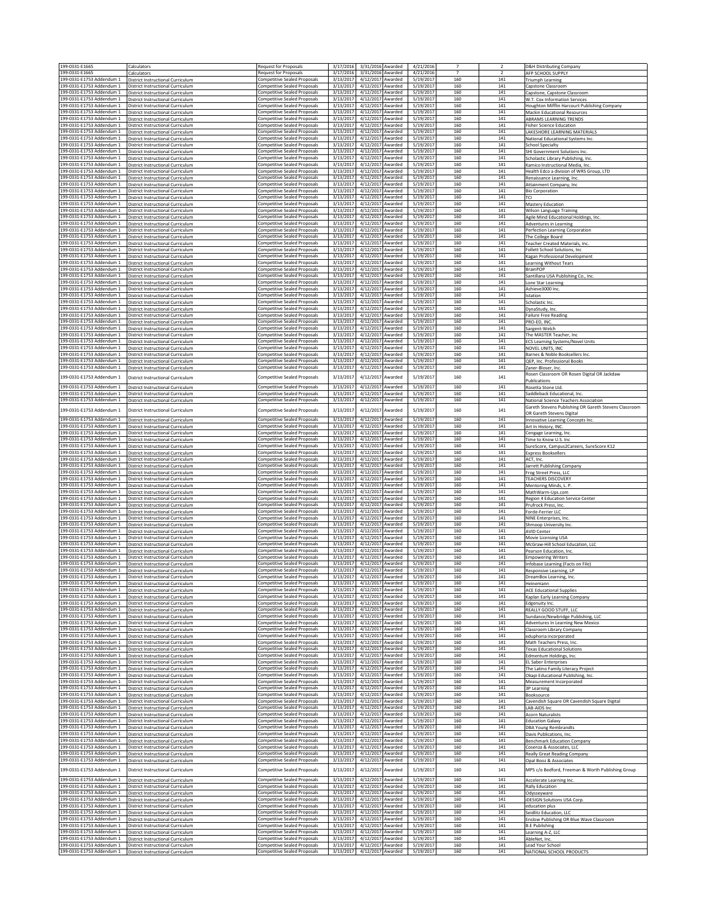| | | | | | | | | |
|---|---|---|---|---|---|---|---|---|
| 199-0331-E1665 | Calculators | Request for Proposals | 3/17/2016 | 3/31/2016 | Awarded | 4/21/2016 | 7 | 2 | D&H Distributing Company |
| 199-0331-E1665 | Calculators | Request for Proposals | 3/17/2016 | 3/31/2016 | Awarded | 4/21/2016 | 7 | 2 | AFP SCHOOL SUPPLY |
| 199-0331-E1753 Addendum 1 | District Instructional Curriculum | Competitive Sealed Proposals | 3/13/2017 | 4/12/2017 | Awarded | 5/19/2017 | 160 | 141 | Triumph Learning |
| 199-0331-E1753 Addendum 1 | District Instructional Curriculum | Competitive Sealed Proposals | 3/13/2017 | 4/12/2017 | Awarded | 5/19/2017 | 160 | 141 | Capstone Classroom |
| 199-0331-E1753 Addendum 1 | District Instructional Curriculum | Competitive Sealed Proposals | 3/13/2017 | 4/12/2017 | Awarded | 5/19/2017 | 160 | 141 | Capstone, Capstone Classroom |
| 199-0331-E1753 Addendum 1 | District Instructional Curriculum | Competitive Sealed Proposals | 3/13/2017 | 4/12/2017 | Awarded | 5/19/2017 | 160 | 141 | W.T. Cox Information Services |
| 199-0331-E1753 Addendum 1 | District Instructional Curriculum | Competitive Sealed Proposals | 3/13/2017 | 4/12/2017 | Awarded | 5/19/2017 | 160 | 141 | Houghton Mifflin Harcourt Publishing Company |
| 199-0331-E1753 Addendum 1 | District Instructional Curriculum | Competitive Sealed Proposals | 3/13/2017 | 4/12/2017 | Awarded | 5/19/2017 | 160 | 141 | Mackin Educational Resources |
| 199-0331-E1753 Addendum 1 | District Instructional Curriculum | Competitive Sealed Proposals | 3/13/2017 | 4/12/2017 | Awarded | 5/19/2017 | 160 | 141 | ABRAMS LEARNING TRENDS |
| 199-0331-E1753 Addendum 1 | District Instructional Curriculum | Competitive Sealed Proposals | 3/13/2017 | 4/12/2017 | Awarded | 5/19/2017 | 160 | 141 | Fisher Science Education |
| 199-0331-E1753 Addendum 1 | District Instructional Curriculum | Competitive Sealed Proposals | 3/13/2017 | 4/12/2017 | Awarded | 5/19/2017 | 160 | 141 | LAKESHORE LEARNING MATERIALS |
| 199-0331-E1753 Addendum 1 | District Instructional Curriculum | Competitive Sealed Proposals | 3/13/2017 | 4/12/2017 | Awarded | 5/19/2017 | 160 | 141 | National Educational Systems Inc. |
| 199-0331-E1753 Addendum 1 | District Instructional Curriculum | Competitive Sealed Proposals | 3/13/2017 | 4/12/2017 | Awarded | 5/19/2017 | 160 | 141 | School Specialty |
| 199-0331-E1753 Addendum 1 | District Instructional Curriculum | Competitive Sealed Proposals | 3/13/2017 | 4/12/2017 | Awarded | 5/19/2017 | 160 | 141 | SHI Government Solutions Inc. |
| 199-0331-E1753 Addendum 1 | District Instructional Curriculum | Competitive Sealed Proposals | 3/13/2017 | 4/12/2017 | Awarded | 5/19/2017 | 160 | 141 | Scholastic Library Publishing, Inc. |
| 199-0331-E1753 Addendum 1 | District Instructional Curriculum | Competitive Sealed Proposals | 3/13/2017 | 4/12/2017 | Awarded | 5/19/2017 | 160 | 141 | Kamico Instructional Media, Inc. |
| 199-0331-E1753 Addendum 1 | District Instructional Curriculum | Competitive Sealed Proposals | 3/13/2017 | 4/12/2017 | Awarded | 5/19/2017 | 160 | 141 | Health Edco a division of WRS Group, LTD |
| 199-0331-E1753 Addendum 1 | District Instructional Curriculum | Competitive Sealed Proposals | 3/13/2017 | 4/12/2017 | Awarded | 5/19/2017 | 160 | 141 | Renaissance Learning, Inc. |
| 199-0331-E1753 Addendum 1 | District Instructional Curriculum | Competitive Sealed Proposals | 3/13/2017 | 4/12/2017 | Awarded | 5/19/2017 | 160 | 141 | Attainment Company, Inc |
| 199-0331-E1753 Addendum 1 | District Instructional Curriculum | Competitive Sealed Proposals | 3/13/2017 | 4/12/2017 | Awarded | 5/19/2017 | 160 | 141 | Bio Corporation |
| 199-0331-E1753 Addendum 1 | District Instructional Curriculum | Competitive Sealed Proposals | 3/13/2017 | 4/12/2017 | Awarded | 5/19/2017 | 160 | 141 | TCI |
| 199-0331-E1753 Addendum 1 | District Instructional Curriculum | Competitive Sealed Proposals | 3/13/2017 | 4/12/2017 | Awarded | 5/19/2017 | 160 | 141 | Mastery Education |
| 199-0331-E1753 Addendum 1 | District Instructional Curriculum | Competitive Sealed Proposals | 3/13/2017 | 4/12/2017 | Awarded | 5/19/2017 | 160 | 141 | Wilson Language Training |
| 199-0331-E1753 Addendum 1 | District Instructional Curriculum | Competitive Sealed Proposals | 3/13/2017 | 4/12/2017 | Awarded | 5/19/2017 | 160 | 141 | Agile Mind Educational Holdings, Inc. |
| 199-0331-E1753 Addendum 1 | District Instructional Curriculum | Competitive Sealed Proposals | 3/13/2017 | 4/12/2017 | Awarded | 5/19/2017 | 160 | 141 | Adventures in Learning |
| 199-0331-E1753 Addendum 1 | District Instructional Curriculum | Competitive Sealed Proposals | 3/13/2017 | 4/12/2017 | Awarded | 5/19/2017 | 160 | 141 | Perfection Learning Corporation |
| 199-0331-E1753 Addendum 1 | District Instructional Curriculum | Competitive Sealed Proposals | 3/13/2017 | 4/12/2017 | Awarded | 5/19/2017 | 160 | 141 | The College Board |
| 199-0331-E1753 Addendum 1 | District Instructional Curriculum | Competitive Sealed Proposals | 3/13/2017 | 4/12/2017 | Awarded | 5/19/2017 | 160 | 141 | Teacher Created Materials, Inc. |
| 199-0331-E1753 Addendum 1 | District Instructional Curriculum | Competitive Sealed Proposals | 3/13/2017 | 4/12/2017 | Awarded | 5/19/2017 | 160 | 141 | Follett School Solutions, Inc |
| 199-0331-E1753 Addendum 1 | District Instructional Curriculum | Competitive Sealed Proposals | 3/13/2017 | 4/12/2017 | Awarded | 5/19/2017 | 160 | 141 | Kagan Professional Development |
| 199-0331-E1753 Addendum 1 | District Instructional Curriculum | Competitive Sealed Proposals | 3/13/2017 | 4/12/2017 | Awarded | 5/19/2017 | 160 | 141 | Learning Without Tears |
| 199-0331-E1753 Addendum 1 | District Instructional Curriculum | Competitive Sealed Proposals | 3/13/2017 | 4/12/2017 | Awarded | 5/19/2017 | 160 | 141 | BrainPOP |
| 199-0331-E1753 Addendum 1 | District Instructional Curriculum | Competitive Sealed Proposals | 3/13/2017 | 4/12/2017 | Awarded | 5/19/2017 | 160 | 141 | Santillana USA Publishing Co., Inc. |
| 199-0331-E1753 Addendum 1 | District Instructional Curriculum | Competitive Sealed Proposals | 3/13/2017 | 4/12/2017 | Awarded | 5/19/2017 | 160 | 141 | Lone Star Learning |
| 199-0331-E1753 Addendum 1 | District Instructional Curriculum | Competitive Sealed Proposals | 3/13/2017 | 4/12/2017 | Awarded | 5/19/2017 | 160 | 141 | Achieve3000 Inc. |
| 199-0331-E1753 Addendum 1 | District Instructional Curriculum | Competitive Sealed Proposals | 3/13/2017 | 4/12/2017 | Awarded | 5/19/2017 | 160 | 141 | Istation |
| 199-0331-E1753 Addendum 1 | District Instructional Curriculum | Competitive Sealed Proposals | 3/13/2017 | 4/12/2017 | Awarded | 5/19/2017 | 160 | 141 | Scholastic Inc. |
| 199-0331-E1753 Addendum 1 | District Instructional Curriculum | Competitive Sealed Proposals | 3/13/2017 | 4/12/2017 | Awarded | 5/19/2017 | 160 | 141 | DynaStudy, Inc. |
| 199-0331-E1753 Addendum 1 | District Instructional Curriculum | Competitive Sealed Proposals | 3/13/2017 | 4/12/2017 | Awarded | 5/19/2017 | 160 | 141 | Failure Free Reading |
| 199-0331-E1753 Addendum 1 | District Instructional Curriculum | Competitive Sealed Proposals | 3/13/2017 | 4/12/2017 | Awarded | 5/19/2017 | 160 | 141 | PRO-ED, INC. |
| 199-0331-E1753 Addendum 1 | District Instructional Curriculum | Competitive Sealed Proposals | 3/13/2017 | 4/12/2017 | Awarded | 5/19/2017 | 160 | 141 | Sargent-Welch |
| 199-0331-E1753 Addendum 1 | District Instructional Curriculum | Competitive Sealed Proposals | 3/13/2017 | 4/12/2017 | Awarded | 5/19/2017 | 160 | 141 | The MASTER Teacher, Inc |
| 199-0331-E1753 Addendum 1 | District Instructional Curriculum | Competitive Sealed Proposals | 3/13/2017 | 4/12/2017 | Awarded | 5/19/2017 | 160 | 141 | ECS Learning Systems/Novel Units |
| 199-0331-E1753 Addendum 1 | District Instructional Curriculum | Competitive Sealed Proposals | 3/13/2017 | 4/12/2017 | Awarded | 5/19/2017 | 160 | 141 | NOVEL UNITS, INC |
| 199-0331-E1753 Addendum 1 | District Instructional Curriculum | Competitive Sealed Proposals | 3/13/2017 | 4/12/2017 | Awarded | 5/19/2017 | 160 | 141 | Barnes & Noble Booksellers Inc. |
| 199-0331-E1753 Addendum 1 | District Instructional Curriculum | Competitive Sealed Proposals | 3/13/2017 | 4/12/2017 | Awarded | 5/19/2017 | 160 | 141 | QEP, Inc. Professional Books |
| 199-0331-E1753 Addendum 1 | District Instructional Curriculum | Competitive Sealed Proposals | 3/13/2017 | 4/12/2017 | Awarded | 5/19/2017 | 160 | 141 | Zaner-Bloser, Inc. |
| 199-0331-E1753 Addendum 1 | District Instructional Curriculum | Competitive Sealed Proposals | 3/13/2017 | 4/12/2017 | Awarded | 5/19/2017 | 160 | 141 | Rosen Classroom OR Rosen Digital OR Jackdaw Publications |
| 199-0331-E1753 Addendum 1 | District Instructional Curriculum | Competitive Sealed Proposals | 3/13/2017 | 4/12/2017 | Awarded | 5/19/2017 | 160 | 141 | Rosetta Stone Ltd. |
| 199-0331-E1753 Addendum 1 | District Instructional Curriculum | Competitive Sealed Proposals | 3/13/2017 | 4/12/2017 | Awarded | 5/19/2017 | 160 | 141 | Saddleback Educational, Inc. |
| 199-0331-E1753 Addendum 1 | District Instructional Curriculum | Competitive Sealed Proposals | 3/13/2017 | 4/12/2017 | Awarded | 5/19/2017 | 160 | 141 | National Science Teachers Association |
| 199-0331-E1753 Addendum 1 | District Instructional Curriculum | Competitive Sealed Proposals | 3/13/2017 | 4/12/2017 | Awarded | 5/19/2017 | 160 | 141 | Gareth Stevens Publishing OR Gareth Stevens Classroom OR Gareth Stevens Digital |
| 199-0331-E1753 Addendum 1 | District Instructional Curriculum | Competitive Sealed Proposals | 3/13/2017 | 4/12/2017 | Awarded | 5/19/2017 | 160 | 141 | Innovative Learning Concepts Inc. |
| 199-0331-E1753 Addendum 1 | District Instructional Curriculum | Competitive Sealed Proposals | 3/13/2017 | 4/12/2017 | Awarded | 5/19/2017 | 160 | 141 | Art In History, INC. |
| 199-0331-E1753 Addendum 1 | District Instructional Curriculum | Competitive Sealed Proposals | 3/13/2017 | 4/12/2017 | Awarded | 5/19/2017 | 160 | 141 | Cengage Learning, Inc. |
| 199-0331-E1753 Addendum 1 | District Instructional Curriculum | Competitive Sealed Proposals | 3/13/2017 | 4/12/2017 | Awarded | 5/19/2017 | 160 | 141 | Time to Know U.S. Inc |
| 199-0331-E1753 Addendum 1 | District Instructional Curriculum | Competitive Sealed Proposals | 3/13/2017 | 4/12/2017 | Awarded | 5/19/2017 | 160 | 141 | SureScore, Campus2Careers, SureScore K12 |
| 199-0331-E1753 Addendum 1 | District Instructional Curriculum | Competitive Sealed Proposals | 3/13/2017 | 4/12/2017 | Awarded | 5/19/2017 | 160 | 141 | Express Booksellers |
| 199-0331-E1753 Addendum 1 | District Instructional Curriculum | Competitive Sealed Proposals | 3/13/2017 | 4/12/2017 | Awarded | 5/19/2017 | 160 | 141 | ACT, Inc. |
| 199-0331-E1753 Addendum 1 | District Instructional Curriculum | Competitive Sealed Proposals | 3/13/2017 | 4/12/2017 | Awarded | 5/19/2017 | 160 | 141 | Jarrett Publishing Company |
| 199-0331-E1753 Addendum 1 | District Instructional Curriculum | Competitive Sealed Proposals | 3/13/2017 | 4/12/2017 | Awarded | 5/19/2017 | 160 | 141 | Frog Street Press, LLC |
| 199-0331-E1753 Addendum 1 | District Instructional Curriculum | Competitive Sealed Proposals | 3/13/2017 | 4/12/2017 | Awarded | 5/19/2017 | 160 | 141 | TEACHERS DISCOVERY |
| 199-0331-E1753 Addendum 1 | District Instructional Curriculum | Competitive Sealed Proposals | 3/13/2017 | 4/12/2017 | Awarded | 5/19/2017 | 160 | 141 | Mentoring Minds, L. P. |
| 199-0331-E1753 Addendum 1 | District Instructional Curriculum | Competitive Sealed Proposals | 3/13/2017 | 4/12/2017 | Awarded | 5/19/2017 | 160 | 141 | MathWarm-Ups.com |
| 199-0331-E1753 Addendum 1 | District Instructional Curriculum | Competitive Sealed Proposals | 3/13/2017 | 4/12/2017 | Awarded | 5/19/2017 | 160 | 141 | Region 4 Education Service Center |
| 199-0331-E1753 Addendum 1 | District Instructional Curriculum | Competitive Sealed Proposals | 3/13/2017 | 4/12/2017 | Awarded | 5/19/2017 | 160 | 141 | Prufrock Press, Inc. |
| 199-0331-E1753 Addendum 1 | District Instructional Curriculum | Competitive Sealed Proposals | 3/13/2017 | 4/12/2017 | Awarded | 5/19/2017 | 160 | 141 | Forde-Ferrier LLC |
| 199-0331-E1753 Addendum 1 | District Instructional Curriculum | Competitive Sealed Proposals | 3/13/2017 | 4/12/2017 | Awarded | 5/19/2017 | 160 | 141 | NINE Enterprises, Inc. |
| 199-0331-E1753 Addendum 1 | District Instructional Curriculum | Competitive Sealed Proposals | 3/13/2017 | 4/12/2017 | Awarded | 5/19/2017 | 160 | 141 | Shmoop University Inc. |
| 199-0331-E1753 Addendum 1 | District Instructional Curriculum | Competitive Sealed Proposals | 3/13/2017 | 4/12/2017 | Awarded | 5/19/2017 | 160 | 141 | AVID Center |
| 199-0331-E1753 Addendum 1 | District Instructional Curriculum | Competitive Sealed Proposals | 3/13/2017 | 4/12/2017 | Awarded | 5/19/2017 | 160 | 141 | Movie Licensing USA |
| 199-0331-E1753 Addendum 1 | District Instructional Curriculum | Competitive Sealed Proposals | 3/13/2017 | 4/12/2017 | Awarded | 5/19/2017 | 160 | 141 | McGraw-Hill School Education, LLC |
| 199-0331-E1753 Addendum 1 | District Instructional Curriculum | Competitive Sealed Proposals | 3/13/2017 | 4/12/2017 | Awarded | 5/19/2017 | 160 | 141 | Pearson Education, Inc. |
| 199-0331-E1753 Addendum 1 | District Instructional Curriculum | Competitive Sealed Proposals | 3/13/2017 | 4/12/2017 | Awarded | 5/19/2017 | 160 | 141 | Empowering Writers |
| 199-0331-E1753 Addendum 1 | District Instructional Curriculum | Competitive Sealed Proposals | 3/13/2017 | 4/12/2017 | Awarded | 5/19/2017 | 160 | 141 | Infobase Learning (Facts on File) |
| 199-0331-E1753 Addendum 1 | District Instructional Curriculum | Competitive Sealed Proposals | 3/13/2017 | 4/12/2017 | Awarded | 5/19/2017 | 160 | 141 | Responsive Learning, LP |
| 199-0331-E1753 Addendum 1 | District Instructional Curriculum | Competitive Sealed Proposals | 3/13/2017 | 4/12/2017 | Awarded | 5/19/2017 | 160 | 141 | DreamBox Learning, Inc. |
| 199-0331-E1753 Addendum 1 | District Instructional Curriculum | Competitive Sealed Proposals | 3/13/2017 | 4/12/2017 | Awarded | 5/19/2017 | 160 | 141 | Heinemann |
| 199-0331-E1753 Addendum 1 | District Instructional Curriculum | Competitive Sealed Proposals | 3/13/2017 | 4/12/2017 | Awarded | 5/19/2017 | 160 | 141 | ACE Educational Supplies |
| 199-0331-E1753 Addendum 1 | District Instructional Curriculum | Competitive Sealed Proposals | 3/13/2017 | 4/12/2017 | Awarded | 5/19/2017 | 160 | 141 | Kaplan Early Learning Company |
| 199-0331-E1753 Addendum 1 | District Instructional Curriculum | Competitive Sealed Proposals | 3/13/2017 | 4/12/2017 | Awarded | 5/19/2017 | 160 | 141 | Edgenuity Inc. |
| 199-0331-E1753 Addendum 1 | District Instructional Curriculum | Competitive Sealed Proposals | 3/13/2017 | 4/12/2017 | Awarded | 5/19/2017 | 160 | 141 | REALLY GOOD STUFF, LLC |
| 199-0331-E1753 Addendum 1 | District Instructional Curriculum | Competitive Sealed Proposals | 3/13/2017 | 4/12/2017 | Awarded | 5/19/2017 | 160 | 141 | Sundance/Newbridge Publishing, LLC |
| 199-0331-E1753 Addendum 1 | District Instructional Curriculum | Competitive Sealed Proposals | 3/13/2017 | 4/12/2017 | Awarded | 5/19/2017 | 160 | 141 | Adventures In Learning New Mexico |
| 199-0331-E1753 Addendum 1 | District Instructional Curriculum | Competitive Sealed Proposals | 3/13/2017 | 4/12/2017 | Awarded | 5/19/2017 | 160 | 141 | Classroom Library Company |
| 199-0331-E1753 Addendum 1 | District Instructional Curriculum | Competitive Sealed Proposals | 3/13/2017 | 4/12/2017 | Awarded | 5/19/2017 | 160 | 141 | eduphoria incorporated |
| 199-0331-E1753 Addendum 1 | District Instructional Curriculum | Competitive Sealed Proposals | 3/13/2017 | 4/12/2017 | Awarded | 5/19/2017 | 160 | 141 | Math Teachers Press, Inc. |
| 199-0331-E1753 Addendum 1 | District Instructional Curriculum | Competitive Sealed Proposals | 3/13/2017 | 4/12/2017 | Awarded | 5/19/2017 | 160 | 141 | Texas Educational Solutions |
| 199-0331-E1753 Addendum 1 | District Instructional Curriculum | Competitive Sealed Proposals | 3/13/2017 | 4/12/2017 | Awarded | 5/19/2017 | 160 | 141 | Edmentum Holdings, Inc. |
| 199-0331-E1753 Addendum 1 | District Instructional Curriculum | Competitive Sealed Proposals | 3/13/2017 | 4/12/2017 | Awarded | 5/19/2017 | 160 | 141 | EL Saber Enterprises |
| 199-0331-E1753 Addendum 1 | District Instructional Curriculum | Competitive Sealed Proposals | 3/13/2017 | 4/12/2017 | Awarded | 5/19/2017 | 160 | 141 | The Latino Family Literacy Project |
| 199-0331-E1753 Addendum 1 | District Instructional Curriculum | Competitive Sealed Proposals | 3/13/2017 | 4/12/2017 | Awarded | 5/19/2017 | 160 | 141 | Okapi Educational Publishing, Inc. |
| 199-0331-E1753 Addendum 1 | District Instructional Curriculum | Competitive Sealed Proposals | 3/13/2017 | 4/12/2017 | Awarded | 5/19/2017 | 160 | 141 | Measurement Incorporated |
| 199-0331-E1753 Addendum 1 | District Instructional Curriculum | Competitive Sealed Proposals | 3/13/2017 | 4/12/2017 | Awarded | 5/19/2017 | 160 | 141 | 3P Learning |
| 199-0331-E1753 Addendum 1 | District Instructional Curriculum | Competitive Sealed Proposals | 3/13/2017 | 4/12/2017 | Awarded | 5/19/2017 | 160 | 141 | Booksource |
| 199-0331-E1753 Addendum 1 | District Instructional Curriculum | Competitive Sealed Proposals | 3/13/2017 | 4/12/2017 | Awarded | 5/19/2017 | 160 | 141 | Cavendish Square OR Cavendish Square Digital |
| 199-0331-E1753 Addendum 1 | District Instructional Curriculum | Competitive Sealed Proposals | 3/13/2017 | 4/12/2017 | Awarded | 5/19/2017 | 160 | 141 | LAB-AIDS Inc |
| 199-0331-E1753 Addendum 1 | District Instructional Curriculum | Competitive Sealed Proposals | 3/13/2017 | 4/12/2017 | Awarded | 5/19/2017 | 160 | 141 | Acorn Naturalists |
| 199-0331-E1753 Addendum 1 | District Instructional Curriculum | Competitive Sealed Proposals | 3/13/2017 | 4/12/2017 | Awarded | 5/19/2017 | 160 | 141 | Education Galaxy |
| 199-0331-E1753 Addendum 1 | District Instructional Curriculum | Competitive Sealed Proposals | 3/13/2017 | 4/12/2017 | Awarded | 5/19/2017 | 160 | 141 | DBA Young Rembrandts |
| 199-0331-E1753 Addendum 1 | District Instructional Curriculum | Competitive Sealed Proposals | 3/13/2017 | 4/12/2017 | Awarded | 5/19/2017 | 160 | 141 | Davis Publications, Inc. |
| 199-0331-E1753 Addendum 1 | District Instructional Curriculum | Competitive Sealed Proposals | 3/13/2017 | 4/12/2017 | Awarded | 5/19/2017 | 160 | 141 | Benchmark Education Company |
| 199-0331-E1753 Addendum 1 | District Instructional Curriculum | Competitive Sealed Proposals | 3/13/2017 | 4/12/2017 | Awarded | 5/19/2017 | 160 | 141 | Cosenza & Associates, LLC |
| 199-0331-E1753 Addendum 1 | District Instructional Curriculum | Competitive Sealed Proposals | 3/13/2017 | 4/12/2017 | Awarded | 5/19/2017 | 160 | 141 | Really Great Reading Company |
| 199-0331-E1753 Addendum 1 | District Instructional Curriculum | Competitive Sealed Proposals | 3/13/2017 | 4/12/2017 | Awarded | 5/19/2017 | 160 | 141 | Opal Booz & Associates |
| 199-0331-E1753 Addendum 1 | District Instructional Curriculum | Competitive Sealed Proposals | 3/13/2017 | 4/12/2017 | Awarded | 5/19/2017 | 160 | 141 | MPS c/o Bedford, Freeman & Worth Publishing Group |
| 199-0331-E1753 Addendum 1 | District Instructional Curriculum | Competitive Sealed Proposals | 3/13/2017 | 4/12/2017 | Awarded | 5/19/2017 | 160 | 141 | Accelerate Learning Inc. |
| 199-0331-E1753 Addendum 1 | District Instructional Curriculum | Competitive Sealed Proposals | 3/13/2017 | 4/12/2017 | Awarded | 5/19/2017 | 160 | 141 | Rally Education |
| 199-0331-E1753 Addendum 1 | District Instructional Curriculum | Competitive Sealed Proposals | 3/13/2017 | 4/12/2017 | Awarded | 5/19/2017 | 160 | 141 | Odysseyware |
| 199-0331-E1753 Addendum 1 | District Instructional Curriculum | Competitive Sealed Proposals | 3/13/2017 | 4/12/2017 | Awarded | 5/19/2017 | 160 | 141 | IDESIGN Solutions USA Corp. |
| 199-0331-E1753 Addendum 1 | District Instructional Curriculum | Competitive Sealed Proposals | 3/13/2017 | 4/12/2017 | Awarded | 5/19/2017 | 160 | 141 | education plus |
| 199-0331-E1753 Addendum 1 | District Instructional Curriculum | Competitive Sealed Proposals | 3/13/2017 | 4/12/2017 | Awarded | 5/19/2017 | 160 | 141 | Seidlitz Education, LLC |
| 199-0331-E1753 Addendum 1 | District Instructional Curriculum | Competitive Sealed Proposals | 3/13/2017 | 4/12/2017 | Awarded | 5/19/2017 | 160 | 141 | Enslow Publishing OR Blue Wave Classroom |
| 199-0331-E1753 Addendum 1 | District Instructional Curriculum | Competitive Sealed Proposals | 3/13/2017 | 4/12/2017 | Awarded | 5/19/2017 | 160 | 141 | B.E Publishing |
| 199-0331-E1753 Addendum 1 | District Instructional Curriculum | Competitive Sealed Proposals | 3/13/2017 | 4/12/2017 | Awarded | 5/19/2017 | 160 | 141 | Learning A-Z, LLC |
| 199-0331-E1753 Addendum 1 | District Instructional Curriculum | Competitive Sealed Proposals | 3/13/2017 | 4/12/2017 | Awarded | 5/19/2017 | 160 | 141 | AbleNet, Inc. |
| 199-0331-E1753 Addendum 1 | District Instructional Curriculum | Competitive Sealed Proposals | 3/13/2017 | 4/12/2017 | Awarded | 5/19/2017 | 160 | 141 | Lead Your School |
| 199-0331-E1753 Addendum 1 | District Instructional Curriculum | Competitive Sealed Proposals | 3/13/2017 | 4/12/2017 | Awarded | 5/19/2017 | 160 | 141 | NATIONAL SCHOOL PRODUCTS |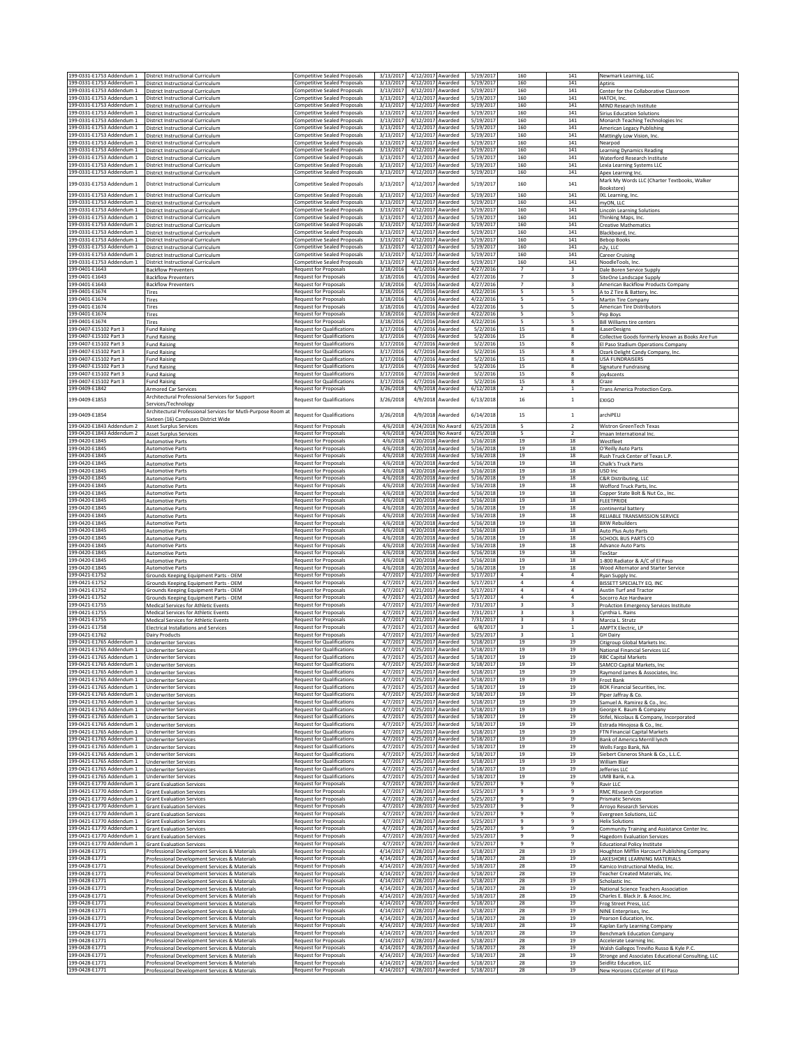| | | | | | | | | |
|---|---|---|---|---|---|---|---|---|
| 199-0331-E1753 Addendum 1 | District Instructional Curriculum | Competitive Sealed Proposals | 3/13/2017 | 4/12/2017 | Awarded | 5/19/2017 | 160 | 141 | Newmark Learning, LLC |
| 199-0331-E1753 Addendum 1 | District Instructional Curriculum | Competitive Sealed Proposals | 3/13/2017 | 4/12/2017 | Awarded | 5/19/2017 | 160 | 141 | Aptiris |
| 199-0331-E1753 Addendum 1 | District Instructional Curriculum | Competitive Sealed Proposals | 3/13/2017 | 4/12/2017 | Awarded | 5/19/2017 | 160 | 141 | Center for the Collaborative Classroom |
| 199-0331-E1753 Addendum 1 | District Instructional Curriculum | Competitive Sealed Proposals | 3/13/2017 | 4/12/2017 | Awarded | 5/19/2017 | 160 | 141 | HATCH, Inc. |
| 199-0331-E1753 Addendum 1 | District Instructional Curriculum | Competitive Sealed Proposals | 3/13/2017 | 4/12/2017 | Awarded | 5/19/2017 | 160 | 141 | MIND Research Institute |
| 199-0331-E1753 Addendum 1 | District Instructional Curriculum | Competitive Sealed Proposals | 3/13/2017 | 4/12/2017 | Awarded | 5/19/2017 | 160 | 141 | Sirius Education Solutions |
| 199-0331-E1753 Addendum 1 | District Instructional Curriculum | Competitive Sealed Proposals | 3/13/2017 | 4/12/2017 | Awarded | 5/19/2017 | 160 | 141 | Monarch Teaching Technologies Inc |
| 199-0331-E1753 Addendum 1 | District Instructional Curriculum | Competitive Sealed Proposals | 3/13/2017 | 4/12/2017 | Awarded | 5/19/2017 | 160 | 141 | American Legacy Publishing |
| 199-0331-E1753 Addendum 1 | District Instructional Curriculum | Competitive Sealed Proposals | 3/13/2017 | 4/12/2017 | Awarded | 5/19/2017 | 160 | 141 | Mattingly Low Vision, Inc. |
| 199-0331-E1753 Addendum 1 | District Instructional Curriculum | Competitive Sealed Proposals | 3/13/2017 | 4/12/2017 | Awarded | 5/19/2017 | 160 | 141 | Nearpod |
| 199-0331-E1753 Addendum 1 | District Instructional Curriculum | Competitive Sealed Proposals | 3/13/2017 | 4/12/2017 | Awarded | 5/19/2017 | 160 | 141 | Learning Dynamics Reading |
| 199-0331-E1753 Addendum 1 | District Instructional Curriculum | Competitive Sealed Proposals | 3/13/2017 | 4/12/2017 | Awarded | 5/19/2017 | 160 | 141 | Waterford Research Institute |
| 199-0331-E1753 Addendum 1 | District Instructional Curriculum | Competitive Sealed Proposals | 3/13/2017 | 4/12/2017 | Awarded | 5/19/2017 | 160 | 141 | Lexia Learning Systems LLC |
| 199-0331-E1753 Addendum 1 | District Instructional Curriculum | Competitive Sealed Proposals | 3/13/2017 | 4/12/2017 | Awarded | 5/19/2017 | 160 | 141 | Apex Learning Inc. |
| 199-0331-E1753 Addendum 1 | District Instructional Curriculum | Competitive Sealed Proposals | 3/13/2017 | 4/12/2017 | Awarded | 5/19/2017 | 160 | 141 | Mark My Words LLC (Charter Textbooks, Walker Bookstore) |
| 199-0331-E1753 Addendum 1 | District Instructional Curriculum | Competitive Sealed Proposals | 3/13/2017 | 4/12/2017 | Awarded | 5/19/2017 | 160 | 141 | IXL Learning, Inc. |
| 199-0331-E1753 Addendum 1 | District Instructional Curriculum | Competitive Sealed Proposals | 3/13/2017 | 4/12/2017 | Awarded | 5/19/2017 | 160 | 141 | myON, LLC |
| 199-0331-E1753 Addendum 1 | District Instructional Curriculum | Competitive Sealed Proposals | 3/13/2017 | 4/12/2017 | Awarded | 5/19/2017 | 160 | 141 | Lincoln Learning Solutions |
| 199-0331-E1753 Addendum 1 | District Instructional Curriculum | Competitive Sealed Proposals | 3/13/2017 | 4/12/2017 | Awarded | 5/19/2017 | 160 | 141 | Thinking Maps, Inc. |
| 199-0331-E1753 Addendum 1 | District Instructional Curriculum | Competitive Sealed Proposals | 3/13/2017 | 4/12/2017 | Awarded | 5/19/2017 | 160 | 141 | Creative Mathematics |
| 199-0331-E1753 Addendum 1 | District Instructional Curriculum | Competitive Sealed Proposals | 3/13/2017 | 4/12/2017 | Awarded | 5/19/2017 | 160 | 141 | Blackboard, Inc. |
| 199-0331-E1753 Addendum 1 | District Instructional Curriculum | Competitive Sealed Proposals | 3/13/2017 | 4/12/2017 | Awarded | 5/19/2017 | 160 | 141 | Bebop Books |
| 199-0331-E1753 Addendum 1 | District Instructional Curriculum | Competitive Sealed Proposals | 3/13/2017 | 4/12/2017 | Awarded | 5/19/2017 | 160 | 141 | n2y, LLC |
| 199-0331-E1753 Addendum 1 | District Instructional Curriculum | Competitive Sealed Proposals | 3/13/2017 | 4/12/2017 | Awarded | 5/19/2017 | 160 | 141 | Career Cruising |
| 199-0331-E1753 Addendum 1 | District Instructional Curriculum | Competitive Sealed Proposals | 3/13/2017 | 4/12/2017 | Awarded | 5/19/2017 | 160 | 141 | NoodleTools, Inc. |
| 199-0401-E1643 | Backflow Preventers | Request for Proposals | 3/18/2016 | 4/1/2016 | Awarded | 4/27/2016 | 7 | 3 | Dale Boren Service Supply |
| 199-0401-E1643 | Backflow Preventers | Request for Proposals | 3/18/2016 | 4/1/2016 | Awarded | 4/27/2016 | 7 | 3 | SiteOne Landscape Supply |
| 199-0401-E1643 | Backflow Preventers | Request for Proposals | 3/18/2016 | 4/1/2016 | Awarded | 4/27/2016 | 7 | 3 | American Backflow Products Company |
| 199-0401-E1674 | Tires | Request for Proposals | 3/18/2016 | 4/1/2016 | Awarded | 4/22/2016 | 5 | 5 | A to Z Tire & Battery, Inc. |
| 199-0401-E1674 | Tires | Request for Proposals | 3/18/2016 | 4/1/2016 | Awarded | 4/22/2016 | 5 | 5 | Martin Tire Company |
| 199-0401-E1674 | Tires | Request for Proposals | 3/18/2016 | 4/1/2016 | Awarded | 4/22/2016 | 5 | 5 | American Tire Distributors |
| 199-0401-E1674 | Tires | Request for Proposals | 3/18/2016 | 4/1/2016 | Awarded | 4/22/2016 | 5 | 5 | Pep Boys |
| 199-0401-E1674 | Tires | Request for Proposals | 3/18/2016 | 4/1/2016 | Awarded | 4/22/2016 | 5 | 5 | Bill Williams tire centers |
| 199-0407-E15102 Part 3 | Fund Raising | Request for Qualifications | 3/17/2016 | 4/7/2016 | Awarded | 5/2/2016 | 15 | 8 | iLaserDesigns |
| 199-0407-E15102 Part 3 | Fund Raising | Request for Qualifications | 3/17/2016 | 4/7/2016 | Awarded | 5/2/2016 | 15 | 8 | Collective Goods formerly known as Books Are Fun |
| 199-0407-E15102 Part 3 | Fund Raising | Request for Qualifications | 3/17/2016 | 4/7/2016 | Awarded | 5/2/2016 | 15 | 8 | El Paso Stadium Operations Company |
| 199-0407-E15102 Part 3 | Fund Raising | Request for Qualifications | 3/17/2016 | 4/7/2016 | Awarded | 5/2/2016 | 15 | 8 | Ozark Delight Candy Company, Inc. |
| 199-0407-E15102 Part 3 | Fund Raising | Request for Qualifications | 3/17/2016 | 4/7/2016 | Awarded | 5/2/2016 | 15 | 8 | USA FUNDRAISERS |
| 199-0407-E15102 Part 3 | Fund Raising | Request for Qualifications | 3/17/2016 | 4/7/2016 | Awarded | 5/2/2016 | 15 | 8 | Signature Fundraising |
| 199-0407-E15102 Part 3 | Fund Raising | Request for Qualifications | 3/17/2016 | 4/7/2016 | Awarded | 5/2/2016 | 15 | 8 | joy4scents |
| 199-0407-E15102 Part 3 | Fund Raising | Request for Qualifications | 3/17/2016 | 4/7/2016 | Awarded | 5/2/2016 | 15 | 8 | Craze |
| 199-0409-E1842 | Armored Car Services | Request for Proposals | 3/26/2018 | 4/9/2018 | Awarded | 6/12/2018 | 2 | 1 | Trans America Protection Corp. |
| 199-0409-E1853 | Architectural Professional Services for Support Services/Technology | Request for Qualifications | 3/26/2018 | 4/9/2018 | Awarded | 6/13/2018 | 16 | 1 | EXIGO |
| 199-0409-E1854 | Architectural Professional Services for Mutli-Purpose Room at Sixteen (16) Campuses District Wide | Request for Qualifications | 3/26/2018 | 4/9/2018 | Awarded | 6/14/2018 | 15 | 1 | archiPELI |
| 199-0420-E1843 Addendum 2 | Asset Surplus Services | Request for Proposals | 4/6/2018 | 4/24/2018 | No Award | 6/25/2018 | 5 | 2 | Wistron GreenTech Texas |
| 199-0420-E1843 Addendum 2 | Asset Surplus Services | Request for Proposals | 4/6/2018 | 4/24/2018 | No Award | 6/25/2018 | 5 | 2 | Imaan International Inc. |
| 199-0420-E1845 | Automotive Parts | Request for Proposals | 4/6/2018 | 4/20/2018 | Awarded | 5/16/2018 | 19 | 18 | Westfleet |
| 199-0420-E1845 | Automotive Parts | Request for Proposals | 4/6/2018 | 4/20/2018 | Awarded | 5/16/2018 | 19 | 18 | O'Reilly Auto Parts |
| 199-0420-E1845 | Automotive Parts | Request for Proposals | 4/6/2018 | 4/20/2018 | Awarded | 5/16/2018 | 19 | 18 | Rush Truck Center of Texas L.P. |
| 199-0420-E1845 | Automotive Parts | Request for Proposals | 4/6/2018 | 4/20/2018 | Awarded | 5/16/2018 | 19 | 18 | Chalk's Truck Parts |
| 199-0420-E1845 | Automotive Parts | Request for Proposals | 4/6/2018 | 4/20/2018 | Awarded | 5/16/2018 | 19 | 18 | USD Inc |
| 199-0420-E1845 | Automotive Parts | Request for Proposals | 4/6/2018 | 4/20/2018 | Awarded | 5/16/2018 | 19 | 18 | C&R Distributing, LLC |
| 199-0420-E1845 | Automotive Parts | Request for Proposals | 4/6/2018 | 4/20/2018 | Awarded | 5/16/2018 | 19 | 18 | Wofford Truck Parts, Inc. |
| 199-0420-E1845 | Automotive Parts | Request for Proposals | 4/6/2018 | 4/20/2018 | Awarded | 5/16/2018 | 19 | 18 | Copper State Bolt & Nut Co., Inc. |
| 199-0420-E1845 | Automotive Parts | Request for Proposals | 4/6/2018 | 4/20/2018 | Awarded | 5/16/2018 | 19 | 18 | FLEETPRIDE |
| 199-0420-E1845 | Automotive Parts | Request for Proposals | 4/6/2018 | 4/20/2018 | Awarded | 5/16/2018 | 19 | 18 | continental battery |
| 199-0420-E1845 | Automotive Parts | Request for Proposals | 4/6/2018 | 4/20/2018 | Awarded | 5/16/2018 | 19 | 18 | RELIABLE TRANSMISSION SERVICE |
| 199-0420-E1845 | Automotive Parts | Request for Proposals | 4/6/2018 | 4/20/2018 | Awarded | 5/16/2018 | 19 | 18 | BXW Rebuilders |
| 199-0420-E1845 | Automotive Parts | Request for Proposals | 4/6/2018 | 4/20/2018 | Awarded | 5/16/2018 | 19 | 18 | Auto Plus Auto Parts |
| 199-0420-E1845 | Automotive Parts | Request for Proposals | 4/6/2018 | 4/20/2018 | Awarded | 5/16/2018 | 19 | 18 | SCHOOL BUS PARTS CO |
| 199-0420-E1845 | Automotive Parts | Request for Proposals | 4/6/2018 | 4/20/2018 | Awarded | 5/16/2018 | 19 | 18 | Advance Auto Parts |
| 199-0420-E1845 | Automotive Parts | Request for Proposals | 4/6/2018 | 4/20/2018 | Awarded | 5/16/2018 | 19 | 18 | TexStar |
| 199-0420-E1845 | Automotive Parts | Request for Proposals | 4/6/2018 | 4/20/2018 | Awarded | 5/16/2018 | 19 | 18 | 1-800 Radiator & A/C of El Paso |
| 199-0420-E1845 | Automotive Parts | Request for Proposals | 4/6/2018 | 4/20/2018 | Awarded | 5/16/2018 | 19 | 18 | Wood Alternator and Starter Service |
| 199-0421-E1752 | Grounds Keeping Equipment Parts - OEM | Request for Proposals | 4/7/2017 | 4/21/2017 | Awarded | 5/17/2017 | 4 | 4 | Ryan Supply Inc. |
| 199-0421-E1752 | Grounds Keeping Equipment Parts - OEM | Request for Proposals | 4/7/2017 | 4/21/2017 | Awarded | 5/17/2017 | 4 | 4 | BISSETT SPECIALTY EQ. INC |
| 199-0421-E1752 | Grounds Keeping Equipment Parts - OEM | Request for Proposals | 4/7/2017 | 4/21/2017 | Awarded | 5/17/2017 | 4 | 4 | Austin Turf and Tractor |
| 199-0421-E1752 | Grounds Keeping Equipment Parts - OEM | Request for Proposals | 4/7/2017 | 4/21/2017 | Awarded | 5/17/2017 | 4 | 4 | Socorro Ace Hardware |
| 199-0421-E1755 | Medical Services for Athletic Events | Request for Proposals | 4/7/2017 | 4/21/2017 | Awarded | 7/31/2017 | 3 | 3 | ProAction Emergency Services Institute |
| 199-0421-E1755 | Medical Services for Athletic Events | Request for Proposals | 4/7/2017 | 4/21/2017 | Awarded | 7/31/2017 | 3 | 3 | Cynthia L. Rains |
| 199-0421-E1755 | Medical Services for Athletic Events | Request for Proposals | 4/7/2017 | 4/21/2017 | Awarded | 7/31/2017 | 3 | 3 | Marcia L. Strutz |
| 199-0421-E1758 | Electrical Installations and Services | Request for Proposals | 4/7/2017 | 4/21/2017 | Awarded | 6/8/2017 | 3 | 1 | AMPTX Electric, LP |
| 199-0421-E1762 | Dairy Products | Request for Proposals | 4/7/2017 | 4/21/2017 | Awarded | 5/25/2017 | 3 | 1 | GH Dairy |
| 199-0421-E1765 Addendum 1 | Underwriter Services | Request for Qualifications | 4/7/2017 | 4/25/2017 | Awarded | 5/18/2017 | 19 | 19 | Citigroup Global Markets Inc. |
| 199-0421-E1765 Addendum 1 | Underwriter Services | Request for Qualifications | 4/7/2017 | 4/25/2017 | Awarded | 5/18/2017 | 19 | 19 | National Financial Services LLC |
| 199-0421-E1765 Addendum 1 | Underwriter Services | Request for Qualifications | 4/7/2017 | 4/25/2017 | Awarded | 5/18/2017 | 19 | 19 | RBC Capital Markets |
| 199-0421-E1765 Addendum 1 | Underwriter Services | Request for Qualifications | 4/7/2017 | 4/25/2017 | Awarded | 5/18/2017 | 19 | 19 | SAMCO Capital Markets, Inc |
| 199-0421-E1765 Addendum 1 | Underwriter Services | Request for Qualifications | 4/7/2017 | 4/25/2017 | Awarded | 5/18/2017 | 19 | 19 | Raymond James & Associates, Inc. |
| 199-0421-E1765 Addendum 1 | Underwriter Services | Request for Qualifications | 4/7/2017 | 4/25/2017 | Awarded | 5/18/2017 | 19 | 19 | Frost Bank |
| 199-0421-E1765 Addendum 1 | Underwriter Services | Request for Qualifications | 4/7/2017 | 4/25/2017 | Awarded | 5/18/2017 | 19 | 19 | BOK Financial Securities, Inc. |
| 199-0421-E1765 Addendum 1 | Underwriter Services | Request for Qualifications | 4/7/2017 | 4/25/2017 | Awarded | 5/18/2017 | 19 | 19 | Piper Jaffray & Co. |
| 199-0421-E1765 Addendum 1 | Underwriter Services | Request for Qualifications | 4/7/2017 | 4/25/2017 | Awarded | 5/18/2017 | 19 | 19 | Samuel A. Ramirez & Co., Inc. |
| 199-0421-E1765 Addendum 1 | Underwriter Services | Request for Qualifications | 4/7/2017 | 4/25/2017 | Awarded | 5/18/2017 | 19 | 19 | George K. Baum & Company |
| 199-0421-E1765 Addendum 1 | Underwriter Services | Request for Qualifications | 4/7/2017 | 4/25/2017 | Awarded | 5/18/2017 | 19 | 19 | Stifel, Nicolaus & Company, Incorporated |
| 199-0421-E1765 Addendum 1 | Underwriter Services | Request for Qualifications | 4/7/2017 | 4/25/2017 | Awarded | 5/18/2017 | 19 | 19 | Estrada Hinojosa & Co., Inc. |
| 199-0421-E1765 Addendum 1 | Underwriter Services | Request for Qualifications | 4/7/2017 | 4/25/2017 | Awarded | 5/18/2017 | 19 | 19 | FTN Financial Capital Markets |
| 199-0421-E1765 Addendum 1 | Underwriter Services | Request for Qualifications | 4/7/2017 | 4/25/2017 | Awarded | 5/18/2017 | 19 | 19 | Bank of America Merrill lynch |
| 199-0421-E1765 Addendum 1 | Underwriter Services | Request for Qualifications | 4/7/2017 | 4/25/2017 | Awarded | 5/18/2017 | 19 | 19 | Wells Fargo Bank, NA |
| 199-0421-E1765 Addendum 1 | Underwriter Services | Request for Qualifications | 4/7/2017 | 4/25/2017 | Awarded | 5/18/2017 | 19 | 19 | Siebert Cisneros Shank & Co., L.L.C. |
| 199-0421-E1765 Addendum 1 | Underwriter Services | Request for Qualifications | 4/7/2017 | 4/25/2017 | Awarded | 5/18/2017 | 19 | 19 | William Blair |
| 199-0421-E1765 Addendum 1 | Underwriter Services | Request for Qualifications | 4/7/2017 | 4/25/2017 | Awarded | 5/18/2017 | 19 | 19 | Jefferies LLC |
| 199-0421-E1765 Addendum 1 | Underwriter Services | Request for Qualifications | 4/7/2017 | 4/25/2017 | Awarded | 5/18/2017 | 19 | 19 | UMB Bank, n.a. |
| 199-0421-E1770 Addendum 1 | Grant Evaluation Services | Request for Proposals | 4/7/2017 | 4/28/2017 | Awarded | 5/25/2017 | 9 | 9 | Ravir LLC |
| 199-0421-E1770 Addendum 1 | Grant Evaluation Services | Request for Proposals | 4/7/2017 | 4/28/2017 | Awarded | 5/25/2017 | 9 | 9 | RMC REsearch Corporation |
| 199-0421-E1770 Addendum 1 | Grant Evaluation Services | Request for Proposals | 4/7/2017 | 4/28/2017 | Awarded | 5/25/2017 | 9 | 9 | Prismatic Services |
| 199-0421-E1770 Addendum 1 | Grant Evaluation Services | Request for Proposals | 4/7/2017 | 4/28/2017 | Awarded | 5/25/2017 | 9 | 9 | Arroyo Research Services |
| 199-0421-E1770 Addendum 1 | Grant Evaluation Services | Request for Proposals | 4/7/2017 | 4/28/2017 | Awarded | 5/25/2017 | 9 | 9 | Evergreen Solutions, LLC |
| 199-0421-E1770 Addendum 1 | Grant Evaluation Services | Request for Proposals | 4/7/2017 | 4/28/2017 | Awarded | 5/25/2017 | 9 | 9 | Helix Solutions |
| 199-0421-E1770 Addendum 1 | Grant Evaluation Services | Request for Proposals | 4/7/2017 | 4/28/2017 | Awarded | 5/25/2017 | 9 | 9 | Community Training and Assistance Center Inc. |
| 199-0421-E1770 Addendum 1 | Grant Evaluation Services | Request for Proposals | 4/7/2017 | 4/28/2017 | Awarded | 5/25/2017 | 9 | 9 | Hagedorn Evaluation Services |
| 199-0421-E1770 Addendum 1 | Grant Evaluation Services | Request for Proposals | 4/7/2017 | 4/28/2017 | Awarded | 5/25/2017 | 9 | 9 | Educational Policy Institute |
| 199-0428-E1771 | Professional Development Services & Materials | Request for Proposals | 4/14/2017 | 4/28/2017 | Awarded | 5/18/2017 | 28 | 19 | Houghton Mifflin Harcourt Publishing Company |
| 199-0428-E1771 | Professional Development Services & Materials | Request for Proposals | 4/14/2017 | 4/28/2017 | Awarded | 5/18/2017 | 28 | 19 | LAKESHORE LEARNING MATERIALS |
| 199-0428-E1771 | Professional Development Services & Materials | Request for Proposals | 4/14/2017 | 4/28/2017 | Awarded | 5/18/2017 | 28 | 19 | Kamico Instructional Media, Inc. |
| 199-0428-E1771 | Professional Development Services & Materials | Request for Proposals | 4/14/2017 | 4/28/2017 | Awarded | 5/18/2017 | 28 | 19 | Teacher Created Materials, Inc. |
| 199-0428-E1771 | Professional Development Services & Materials | Request for Proposals | 4/14/2017 | 4/28/2017 | Awarded | 5/18/2017 | 28 | 19 | Scholastic Inc. |
| 199-0428-E1771 | Professional Development Services & Materials | Request for Proposals | 4/14/2017 | 4/28/2017 | Awarded | 5/18/2017 | 28 | 19 | National Science Teachers Association |
| 199-0428-E1771 | Professional Development Services & Materials | Request for Proposals | 4/14/2017 | 4/28/2017 | Awarded | 5/18/2017 | 28 | 19 | Charles E. Black Jr. & Assoc.Inc. |
| 199-0428-E1771 | Professional Development Services & Materials | Request for Proposals | 4/14/2017 | 4/28/2017 | Awarded | 5/18/2017 | 28 | 19 | Frog Street Press, LLC |
| 199-0428-E1771 | Professional Development Services & Materials | Request for Proposals | 4/14/2017 | 4/28/2017 | Awarded | 5/18/2017 | 28 | 19 | NINE Enterprises, Inc. |
| 199-0428-E1771 | Professional Development Services & Materials | Request for Proposals | 4/14/2017 | 4/28/2017 | Awarded | 5/18/2017 | 28 | 19 | Pearson Education, Inc. |
| 199-0428-E1771 | Professional Development Services & Materials | Request for Proposals | 4/14/2017 | 4/28/2017 | Awarded | 5/18/2017 | 28 | 19 | Kaplan Early Learning Company |
| 199-0428-E1771 | Professional Development Services & Materials | Request for Proposals | 4/14/2017 | 4/28/2017 | Awarded | 5/18/2017 | 28 | 19 | Benchmark Education Company |
| 199-0428-E1771 | Professional Development Services & Materials | Request for Proposals | 4/14/2017 | 4/28/2017 | Awarded | 5/18/2017 | 28 | 19 | Accelerate Learning Inc. |
| 199-0428-E1771 | Professional Development Services & Materials | Request for Proposals | 4/14/2017 | 4/28/2017 | Awarded | 5/18/2017 | 28 | 19 | Walsh Gallegos Treviño Russo & Kyle P.C. |
| 199-0428-E1771 | Professional Development Services & Materials | Request for Proposals | 4/14/2017 | 4/28/2017 | Awarded | 5/18/2017 | 28 | 19 | Stronge and Associates Educational Consulting, LLC |
| 199-0428-E1771 | Professional Development Services & Materials | Request for Proposals | 4/14/2017 | 4/28/2017 | Awarded | 5/18/2017 | 28 | 19 | Seidlitz Education, LLC |
| 199-0428-E1771 | Professional Development Services & Materials | Request for Proposals | 4/14/2017 | 4/28/2017 | Awarded | 5/18/2017 | 28 | 19 | New Horizons CLCenter of El Paso |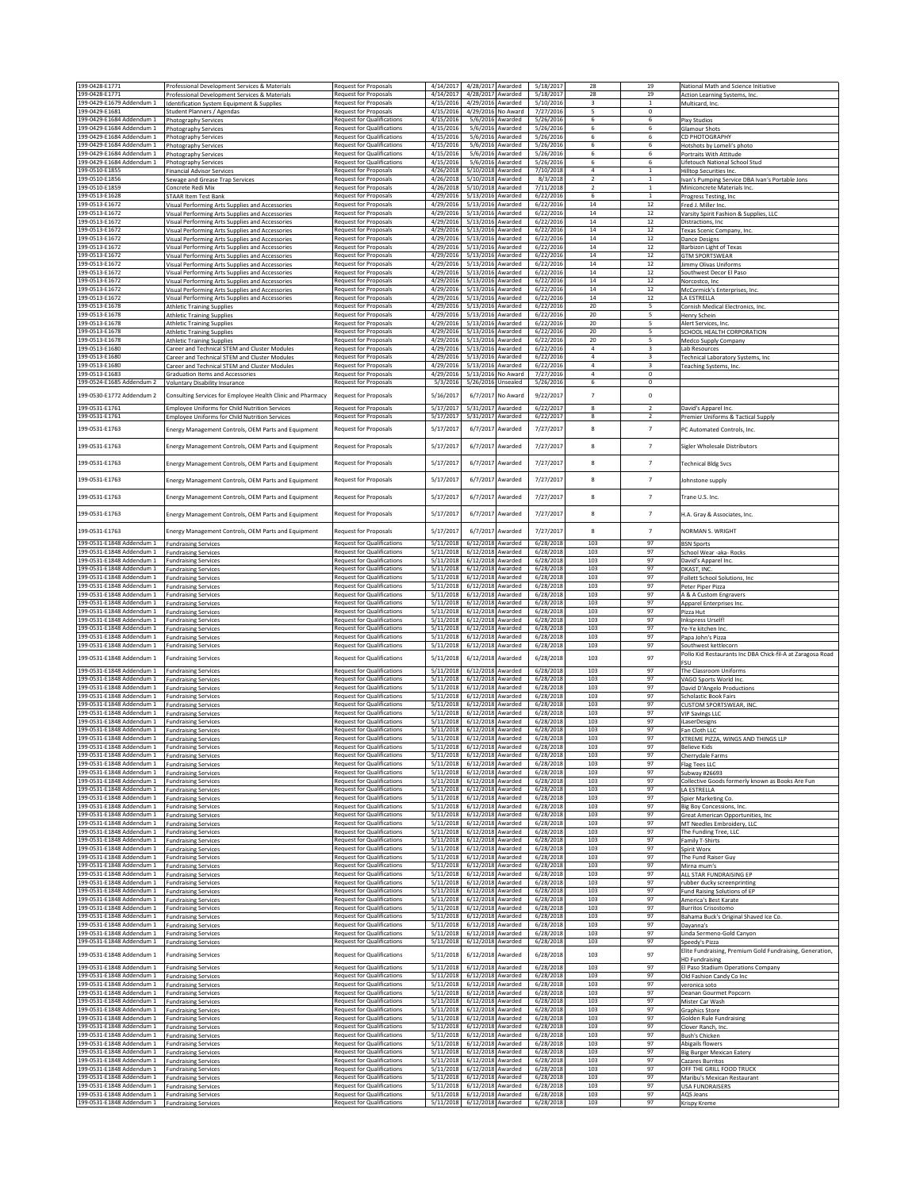| | | | | | | | | |
|---|---|---|---|---|---|---|---|---|
| 199-0428-E1771 | Professional Development Services & Materials | Request for Proposals | 4/14/2017 | 4/28/2017 | Awarded | 5/18/2017 | 28 | 19 | National Math and Science Initiative |
| 199-0428-E1771 | Professional Development Services & Materials | Request for Proposals | 4/14/2017 | 4/28/2017 | Awarded | 5/18/2017 | 28 | 19 | Action Learning Systems, Inc. |
| 199-0429-E1679 Addendum 1 | Identification System Equipment & Supplies | Request for Proposals | 4/15/2016 | 4/29/2016 | Awarded | 5/10/2016 | 3 | 1 | Multicard, Inc. |
| 199-0429-E1681 | Student Planners / Agendas | Request for Proposals | 4/15/2016 | 4/29/2016 | No Award | 7/27/2016 | 5 | 0 | |
| 199-0429-E1684 Addendum 1 | Photography Services | Request for Qualifications | 4/15/2016 | 5/6/2016 | Awarded | 5/26/2016 | 6 | 6 | Pixy Studios |
| 199-0429-E1684 Addendum 1 | Photography Services | Request for Qualifications | 4/15/2016 | 5/6/2016 | Awarded | 5/26/2016 | 6 | 6 | Glamour Shots |
| 199-0429-E1684 Addendum 1 | Photography Services | Request for Qualifications | 4/15/2016 | 5/6/2016 | Awarded | 5/26/2016 | 6 | 6 | CD PHOTOGRAPHY |
| 199-0429-E1684 Addendum 1 | Photography Services | Request for Qualifications | 4/15/2016 | 5/6/2016 | Awarded | 5/26/2016 | 6 | 6 | Hotshots by Lomeli's photo |
| 199-0429-E1684 Addendum 1 | Photography Services | Request for Qualifications | 4/15/2016 | 5/6/2016 | Awarded | 5/26/2016 | 6 | 6 | Portraits With Attitude |
| 199-0429-E1684 Addendum 1 | Photography Services | Request for Qualifications | 4/15/2016 | 5/6/2016 | Awarded | 5/26/2016 | 6 | 6 | Lifetouch National School Stud |
| 199-0510-E1855 | Financial Advisor Services | Request for Proposals | 4/26/2018 | 5/10/2018 | Awarded | 7/10/2018 | 4 | 1 | Hilltop Securities Inc. |
| 199-0510-E1856 | Sewage and Grease Trap Services | Request for Proposals | 4/26/2018 | 5/10/2018 | Awarded | 8/3/2018 | 2 | 1 | Ivan's Pumping Service DBA Ivan's Portable Jons |
| 199-0510-E1859 | Concrete Redi Mix | Request for Proposals | 4/26/2018 | 5/10/2018 | Awarded | 7/11/2018 | 2 | 1 | Miniconcrete Materials Inc. |
| 199-0513-E1628 | STAAR Item Test Bank | Request for Proposals | 4/29/2016 | 5/13/2016 | Awarded | 6/22/2016 | 6 | 1 | Progress Testing, Inc |
| 199-0513-E1672 | Visual Performing Arts Supplies and Accessories | Request for Proposals | 4/29/2016 | 5/13/2016 | Awarded | 6/22/2016 | 14 | 12 | Fred J. Miller Inc. |
| 199-0513-E1672 | Visual Performing Arts Supplies and Accessories | Request for Proposals | 4/29/2016 | 5/13/2016 | Awarded | 6/22/2016 | 14 | 12 | Varsity Spirit Fashion & Supplies, LLC |
| 199-0513-E1672 | Visual Performing Arts Supplies and Accessories | Request for Proposals | 4/29/2016 | 5/13/2016 | Awarded | 6/22/2016 | 14 | 12 | Distractions, Inc |
| 199-0513-E1672 | Visual Performing Arts Supplies and Accessories | Request for Proposals | 4/29/2016 | 5/13/2016 | Awarded | 6/22/2016 | 14 | 12 | Texas Scenic Company, Inc. |
| 199-0513-E1672 | Visual Performing Arts Supplies and Accessories | Request for Proposals | 4/29/2016 | 5/13/2016 | Awarded | 6/22/2016 | 14 | 12 | Dance Designs |
| 199-0513-E1672 | Visual Performing Arts Supplies and Accessories | Request for Proposals | 4/29/2016 | 5/13/2016 | Awarded | 6/22/2016 | 14 | 12 | Barbizon Light of Texas |
| 199-0513-E1672 | Visual Performing Arts Supplies and Accessories | Request for Proposals | 4/29/2016 | 5/13/2016 | Awarded | 6/22/2016 | 14 | 12 | GTM SPORTSWEAR |
| 199-0513-E1672 | Visual Performing Arts Supplies and Accessories | Request for Proposals | 4/29/2016 | 5/13/2016 | Awarded | 6/22/2016 | 14 | 12 | Jimmy Olivas Uniforms |
| 199-0513-E1672 | Visual Performing Arts Supplies and Accessories | Request for Proposals | 4/29/2016 | 5/13/2016 | Awarded | 6/22/2016 | 14 | 12 | Southwest Decor El Paso |
| 199-0513-E1672 | Visual Performing Arts Supplies and Accessories | Request for Proposals | 4/29/2016 | 5/13/2016 | Awarded | 6/22/2016 | 14 | 12 | Norcostco, Inc |
| 199-0513-E1672 | Visual Performing Arts Supplies and Accessories | Request for Proposals | 4/29/2016 | 5/13/2016 | Awarded | 6/22/2016 | 14 | 12 | McCormick's Enterprises, Inc. |
| 199-0513-E1672 | Visual Performing Arts Supplies and Accessories | Request for Proposals | 4/29/2016 | 5/13/2016 | Awarded | 6/22/2016 | 14 | 12 | LA ESTRELLA |
| 199-0513-E1678 | Athletic Training Supplies | Request for Proposals | 4/29/2016 | 5/13/2016 | Awarded | 6/22/2016 | 20 | 5 | Cornish Medical Electronics, Inc. |
| 199-0513-E1678 | Athletic Training Supplies | Request for Proposals | 4/29/2016 | 5/13/2016 | Awarded | 6/22/2016 | 20 | 5 | Henry Schein |
| 199-0513-E1678 | Athletic Training Supplies | Request for Proposals | 4/29/2016 | 5/13/2016 | Awarded | 6/22/2016 | 20 | 5 | Alert Services, Inc. |
| 199-0513-E1678 | Athletic Training Supplies | Request for Proposals | 4/29/2016 | 5/13/2016 | Awarded | 6/22/2016 | 20 | 5 | SCHOOL HEALTH CORPORATION |
| 199-0513-E1678 | Athletic Training Supplies | Request for Proposals | 4/29/2016 | 5/13/2016 | Awarded | 6/22/2016 | 20 | 5 | Medco Supply Company |
| 199-0513-E1680 | Career and Technical STEM and Cluster Modules | Request for Proposals | 4/29/2016 | 5/13/2016 | Awarded | 6/22/2016 | 4 | 3 | Lab Resources |
| 199-0513-E1680 | Career and Technical STEM and Cluster Modules | Request for Proposals | 4/29/2016 | 5/13/2016 | Awarded | 6/22/2016 | 4 | 3 | Technical Laboratory Systems, Inc |
| 199-0513-E1680 | Career and Technical STEM and Cluster Modules | Request for Proposals | 4/29/2016 | 5/13/2016 | Awarded | 6/22/2016 | 4 | 3 | Teaching Systems, Inc. |
| 199-0513-E1683 | Graduation Items and Accessories | Request for Proposals | 4/29/2016 | 5/13/2016 | No Award | 7/27/2016 | 4 | 0 | |
| 199-0524-E1685 Addendum 2 | Voluntary Disability Insurance | Request for Proposals | 5/3/2016 | 5/26/2016 | Unsealed | 5/26/2016 | 6 | 0 | |
| 199-0530-E1772 Addendum 2 | Consulting Services for Employee Health Clinic and Pharmacy | Request for Proposals | 5/16/2017 | 6/7/2017 | No Award | 9/22/2017 | 7 | 0 | |
| 199-0531-E1761 | Employee Uniforms for Child Nutrition Services | Request for Proposals | 5/17/2017 | 5/31/2017 | Awarded | 6/22/2017 | 8 | 2 | David's Apparel Inc. |
| 199-0531-E1761 | Employee Uniforms for Child Nutrition Services | Request for Proposals | 5/17/2017 | 5/31/2017 | Awarded | 6/22/2017 | 8 | 2 | Premier Uniforms & Tactical Supply |
| 199-0531-E1763 | Energy Management Controls, OEM Parts and Equipment | Request for Proposals | 5/17/2017 | 6/7/2017 | Awarded | 7/27/2017 | 8 | 7 | PC Automated Controls, Inc. |
| 199-0531-E1763 | Energy Management Controls, OEM Parts and Equipment | Request for Proposals | 5/17/2017 | 6/7/2017 | Awarded | 7/27/2017 | 8 | 7 | Sigler Wholesale Distributors |
| 199-0531-E1763 | Energy Management Controls, OEM Parts and Equipment | Request for Proposals | 5/17/2017 | 6/7/2017 | Awarded | 7/27/2017 | 8 | 7 | Technical Bldg Svcs |
| 199-0531-E1763 | Energy Management Controls, OEM Parts and Equipment | Request for Proposals | 5/17/2017 | 6/7/2017 | Awarded | 7/27/2017 | 8 | 7 | Johnstone supply |
| 199-0531-E1763 | Energy Management Controls, OEM Parts and Equipment | Request for Proposals | 5/17/2017 | 6/7/2017 | Awarded | 7/27/2017 | 8 | 7 | Trane U.S. Inc. |
| 199-0531-E1763 | Energy Management Controls, OEM Parts and Equipment | Request for Proposals | 5/17/2017 | 6/7/2017 | Awarded | 7/27/2017 | 8 | 7 | H.A. Gray & Associates, Inc. |
| 199-0531-E1763 | Energy Management Controls, OEM Parts and Equipment | Request for Proposals | 5/17/2017 | 6/7/2017 | Awarded | 7/27/2017 | 8 | 7 | NORMAN S. WRIGHT |
| 199-0531-E1848 Addendum 1 | Fundraising Services | Request for Qualifications | 5/11/2018 | 6/12/2018 | Awarded | 6/28/2018 | 103 | 97 | BSN Sports |
| 199-0531-E1848 Addendum 1 | Fundraising Services | Request for Qualifications | 5/11/2018 | 6/12/2018 | Awarded | 6/28/2018 | 103 | 97 | School Wear -aka- Rocks |
| 199-0531-E1848 Addendum 1 | Fundraising Services | Request for Qualifications | 5/11/2018 | 6/12/2018 | Awarded | 6/28/2018 | 103 | 97 | David's Apparel Inc. |
| 199-0531-E1848 Addendum 1 | Fundraising Services | Request for Qualifications | 5/11/2018 | 6/12/2018 | Awarded | 6/28/2018 | 103 | 97 | DKAST, INC. |
| 199-0531-E1848 Addendum 1 | Fundraising Services | Request for Qualifications | 5/11/2018 | 6/12/2018 | Awarded | 6/28/2018 | 103 | 97 | Follett School Solutions, Inc |
| 199-0531-E1848 Addendum 1 | Fundraising Services | Request for Qualifications | 5/11/2018 | 6/12/2018 | Awarded | 6/28/2018 | 103 | 97 | Peter Piper Pizza |
| 199-0531-E1848 Addendum 1 | Fundraising Services | Request for Qualifications | 5/11/2018 | 6/12/2018 | Awarded | 6/28/2018 | 103 | 97 | A & A Custom Engravers |
| 199-0531-E1848 Addendum 1 | Fundraising Services | Request for Qualifications | 5/11/2018 | 6/12/2018 | Awarded | 6/28/2018 | 103 | 97 | Apparel Enterprises Inc. |
| 199-0531-E1848 Addendum 1 | Fundraising Services | Request for Qualifications | 5/11/2018 | 6/12/2018 | Awarded | 6/28/2018 | 103 | 97 | Pizza Hut |
| 199-0531-E1848 Addendum 1 | Fundraising Services | Request for Qualifications | 5/11/2018 | 6/12/2018 | Awarded | 6/28/2018 | 103 | 97 | Inkspress Urself! |
| 199-0531-E1848 Addendum 1 | Fundraising Services | Request for Qualifications | 5/11/2018 | 6/12/2018 | Awarded | 6/28/2018 | 103 | 97 | Ye-Ye kitchen Inc. |
| 199-0531-E1848 Addendum 1 | Fundraising Services | Request for Qualifications | 5/11/2018 | 6/12/2018 | Awarded | 6/28/2018 | 103 | 97 | Papa John's Pizza |
| 199-0531-E1848 Addendum 1 | Fundraising Services | Request for Qualifications | 5/11/2018 | 6/12/2018 | Awarded | 6/28/2018 | 103 | 97 | Southwest kettlecorn |
| 199-0531-E1848 Addendum 1 | Fundraising Services | Request for Qualifications | 5/11/2018 | 6/12/2018 | Awarded | 6/28/2018 | 103 | 97 | Pollo Kid Restaurants Inc DBA Chick-fil-A at Zaragosa Road FSU |
| 199-0531-E1848 Addendum 1 | Fundraising Services | Request for Qualifications | 5/11/2018 | 6/12/2018 | Awarded | 6/28/2018 | 103 | 97 | The Classroom Uniforms |
| 199-0531-E1848 Addendum 1 | Fundraising Services | Request for Qualifications | 5/11/2018 | 6/12/2018 | Awarded | 6/28/2018 | 103 | 97 | VAGO Sports World Inc. |
| 199-0531-E1848 Addendum 1 | Fundraising Services | Request for Qualifications | 5/11/2018 | 6/12/2018 | Awarded | 6/28/2018 | 103 | 97 | David D'Angelo Productions |
| 199-0531-E1848 Addendum 1 | Fundraising Services | Request for Qualifications | 5/11/2018 | 6/12/2018 | Awarded | 6/28/2018 | 103 | 97 | Scholastic Book Fairs |
| 199-0531-E1848 Addendum 1 | Fundraising Services | Request for Qualifications | 5/11/2018 | 6/12/2018 | Awarded | 6/28/2018 | 103 | 97 | CUSTOM SPORTSWEAR, INC. |
| 199-0531-E1848 Addendum 1 | Fundraising Services | Request for Qualifications | 5/11/2018 | 6/12/2018 | Awarded | 6/28/2018 | 103 | 97 | VIP Savings LLC |
| 199-0531-E1848 Addendum 1 | Fundraising Services | Request for Qualifications | 5/11/2018 | 6/12/2018 | Awarded | 6/28/2018 | 103 | 97 | iLaserDesigns |
| 199-0531-E1848 Addendum 1 | Fundraising Services | Request for Qualifications | 5/11/2018 | 6/12/2018 | Awarded | 6/28/2018 | 103 | 97 | Fan Cloth LLC |
| 199-0531-E1848 Addendum 1 | Fundraising Services | Request for Qualifications | 5/11/2018 | 6/12/2018 | Awarded | 6/28/2018 | 103 | 97 | XTREME PIZZA, WINGS AND THINGS LLP |
| 199-0531-E1848 Addendum 1 | Fundraising Services | Request for Qualifications | 5/11/2018 | 6/12/2018 | Awarded | 6/28/2018 | 103 | 97 | Believe Kids |
| 199-0531-E1848 Addendum 1 | Fundraising Services | Request for Qualifications | 5/11/2018 | 6/12/2018 | Awarded | 6/28/2018 | 103 | 97 | Cherrydale Farms |
| 199-0531-E1848 Addendum 1 | Fundraising Services | Request for Qualifications | 5/11/2018 | 6/12/2018 | Awarded | 6/28/2018 | 103 | 97 | Flag Tees LLC |
| 199-0531-E1848 Addendum 1 | Fundraising Services | Request for Qualifications | 5/11/2018 | 6/12/2018 | Awarded | 6/28/2018 | 103 | 97 | Subway #26693 |
| 199-0531-E1848 Addendum 1 | Fundraising Services | Request for Qualifications | 5/11/2018 | 6/12/2018 | Awarded | 6/28/2018 | 103 | 97 | Collective Goods formerly known as Books Are Fun |
| 199-0531-E1848 Addendum 1 | Fundraising Services | Request for Qualifications | 5/11/2018 | 6/12/2018 | Awarded | 6/28/2018 | 103 | 97 | LA ESTRELLA |
| 199-0531-E1848 Addendum 1 | Fundraising Services | Request for Qualifications | 5/11/2018 | 6/12/2018 | Awarded | 6/28/2018 | 103 | 97 | Spier Marketing Co. |
| 199-0531-E1848 Addendum 1 | Fundraising Services | Request for Qualifications | 5/11/2018 | 6/12/2018 | Awarded | 6/28/2018 | 103 | 97 | Big Boy Concessions, Inc. |
| 199-0531-E1848 Addendum 1 | Fundraising Services | Request for Qualifications | 5/11/2018 | 6/12/2018 | Awarded | 6/28/2018 | 103 | 97 | Great American Opportunities, Inc |
| 199-0531-E1848 Addendum 1 | Fundraising Services | Request for Qualifications | 5/11/2018 | 6/12/2018 | Awarded | 6/28/2018 | 103 | 97 | MT Needles Embroidery, LLC |
| 199-0531-E1848 Addendum 1 | Fundraising Services | Request for Qualifications | 5/11/2018 | 6/12/2018 | Awarded | 6/28/2018 | 103 | 97 | The Funding Tree, LLC |
| 199-0531-E1848 Addendum 1 | Fundraising Services | Request for Qualifications | 5/11/2018 | 6/12/2018 | Awarded | 6/28/2018 | 103 | 97 | Family T-Shirts |
| 199-0531-E1848 Addendum 1 | Fundraising Services | Request for Qualifications | 5/11/2018 | 6/12/2018 | Awarded | 6/28/2018 | 103 | 97 | Spirit Worx |
| 199-0531-E1848 Addendum 1 | Fundraising Services | Request for Qualifications | 5/11/2018 | 6/12/2018 | Awarded | 6/28/2018 | 103 | 97 | The Fund Raiser Guy |
| 199-0531-E1848 Addendum 1 | Fundraising Services | Request for Qualifications | 5/11/2018 | 6/12/2018 | Awarded | 6/28/2018 | 103 | 97 | Mirna mum's |
| 199-0531-E1848 Addendum 1 | Fundraising Services | Request for Qualifications | 5/11/2018 | 6/12/2018 | Awarded | 6/28/2018 | 103 | 97 | ALL STAR FUNDRAISING EP |
| 199-0531-E1848 Addendum 1 | Fundraising Services | Request for Qualifications | 5/11/2018 | 6/12/2018 | Awarded | 6/28/2018 | 103 | 97 | rubber ducky screenprinting |
| 199-0531-E1848 Addendum 1 | Fundraising Services | Request for Qualifications | 5/11/2018 | 6/12/2018 | Awarded | 6/28/2018 | 103 | 97 | Fund Raising Solutions of EP |
| 199-0531-E1848 Addendum 1 | Fundraising Services | Request for Qualifications | 5/11/2018 | 6/12/2018 | Awarded | 6/28/2018 | 103 | 97 | America's Best Karate |
| 199-0531-E1848 Addendum 1 | Fundraising Services | Request for Qualifications | 5/11/2018 | 6/12/2018 | Awarded | 6/28/2018 | 103 | 97 | Burritos Crisostomo |
| 199-0531-E1848 Addendum 1 | Fundraising Services | Request for Qualifications | 5/11/2018 | 6/12/2018 | Awarded | 6/28/2018 | 103 | 97 | Bahama Buck's Original Shaved Ice Co. |
| 199-0531-E1848 Addendum 1 | Fundraising Services | Request for Qualifications | 5/11/2018 | 6/12/2018 | Awarded | 6/28/2018 | 103 | 97 | Dayanna's |
| 199-0531-E1848 Addendum 1 | Fundraising Services | Request for Qualifications | 5/11/2018 | 6/12/2018 | Awarded | 6/28/2018 | 103 | 97 | Linda Sermeno-Gold Canyon |
| 199-0531-E1848 Addendum 1 | Fundraising Services | Request for Qualifications | 5/11/2018 | 6/12/2018 | Awarded | 6/28/2018 | 103 | 97 | Speedy's Pizza |
| 199-0531-E1848 Addendum 1 | Fundraising Services | Request for Qualifications | 5/11/2018 | 6/12/2018 | Awarded | 6/28/2018 | 103 | 97 | Elite Fundraising, Premium Gold Fundraising, Generation, HD Fundraising |
| 199-0531-E1848 Addendum 1 | Fundraising Services | Request for Qualifications | 5/11/2018 | 6/12/2018 | Awarded | 6/28/2018 | 103 | 97 | El Paso Stadium Operations Company |
| 199-0531-E1848 Addendum 1 | Fundraising Services | Request for Qualifications | 5/11/2018 | 6/12/2018 | Awarded | 6/28/2018 | 103 | 97 | Old Fashion Candy Co Inc |
| 199-0531-E1848 Addendum 1 | Fundraising Services | Request for Qualifications | 5/11/2018 | 6/12/2018 | Awarded | 6/28/2018 | 103 | 97 | veronica soto |
| 199-0531-E1848 Addendum 1 | Fundraising Services | Request for Qualifications | 5/11/2018 | 6/12/2018 | Awarded | 6/28/2018 | 103 | 97 | Deanan Gourmet Popcorn |
| 199-0531-E1848 Addendum 1 | Fundraising Services | Request for Qualifications | 5/11/2018 | 6/12/2018 | Awarded | 6/28/2018 | 103 | 97 | Mister Car Wash |
| 199-0531-E1848 Addendum 1 | Fundraising Services | Request for Qualifications | 5/11/2018 | 6/12/2018 | Awarded | 6/28/2018 | 103 | 97 | Graphics Store |
| 199-0531-E1848 Addendum 1 | Fundraising Services | Request for Qualifications | 5/11/2018 | 6/12/2018 | Awarded | 6/28/2018 | 103 | 97 | Golden Rule Fundraising |
| 199-0531-E1848 Addendum 1 | Fundraising Services | Request for Qualifications | 5/11/2018 | 6/12/2018 | Awarded | 6/28/2018 | 103 | 97 | Clover Ranch, Inc. |
| 199-0531-E1848 Addendum 1 | Fundraising Services | Request for Qualifications | 5/11/2018 | 6/12/2018 | Awarded | 6/28/2018 | 103 | 97 | Bush's Chicken |
| 199-0531-E1848 Addendum 1 | Fundraising Services | Request for Qualifications | 5/11/2018 | 6/12/2018 | Awarded | 6/28/2018 | 103 | 97 | Abigails flowers |
| 199-0531-E1848 Addendum 1 | Fundraising Services | Request for Qualifications | 5/11/2018 | 6/12/2018 | Awarded | 6/28/2018 | 103 | 97 | Big Burger Mexican Eatery |
| 199-0531-E1848 Addendum 1 | Fundraising Services | Request for Qualifications | 5/11/2018 | 6/12/2018 | Awarded | 6/28/2018 | 103 | 97 | Cazares Burritos |
| 199-0531-E1848 Addendum 1 | Fundraising Services | Request for Qualifications | 5/11/2018 | 6/12/2018 | Awarded | 6/28/2018 | 103 | 97 | OFF THE GRILL FOOD TRUCK |
| 199-0531-E1848 Addendum 1 | Fundraising Services | Request for Qualifications | 5/11/2018 | 6/12/2018 | Awarded | 6/28/2018 | 103 | 97 | Maribu's Mexican Restaurant |
| 199-0531-E1848 Addendum 1 | Fundraising Services | Request for Qualifications | 5/11/2018 | 6/12/2018 | Awarded | 6/28/2018 | 103 | 97 | USA FUNDRAISERS |
| 199-0531-E1848 Addendum 1 | Fundraising Services | Request for Qualifications | 5/11/2018 | 6/12/2018 | Awarded | 6/28/2018 | 103 | 97 | AQS Jeans |
| 199-0531-E1848 Addendum 1 | Fundraising Services | Request for Qualifications | 5/11/2018 | 6/12/2018 | Awarded | 6/28/2018 | 103 | 97 | Krispy Kreme |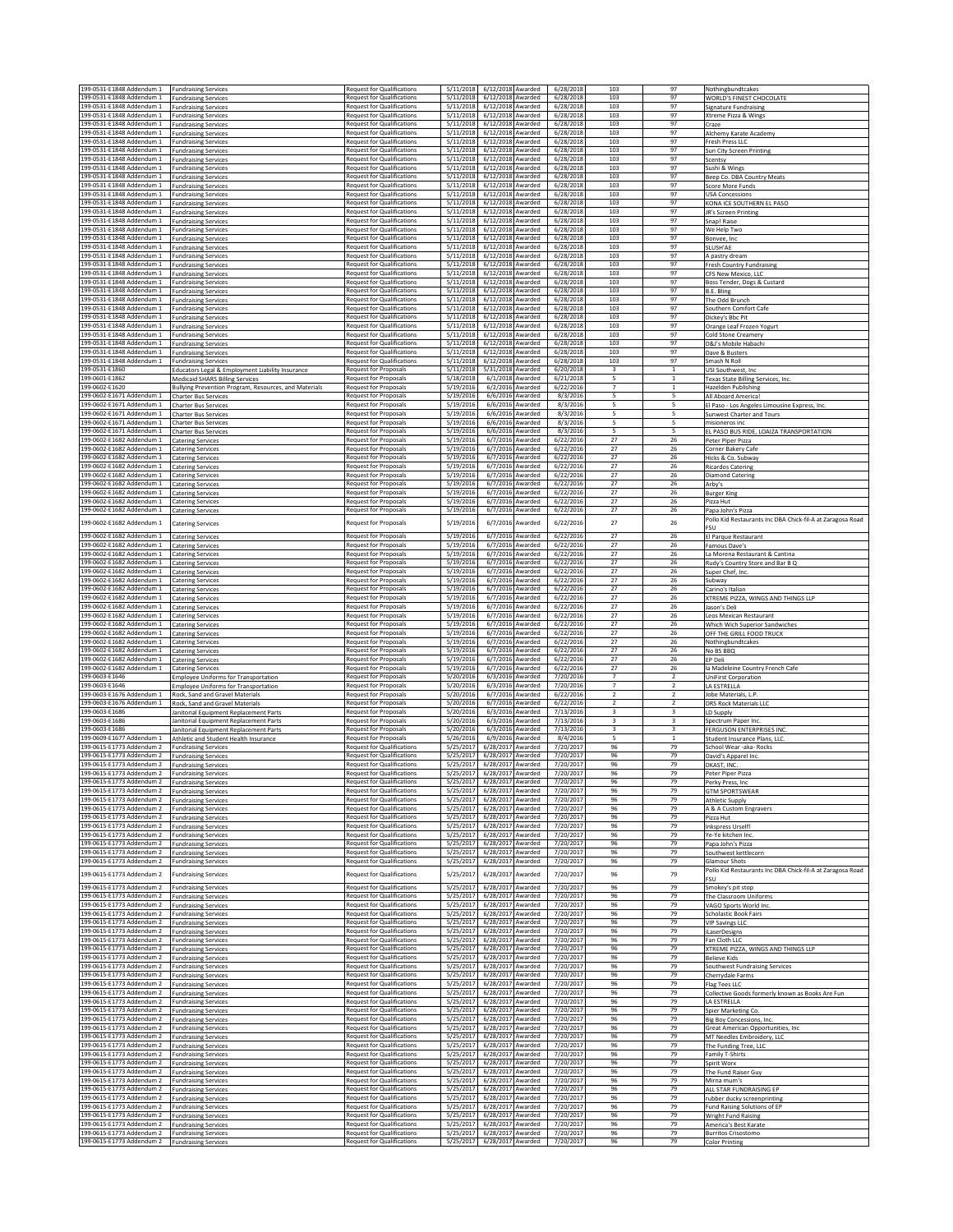| | | | | | | | | | |
|---|---|---|---|---|---|---|---|---|---|
| 199-0531-E1848 Addendum 1 | Fundraising Services | Request for Qualifications | 5/11/2018 | 6/12/2018 | Awarded | 6/28/2018 | 103 | 97 | Nothingbundtcakes |
| 199-0531-E1848 Addendum 1 | Fundraising Services | Request for Qualifications | 5/11/2018 | 6/12/2018 | Awarded | 6/28/2018 | 103 | 97 | WORLD'S FINEST CHOCOLATE |
| 199-0531-E1848 Addendum 1 | Fundraising Services | Request for Qualifications | 5/11/2018 | 6/12/2018 | Awarded | 6/28/2018 | 103 | 97 | Signature Fundraising |
| 199-0531-E1848 Addendum 1 | Fundraising Services | Request for Qualifications | 5/11/2018 | 6/12/2018 | Awarded | 6/28/2018 | 103 | 97 | Xtreme Pizza & Wings |
| 199-0531-E1848 Addendum 1 | Fundraising Services | Request for Qualifications | 5/11/2018 | 6/12/2018 | Awarded | 6/28/2018 | 103 | 97 | Craze |
| 199-0531-E1848 Addendum 1 | Fundraising Services | Request for Qualifications | 5/11/2018 | 6/12/2018 | Awarded | 6/28/2018 | 103 | 97 | Alchemy Karate Academy |
| 199-0531-E1848 Addendum 1 | Fundraising Services | Request for Qualifications | 5/11/2018 | 6/12/2018 | Awarded | 6/28/2018 | 103 | 97 | Fresh Press LLC |
| 199-0531-E1848 Addendum 1 | Fundraising Services | Request for Qualifications | 5/11/2018 | 6/12/2018 | Awarded | 6/28/2018 | 103 | 97 | Sun City Screen Printing |
| 199-0531-E1848 Addendum 1 | Fundraising Services | Request for Qualifications | 5/11/2018 | 6/12/2018 | Awarded | 6/28/2018 | 103 | 97 | Scentsy |
| 199-0531-E1848 Addendum 1 | Fundraising Services | Request for Qualifications | 5/11/2018 | 6/12/2018 | Awarded | 6/28/2018 | 103 | 97 | Sushi & Wings |
| 199-0531-E1848 Addendum 1 | Fundraising Services | Request for Qualifications | 5/11/2018 | 6/12/2018 | Awarded | 6/28/2018 | 103 | 97 | Beep Co. DBA Country Meats |
| 199-0531-E1848 Addendum 1 | Fundraising Services | Request for Qualifications | 5/11/2018 | 6/12/2018 | Awarded | 6/28/2018 | 103 | 97 | Score More Funds |
| 199-0531-E1848 Addendum 1 | Fundraising Services | Request for Qualifications | 5/11/2018 | 6/12/2018 | Awarded | 6/28/2018 | 103 | 97 | USA Concessions |
| 199-0531-E1848 Addendum 1 | Fundraising Services | Request for Qualifications | 5/11/2018 | 6/12/2018 | Awarded | 6/28/2018 | 103 | 97 | KONA ICE SOUTHERN EL PASO |
| 199-0531-E1848 Addendum 1 | Fundraising Services | Request for Qualifications | 5/11/2018 | 6/12/2018 | Awarded | 6/28/2018 | 103 | 97 | JR's Screen Printing |
| 199-0531-E1848 Addendum 1 | Fundraising Services | Request for Qualifications | 5/11/2018 | 6/12/2018 | Awarded | 6/28/2018 | 103 | 97 | Snap! Raise |
| 199-0531-E1848 Addendum 1 | Fundraising Services | Request for Qualifications | 5/11/2018 | 6/12/2018 | Awarded | 6/28/2018 | 103 | 97 | We Help Two |
| 199-0531-E1848 Addendum 1 | Fundraising Services | Request for Qualifications | 5/11/2018 | 6/12/2018 | Awarded | 6/28/2018 | 103 | 97 | Bonvee, Inc |
| 199-0531-E1848 Addendum 1 | Fundraising Services | Request for Qualifications | 5/11/2018 | 6/12/2018 | Awarded | 6/28/2018 | 103 | 97 | SLUSH'AE |
| 199-0531-E1848 Addendum 1 | Fundraising Services | Request for Qualifications | 5/11/2018 | 6/12/2018 | Awarded | 6/28/2018 | 103 | 97 | A pastry dream |
| 199-0531-E1848 Addendum 1 | Fundraising Services | Request for Qualifications | 5/11/2018 | 6/12/2018 | Awarded | 6/28/2018 | 103 | 97 | Fresh Country Fundraising |
| 199-0531-E1848 Addendum 1 | Fundraising Services | Request for Qualifications | 5/11/2018 | 6/12/2018 | Awarded | 6/28/2018 | 103 | 97 | CFS New Mexico, LLC |
| 199-0531-E1848 Addendum 1 | Fundraising Services | Request for Qualifications | 5/11/2018 | 6/12/2018 | Awarded | 6/28/2018 | 103 | 97 | Boss Tender, Dogs & Custard |
| 199-0531-E1848 Addendum 1 | Fundraising Services | Request for Qualifications | 5/11/2018 | 6/12/2018 | Awarded | 6/28/2018 | 103 | 97 | B.E. Bling |
| 199-0531-E1848 Addendum 1 | Fundraising Services | Request for Qualifications | 5/11/2018 | 6/12/2018 | Awarded | 6/28/2018 | 103 | 97 | The Odd Brunch |
| 199-0531-E1848 Addendum 1 | Fundraising Services | Request for Qualifications | 5/11/2018 | 6/12/2018 | Awarded | 6/28/2018 | 103 | 97 | Southern Comfort Cafe |
| 199-0531-E1848 Addendum 1 | Fundraising Services | Request for Qualifications | 5/11/2018 | 6/12/2018 | Awarded | 6/28/2018 | 103 | 97 | Dickey's Bbc Pit |
| 199-0531-E1848 Addendum 1 | Fundraising Services | Request for Qualifications | 5/11/2018 | 6/12/2018 | Awarded | 6/28/2018 | 103 | 97 | Orange Leaf Frozen Yogurt |
| 199-0531-E1848 Addendum 1 | Fundraising Services | Request for Qualifications | 5/11/2018 | 6/12/2018 | Awarded | 6/28/2018 | 103 | 97 | Cold Stone Creamery |
| 199-0531-E1848 Addendum 1 | Fundraising Services | Request for Qualifications | 5/11/2018 | 6/12/2018 | Awarded | 6/28/2018 | 103 | 97 | D&J's Mobile Habachi |
| 199-0531-E1848 Addendum 1 | Fundraising Services | Request for Qualifications | 5/11/2018 | 6/12/2018 | Awarded | 6/28/2018 | 103 | 97 | Dave & Busters |
| 199-0531-E1848 Addendum 1 | Fundraising Services | Request for Qualifications | 5/11/2018 | 6/12/2018 | Awarded | 6/28/2018 | 103 | 97 | Smash N Roll |
| 199-0531-E1860 | Educators Legal & Employment Liability Insurance | Request for Proposals | 5/11/2018 | 5/31/2018 | Awarded | 6/20/2018 | 3 | 1 | USI Southwest, Inc |
| 199-0601-E1862 | Medicaid SHARS Billing Services | Request for Proposals | 5/18/2018 | 6/1/2018 | Awarded | 6/21/2018 | 5 | 1 | Texas State Billing Services, Inc. |
| 199-0602-E1620 | Bullying Prevention Program, Resources, and Materials | Request for Proposals | 5/19/2016 | 6/2/2016 | Awarded | 6/22/2016 | 7 | 1 | Hazelden Publishing |
| 199-0602-E1671 Addendum 1 | Charter Bus Services | Request for Proposals | 5/19/2016 | 6/6/2016 | Awarded | 8/3/2016 | 5 | 5 | All Aboard America! |
| 199-0602-E1671 Addendum 1 | Charter Bus Services | Request for Proposals | 5/19/2016 | 6/6/2016 | Awarded | 8/3/2016 | 5 | 5 | El Paso - Los Angeles Limousine Express, Inc. |
| 199-0602-E1671 Addendum 1 | Charter Bus Services | Request for Proposals | 5/19/2016 | 6/6/2016 | Awarded | 8/3/2016 | 5 | 5 | Sunwest Charter and Tours |
| 199-0602-E1671 Addendum 1 | Charter Bus Services | Request for Proposals | 5/19/2016 | 6/6/2016 | Awarded | 8/3/2016 | 5 | 5 | misioneros inc |
| 199-0602-E1671 Addendum 1 | Charter Bus Services | Request for Proposals | 5/19/2016 | 6/6/2016 | Awarded | 8/3/2016 | 5 | 5 | EL PASO BUS RIDE, LOAIZA TRANSPORTATION |
| 199-0602-E1682 Addendum 1 | Catering Services | Request for Proposals | 5/19/2016 | 6/7/2016 | Awarded | 6/22/2016 | 27 | 26 | Peter Piper Pizza |
| 199-0602-E1682 Addendum 1 | Catering Services | Request for Proposals | 5/19/2016 | 6/7/2016 | Awarded | 6/22/2016 | 27 | 26 | Corner Bakery Cafe |
| 199-0602-E1682 Addendum 1 | Catering Services | Request for Proposals | 5/19/2016 | 6/7/2016 | Awarded | 6/22/2016 | 27 | 26 | Hicks & Co. Subway |
| 199-0602-E1682 Addendum 1 | Catering Services | Request for Proposals | 5/19/2016 | 6/7/2016 | Awarded | 6/22/2016 | 27 | 26 | Ricardos Catering |
| 199-0602-E1682 Addendum 1 | Catering Services | Request for Proposals | 5/19/2016 | 6/7/2016 | Awarded | 6/22/2016 | 27 | 26 | Diamond Catering |
| 199-0602-E1682 Addendum 1 | Catering Services | Request for Proposals | 5/19/2016 | 6/7/2016 | Awarded | 6/22/2016 | 27 | 26 | Arby's |
| 199-0602-E1682 Addendum 1 | Catering Services | Request for Proposals | 5/19/2016 | 6/7/2016 | Awarded | 6/22/2016 | 27 | 26 | Burger King |
| 199-0602-E1682 Addendum 1 | Catering Services | Request for Proposals | 5/19/2016 | 6/7/2016 | Awarded | 6/22/2016 | 27 | 26 | Pizza Hut |
| 199-0602-E1682 Addendum 1 | Catering Services | Request for Proposals | 5/19/2016 | 6/7/2016 | Awarded | 6/22/2016 | 27 | 26 | Papa John's Pizza |
| 199-0602-E1682 Addendum 1 | Catering Services | Request for Proposals | 5/19/2016 | 6/7/2016 | Awarded | 6/22/2016 | 27 | 26 | Pollo Kid Restaurants Inc DBA Chick-fil-A at Zaragosa Road FSU |
| 199-0602-E1682 Addendum 1 | Catering Services | Request for Proposals | 5/19/2016 | 6/7/2016 | Awarded | 6/22/2016 | 27 | 26 | El Parque Restaurant |
| 199-0602-E1682 Addendum 1 | Catering Services | Request for Proposals | 5/19/2016 | 6/7/2016 | Awarded | 6/22/2016 | 27 | 26 | Famous Dave's |
| 199-0602-E1682 Addendum 1 | Catering Services | Request for Proposals | 5/19/2016 | 6/7/2016 | Awarded | 6/22/2016 | 27 | 26 | La Morena Restaurant & Cantina |
| 199-0602-E1682 Addendum 1 | Catering Services | Request for Proposals | 5/19/2016 | 6/7/2016 | Awarded | 6/22/2016 | 27 | 26 | Rudy's Country Store and Bar B Q |
| 199-0602-E1682 Addendum 1 | Catering Services | Request for Proposals | 5/19/2016 | 6/7/2016 | Awarded | 6/22/2016 | 27 | 26 | Super Chef, Inc. |
| 199-0602-E1682 Addendum 1 | Catering Services | Request for Proposals | 5/19/2016 | 6/7/2016 | Awarded | 6/22/2016 | 27 | 26 | Subway |
| 199-0602-E1682 Addendum 1 | Catering Services | Request for Proposals | 5/19/2016 | 6/7/2016 | Awarded | 6/22/2016 | 27 | 26 | Carino's Italian |
| 199-0602-E1682 Addendum 1 | Catering Services | Request for Proposals | 5/19/2016 | 6/7/2016 | Awarded | 6/22/2016 | 27 | 26 | XTREME PIZZA, WINGS AND THINGS LLP |
| 199-0602-E1682 Addendum 1 | Catering Services | Request for Proposals | 5/19/2016 | 6/7/2016 | Awarded | 6/22/2016 | 27 | 26 | Jason's Deli |
| 199-0602-E1682 Addendum 1 | Catering Services | Request for Proposals | 5/19/2016 | 6/7/2016 | Awarded | 6/22/2016 | 27 | 26 | Leos Mexican Restaurant |
| 199-0602-E1682 Addendum 1 | Catering Services | Request for Proposals | 5/19/2016 | 6/7/2016 | Awarded | 6/22/2016 | 27 | 26 | Which Wich Superior Sandwiches |
| 199-0602-E1682 Addendum 1 | Catering Services | Request for Proposals | 5/19/2016 | 6/7/2016 | Awarded | 6/22/2016 | 27 | 26 | OFF THE GRILL FOOD TRUCK |
| 199-0602-E1682 Addendum 1 | Catering Services | Request for Proposals | 5/19/2016 | 6/7/2016 | Awarded | 6/22/2016 | 27 | 26 | Nothingbundtcakes |
| 199-0602-E1682 Addendum 1 | Catering Services | Request for Proposals | 5/19/2016 | 6/7/2016 | Awarded | 6/22/2016 | 27 | 26 | No BS BBQ |
| 199-0602-E1682 Addendum 1 | Catering Services | Request for Proposals | 5/19/2016 | 6/7/2016 | Awarded | 6/22/2016 | 27 | 26 | EP Deli |
| 199-0602-E1682 Addendum 1 | Catering Services | Request for Proposals | 5/19/2016 | 6/7/2016 | Awarded | 6/22/2016 | 27 | 26 | la Madeleine Country French Cafe |
| 199-0603-E1646 | Employee Uniforms for Transportation | Request for Proposals | 5/20/2016 | 6/3/2016 | Awarded | 7/20/2016 | 7 | 2 | UniFirst Corporation |
| 199-0603-E1646 | Employee Uniforms for Transportation | Request for Proposals | 5/20/2016 | 6/3/2016 | Awarded | 7/20/2016 | 7 | 2 | LA ESTRELLA |
| 199-0603-E1676 Addendum 1 | Rock, Sand and Gravel Materials | Request for Proposals | 5/20/2016 | 6/7/2016 | Awarded | 6/22/2016 | 2 | 2 | Jobe Materials, L.P. |
| 199-0603-E1676 Addendum 1 | Rock, Sand and Gravel Materials | Request for Proposals | 5/20/2016 | 6/7/2016 | Awarded | 6/22/2016 | 2 | 2 | DRS Rock Materials LLC |
| 199-0603-E1686 | Janitorial Equipment Replacement Parts | Request for Proposals | 5/20/2016 | 6/3/2016 | Awarded | 7/13/2016 | 3 | 3 | LD Supply |
| 199-0603-E1686 | Janitorial Equipment Replacement Parts | Request for Proposals | 5/20/2016 | 6/3/2016 | Awarded | 7/13/2016 | 3 | 3 | Spectrum Paper Inc. |
| 199-0603-E1686 | Janitorial Equipment Replacement Parts | Request for Proposals | 5/20/2016 | 6/3/2016 | Awarded | 7/13/2016 | 3 | 3 | FERGUSON ENTERPRISES INC. |
| 199-0609-E1677 Addendum 1 | Athletic and Student Health Insurance | Request for Proposals | 5/26/2016 | 6/9/2016 | Awarded | 8/4/2016 | 5 | 1 | Student Insurance Plans, LLC. |
| 199-0615-E1773 Addendum 2 | Fundraising Services | Request for Qualifications | 5/25/2017 | 6/28/2017 | Awarded | 7/20/2017 | 96 | 79 | School Wear -aka- Rocks |
| 199-0615-E1773 Addendum 2 | Fundraising Services | Request for Qualifications | 5/25/2017 | 6/28/2017 | Awarded | 7/20/2017 | 96 | 79 | David's Apparel Inc. |
| 199-0615-E1773 Addendum 2 | Fundraising Services | Request for Qualifications | 5/25/2017 | 6/28/2017 | Awarded | 7/20/2017 | 96 | 79 | DKAST, INC. |
| 199-0615-E1773 Addendum 2 | Fundraising Services | Request for Qualifications | 5/25/2017 | 6/28/2017 | Awarded | 7/20/2017 | 96 | 79 | Peter Piper Pizza |
| 199-0615-E1773 Addendum 2 | Fundraising Services | Request for Qualifications | 5/25/2017 | 6/28/2017 | Awarded | 7/20/2017 | 96 | 79 | Perky Press, Inc |
| 199-0615-E1773 Addendum 2 | Fundraising Services | Request for Qualifications | 5/25/2017 | 6/28/2017 | Awarded | 7/20/2017 | 96 | 79 | GTM SPORTSWEAR |
| 199-0615-E1773 Addendum 2 | Fundraising Services | Request for Qualifications | 5/25/2017 | 6/28/2017 | Awarded | 7/20/2017 | 96 | 79 | Athletic Supply |
| 199-0615-E1773 Addendum 2 | Fundraising Services | Request for Qualifications | 5/25/2017 | 6/28/2017 | Awarded | 7/20/2017 | 96 | 79 | A & A Custom Engravers |
| 199-0615-E1773 Addendum 2 | Fundraising Services | Request for Qualifications | 5/25/2017 | 6/28/2017 | Awarded | 7/20/2017 | 96 | 79 | Pizza Hut |
| 199-0615-E1773 Addendum 2 | Fundraising Services | Request for Qualifications | 5/25/2017 | 6/28/2017 | Awarded | 7/20/2017 | 96 | 79 | Inkspress Urself! |
| 199-0615-E1773 Addendum 2 | Fundraising Services | Request for Qualifications | 5/25/2017 | 6/28/2017 | Awarded | 7/20/2017 | 96 | 79 | Ye-Ye kitchen Inc. |
| 199-0615-E1773 Addendum 2 | Fundraising Services | Request for Qualifications | 5/25/2017 | 6/28/2017 | Awarded | 7/20/2017 | 96 | 79 | Papa John's Pizza |
| 199-0615-E1773 Addendum 2 | Fundraising Services | Request for Qualifications | 5/25/2017 | 6/28/2017 | Awarded | 7/20/2017 | 96 | 79 | Southwest kettlecorn |
| 199-0615-E1773 Addendum 2 | Fundraising Services | Request for Qualifications | 5/25/2017 | 6/28/2017 | Awarded | 7/20/2017 | 96 | 79 | Glamour Shots |
| 199-0615-E1773 Addendum 2 | Fundraising Services | Request for Qualifications | 5/25/2017 | 6/28/2017 | Awarded | 7/20/2017 | 96 | 79 | Pollo Kid Restaurants Inc DBA Chick-fil-A at Zaragosa Road FSU |
| 199-0615-E1773 Addendum 2 | Fundraising Services | Request for Qualifications | 5/25/2017 | 6/28/2017 | Awarded | 7/20/2017 | 96 | 79 | Smokey's pit stop |
| 199-0615-E1773 Addendum 2 | Fundraising Services | Request for Qualifications | 5/25/2017 | 6/28/2017 | Awarded | 7/20/2017 | 96 | 79 | The Classroom Uniforms |
| 199-0615-E1773 Addendum 2 | Fundraising Services | Request for Qualifications | 5/25/2017 | 6/28/2017 | Awarded | 7/20/2017 | 96 | 79 | VAGO Sports World Inc. |
| 199-0615-E1773 Addendum 2 | Fundraising Services | Request for Qualifications | 5/25/2017 | 6/28/2017 | Awarded | 7/20/2017 | 96 | 79 | Scholastic Book Fairs |
| 199-0615-E1773 Addendum 2 | Fundraising Services | Request for Qualifications | 5/25/2017 | 6/28/2017 | Awarded | 7/20/2017 | 96 | 79 | VIP Savings LLC |
| 199-0615-E1773 Addendum 2 | Fundraising Services | Request for Qualifications | 5/25/2017 | 6/28/2017 | Awarded | 7/20/2017 | 96 | 79 | iLaserDesigns |
| 199-0615-E1773 Addendum 2 | Fundraising Services | Request for Qualifications | 5/25/2017 | 6/28/2017 | Awarded | 7/20/2017 | 96 | 79 | Fan Cloth LLC |
| 199-0615-E1773 Addendum 2 | Fundraising Services | Request for Qualifications | 5/25/2017 | 6/28/2017 | Awarded | 7/20/2017 | 96 | 79 | XTREME PIZZA, WINGS AND THINGS LLP |
| 199-0615-E1773 Addendum 2 | Fundraising Services | Request for Qualifications | 5/25/2017 | 6/28/2017 | Awarded | 7/20/2017 | 96 | 79 | Believe Kids |
| 199-0615-E1773 Addendum 2 | Fundraising Services | Request for Qualifications | 5/25/2017 | 6/28/2017 | Awarded | 7/20/2017 | 96 | 79 | Southwest Fundraising Services |
| 199-0615-E1773 Addendum 2 | Fundraising Services | Request for Qualifications | 5/25/2017 | 6/28/2017 | Awarded | 7/20/2017 | 96 | 79 | Cherrydale Farms |
| 199-0615-E1773 Addendum 2 | Fundraising Services | Request for Qualifications | 5/25/2017 | 6/28/2017 | Awarded | 7/20/2017 | 96 | 79 | Flag Tees LLC |
| 199-0615-E1773 Addendum 2 | Fundraising Services | Request for Qualifications | 5/25/2017 | 6/28/2017 | Awarded | 7/20/2017 | 96 | 79 | Collective Goods formerly known as Books Are Fun |
| 199-0615-E1773 Addendum 2 | Fundraising Services | Request for Qualifications | 5/25/2017 | 6/28/2017 | Awarded | 7/20/2017 | 96 | 79 | LA ESTRELLA |
| 199-0615-E1773 Addendum 2 | Fundraising Services | Request for Qualifications | 5/25/2017 | 6/28/2017 | Awarded | 7/20/2017 | 96 | 79 | Spier Marketing Co. |
| 199-0615-E1773 Addendum 2 | Fundraising Services | Request for Qualifications | 5/25/2017 | 6/28/2017 | Awarded | 7/20/2017 | 96 | 79 | Big Boy Concessions, Inc. |
| 199-0615-E1773 Addendum 2 | Fundraising Services | Request for Qualifications | 5/25/2017 | 6/28/2017 | Awarded | 7/20/2017 | 96 | 79 | Great American Opportunities, Inc |
| 199-0615-E1773 Addendum 2 | Fundraising Services | Request for Qualifications | 5/25/2017 | 6/28/2017 | Awarded | 7/20/2017 | 96 | 79 | MT Needles Embroidery, LLC |
| 199-0615-E1773 Addendum 2 | Fundraising Services | Request for Qualifications | 5/25/2017 | 6/28/2017 | Awarded | 7/20/2017 | 96 | 79 | The Funding Tree, LLC |
| 199-0615-E1773 Addendum 2 | Fundraising Services | Request for Qualifications | 5/25/2017 | 6/28/2017 | Awarded | 7/20/2017 | 96 | 79 | Family T-Shirts |
| 199-0615-E1773 Addendum 2 | Fundraising Services | Request for Qualifications | 5/25/2017 | 6/28/2017 | Awarded | 7/20/2017 | 96 | 79 | Spirit Worx |
| 199-0615-E1773 Addendum 2 | Fundraising Services | Request for Qualifications | 5/25/2017 | 6/28/2017 | Awarded | 7/20/2017 | 96 | 79 | The Fund Raiser Guy |
| 199-0615-E1773 Addendum 2 | Fundraising Services | Request for Qualifications | 5/25/2017 | 6/28/2017 | Awarded | 7/20/2017 | 96 | 79 | Mirna mum's |
| 199-0615-E1773 Addendum 2 | Fundraising Services | Request for Qualifications | 5/25/2017 | 6/28/2017 | Awarded | 7/20/2017 | 96 | 79 | ALL STAR FUNDRAISING EP |
| 199-0615-E1773 Addendum 2 | Fundraising Services | Request for Qualifications | 5/25/2017 | 6/28/2017 | Awarded | 7/20/2017 | 96 | 79 | rubber ducky screenprinting |
| 199-0615-E1773 Addendum 2 | Fundraising Services | Request for Qualifications | 5/25/2017 | 6/28/2017 | Awarded | 7/20/2017 | 96 | 79 | Fund Raising Solutions of EP |
| 199-0615-E1773 Addendum 2 | Fundraising Services | Request for Qualifications | 5/25/2017 | 6/28/2017 | Awarded | 7/20/2017 | 96 | 79 | Wright Fund Raising |
| 199-0615-E1773 Addendum 2 | Fundraising Services | Request for Qualifications | 5/25/2017 | 6/28/2017 | Awarded | 7/20/2017 | 96 | 79 | America's Best Karate |
| 199-0615-E1773 Addendum 2 | Fundraising Services | Request for Qualifications | 5/25/2017 | 6/28/2017 | Awarded | 7/20/2017 | 96 | 79 | Burritos Crisostomo |
| 199-0615-E1773 Addendum 2 | Fundraising Services | Request for Qualifications | 5/25/2017 | 6/28/2017 | Awarded | 7/20/2017 | 96 | 79 | Color Printing |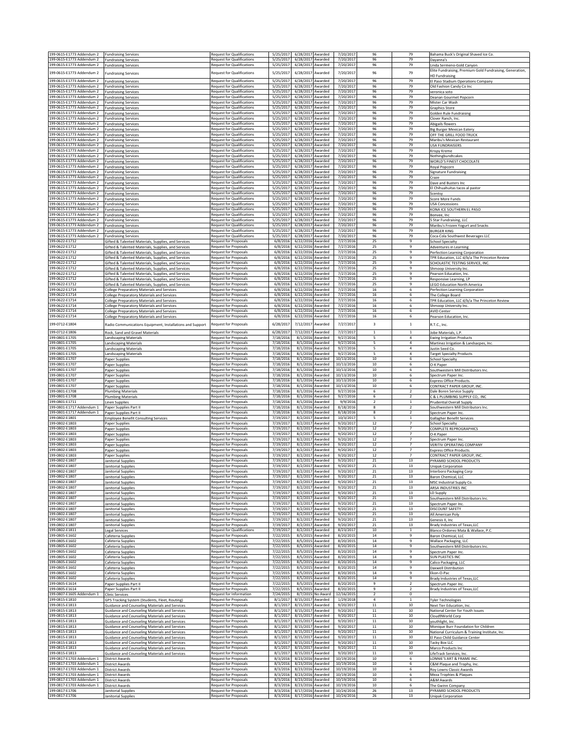| | | | | | | | | | |
|---|---|---|---|---|---|---|---|---|---|
| 199-0615-E1773 Addendum 2 | Fundraising Services | Request for Qualifications | 5/25/2017 | 6/28/2017 | Awarded | 7/20/2017 | 96 | 79 | Bahama Buck's Original Shaved Ice Co. |
| 199-0615-E1773 Addendum 2 | Fundraising Services | Request for Qualifications | 5/25/2017 | 6/28/2017 | Awarded | 7/20/2017 | 96 | 79 | Dayanna's |
| 199-0615-E1773 Addendum 2 | Fundraising Services | Request for Qualifications | 5/25/2017 | 6/28/2017 | Awarded | 7/20/2017 | 96 | 79 | Linda Sermeno-Gold Canyon |
| 199-0615-E1773 Addendum 2 | Fundraising Services | Request for Qualifications | 5/25/2017 | 6/28/2017 | Awarded | 7/20/2017 | 96 | 79 | Elite Fundraising, Premium Gold Fundraising, Generation, HD Fundraising |
| 199-0615-E1773 Addendum 2 | Fundraising Services | Request for Qualifications | 5/25/2017 | 6/28/2017 | Awarded | 7/20/2017 | 96 | 79 | El Paso Stadium Operations Company |
| 199-0615-E1773 Addendum 2 | Fundraising Services | Request for Qualifications | 5/25/2017 | 6/28/2017 | Awarded | 7/20/2017 | 96 | 79 | Old Fashion Candy Co Inc |
| 199-0615-E1773 Addendum 2 | Fundraising Services | Request for Qualifications | 5/25/2017 | 6/28/2017 | Awarded | 7/20/2017 | 96 | 79 | veronica soto |
| 199-0615-E1773 Addendum 2 | Fundraising Services | Request for Qualifications | 5/25/2017 | 6/28/2017 | Awarded | 7/20/2017 | 96 | 79 | Deanan Gourmet Popcorn |
| 199-0615-E1773 Addendum 2 | Fundraising Services | Request for Qualifications | 5/25/2017 | 6/28/2017 | Awarded | 7/20/2017 | 96 | 79 | Mister Car Wash |
| 199-0615-E1773 Addendum 2 | Fundraising Services | Request for Qualifications | 5/25/2017 | 6/28/2017 | Awarded | 7/20/2017 | 96 | 79 | Graphics Store |
| 199-0615-E1773 Addendum 2 | Fundraising Services | Request for Qualifications | 5/25/2017 | 6/28/2017 | Awarded | 7/20/2017 | 96 | 79 | Golden Rule Fundraising |
| 199-0615-E1773 Addendum 2 | Fundraising Services | Request for Qualifications | 5/25/2017 | 6/28/2017 | Awarded | 7/20/2017 | 96 | 79 | Clover Ranch, Inc. |
| 199-0615-E1773 Addendum 2 | Fundraising Services | Request for Qualifications | 5/25/2017 | 6/28/2017 | Awarded | 7/20/2017 | 96 | 79 | Abigails flowers |
| 199-0615-E1773 Addendum 2 | Fundraising Services | Request for Qualifications | 5/25/2017 | 6/28/2017 | Awarded | 7/20/2017 | 96 | 79 | Big Burger Mexican Eatery |
| 199-0615-E1773 Addendum 2 | Fundraising Services | Request for Qualifications | 5/25/2017 | 6/28/2017 | Awarded | 7/20/2017 | 96 | 79 | OFF THE GRILL FOOD TRUCK |
| 199-0615-E1773 Addendum 2 | Fundraising Services | Request for Qualifications | 5/25/2017 | 6/28/2017 | Awarded | 7/20/2017 | 96 | 79 | Maribu's Mexican Restaurant |
| 199-0615-E1773 Addendum 2 | Fundraising Services | Request for Qualifications | 5/25/2017 | 6/28/2017 | Awarded | 7/20/2017 | 96 | 79 | USA FUNDRAISERS |
| 199-0615-E1773 Addendum 2 | Fundraising Services | Request for Qualifications | 5/25/2017 | 6/28/2017 | Awarded | 7/20/2017 | 96 | 79 | Krispy Kreme |
| 199-0615-E1773 Addendum 2 | Fundraising Services | Request for Qualifications | 5/25/2017 | 6/28/2017 | Awarded | 7/20/2017 | 96 | 79 | Nothingbundtcakes |
| 199-0615-E1773 Addendum 2 | Fundraising Services | Request for Qualifications | 5/25/2017 | 6/28/2017 | Awarded | 7/20/2017 | 96 | 79 | WORLD'S FINEST CHOCOLATE |
| 199-0615-E1773 Addendum 2 | Fundraising Services | Request for Qualifications | 5/25/2017 | 6/28/2017 | Awarded | 7/20/2017 | 96 | 79 | Royal Popcorn |
| 199-0615-E1773 Addendum 2 | Fundraising Services | Request for Qualifications | 5/25/2017 | 6/28/2017 | Awarded | 7/20/2017 | 96 | 79 | Signature Fundraising |
| 199-0615-E1773 Addendum 2 | Fundraising Services | Request for Qualifications | 5/25/2017 | 6/28/2017 | Awarded | 7/20/2017 | 96 | 79 | Craze |
| 199-0615-E1773 Addendum 2 | Fundraising Services | Request for Qualifications | 5/25/2017 | 6/28/2017 | Awarded | 7/20/2017 | 96 | 79 | Dave and Busters Inc |
| 199-0615-E1773 Addendum 2 | Fundraising Services | Request for Qualifications | 5/25/2017 | 6/28/2017 | Awarded | 7/20/2017 | 96 | 79 | El Chihuahuitas tacos al pastor |
| 199-0615-E1773 Addendum 2 | Fundraising Services | Request for Qualifications | 5/25/2017 | 6/28/2017 | Awarded | 7/20/2017 | 96 | 79 | Scentsy |
| 199-0615-E1773 Addendum 2 | Fundraising Services | Request for Qualifications | 5/25/2017 | 6/28/2017 | Awarded | 7/20/2017 | 96 | 79 | Score More Funds |
| 199-0615-E1773 Addendum 2 | Fundraising Services | Request for Qualifications | 5/25/2017 | 6/28/2017 | Awarded | 7/20/2017 | 96 | 79 | USA Concessions |
| 199-0615-E1773 Addendum 2 | Fundraising Services | Request for Qualifications | 5/25/2017 | 6/28/2017 | Awarded | 7/20/2017 | 96 | 79 | KONA ICE SOUTHERN EL PASO |
| 199-0615-E1773 Addendum 2 | Fundraising Services | Request for Qualifications | 5/25/2017 | 6/28/2017 | Awarded | 7/20/2017 | 96 | 79 | Bonvee, Inc |
| 199-0615-E1773 Addendum 2 | Fundraising Services | Request for Qualifications | 5/25/2017 | 6/28/2017 | Awarded | 7/20/2017 | 96 | 79 | 5 Star Fundraising, LLC |
| 199-0615-E1773 Addendum 2 | Fundraising Services | Request for Qualifications | 5/25/2017 | 6/28/2017 | Awarded | 7/20/2017 | 96 | 79 | Maribu's Frozen Yogurt and Snacks |
| 199-0615-E1773 Addendum 2 | Fundraising Services | Request for Qualifications | 5/25/2017 | 6/28/2017 | Awarded | 7/20/2017 | 96 | 79 | BURGER KING |
| 199-0615-E1773 Addendum 2 | Fundraising Services | Request for Qualifications | 5/25/2017 | 6/28/2017 | Awarded | 7/20/2017 | 96 | 79 | Coca-Cola Southwest Beverages LLC |
| 199-0622-E1712 | Gifted & Talented Materials, Supplies, and Services | Request for Proposals | 6/8/2016 | 6/22/2016 | Awarded | 7/27/2016 | 25 | 9 | School Specialty |
| 199-0622-E1712 | Gifted & Talented Materials, Supplies, and Services | Request for Proposals | 6/8/2016 | 6/22/2016 | Awarded | 7/27/2016 | 25 | 9 | Adventures in Learning |
| 199-0622-E1712 | Gifted & Talented Materials, Supplies, and Services | Request for Proposals | 6/8/2016 | 6/22/2016 | Awarded | 7/27/2016 | 25 | 9 | Perfection Learning Corporation |
| 199-0622-E1712 | Gifted & Talented Materials, Supplies, and Services | Request for Proposals | 6/8/2016 | 6/22/2016 | Awarded | 7/27/2016 | 25 | 9 | TPR Education, LLC d/b/a The Princeton Review |
| 199-0622-E1712 | Gifted & Talented Materials, Supplies, and Services | Request for Proposals | 6/8/2016 | 6/22/2016 | Awarded | 7/27/2016 | 25 | 9 | SCHOLASTIC TESTING SERVICE, INC. |
| 199-0622-E1712 | Gifted & Talented Materials, Supplies, and Services | Request for Proposals | 6/8/2016 | 6/22/2016 | Awarded | 7/27/2016 | 25 | 9 | Shmoop University Inc. |
| 199-0622-E1712 | Gifted & Talented Materials, Supplies, and Services | Request for Proposals | 6/8/2016 | 6/22/2016 | Awarded | 7/27/2016 | 25 | 9 | Pearson Education, Inc. |
| 199-0622-E1712 | Gifted & Talented Materials, Supplies, and Services | Request for Proposals | 6/8/2016 | 6/22/2016 | Awarded | 7/27/2016 | 25 | 9 | Responsive Learning, LP |
| 199-0622-E1712 | Gifted & Talented Materials, Supplies, and Services | Request for Proposals | 6/8/2016 | 6/22/2016 | Awarded | 7/27/2016 | 25 | 9 | LEGO Education North America |
| 199-0622-E1714 | College Preparatory Materials and Services | Request for Proposals | 6/8/2016 | 6/22/2016 | Awarded | 7/27/2016 | 16 | 6 | Perfection Learning Corporation |
| 199-0622-E1714 | College Preparatory Materials and Services | Request for Proposals | 6/8/2016 | 6/22/2016 | Awarded | 7/27/2016 | 16 | 6 | The College Board |
| 199-0622-E1714 | College Preparatory Materials and Services | Request for Proposals | 6/8/2016 | 6/22/2016 | Awarded | 7/27/2016 | 16 | 6 | TPR Education, LLC d/b/a The Princeton Review |
| 199-0622-E1714 | College Preparatory Materials and Services | Request for Proposals | 6/8/2016 | 6/22/2016 | Awarded | 7/27/2016 | 16 | 6 | Shmoop University Inc. |
| 199-0622-E1714 | College Preparatory Materials and Services | Request for Proposals | 6/8/2016 | 6/22/2016 | Awarded | 7/27/2016 | 16 | 6 | AVID Center |
| 199-0622-E1714 | College Preparatory Materials and Services | Request for Proposals | 6/8/2016 | 6/22/2016 | Awarded | 7/27/2016 | 16 | 6 | Pearson Education, Inc. |
| 199-0712-E1804 | Radio Communications Equipment, Installations and Support | Request for Proposals | 6/28/2017 | 7/12/2017 | Awarded | 7/27/2017 | 3 | 1 | R.T.C., Inc. |
| 199-0712-E1806 | Rock, Sand and Gravel Materials | Request for Proposals | 6/28/2017 | 7/12/2017 | Awarded | 7/27/2017 | 1 | 1 | Jobe Materials, L.P. |
| 199-0801-E1705 | Landscaping Materials | Request for Proposals | 7/18/2016 | 8/1/2016 | Awarded | 9/27/2016 | 5 | 4 | Ewing Irrigation Products |
| 199-0801-E1705 | Landscaping Materials | Request for Proposals | 7/18/2016 | 8/1/2016 | Awarded | 9/27/2016 | 5 | 4 | Martinez Irrigation & Landsacpes, Inc. |
| 199-0801-E1705 | Landscaping Materials | Request for Proposals | 7/18/2016 | 8/1/2016 | Awarded | 9/27/2016 | 5 | 4 | Justin Seed Co. |
| 199-0801-E1705 | Landscaping Materials | Request for Proposals | 7/18/2016 | 8/1/2016 | Awarded | 9/27/2016 | 5 | 4 | Target Specialty Products |
| 199-0801-E1707 | Paper Supplies | Request for Proposals | 7/18/2016 | 8/1/2016 | Awarded | 10/13/2016 | 10 | 6 | School Specialty |
| 199-0801-E1707 | Paper Supplies | Request for Proposals | 7/18/2016 | 8/1/2016 | Awarded | 10/13/2016 | 10 | 6 | O-K Paper |
| 199-0801-E1707 | Paper Supplies | Request for Proposals | 7/18/2016 | 8/1/2016 | Awarded | 10/13/2016 | 10 | 6 | Southwestern Mill Distributors Inc. |
| 199-0801-E1707 | Paper Supplies | Request for Proposals | 7/18/2016 | 8/1/2016 | Awarded | 10/13/2016 | 10 | 6 | Spectrum Paper Inc. |
| 199-0801-E1707 | Paper Supplies | Request for Proposals | 7/18/2016 | 8/1/2016 | Awarded | 10/13/2016 | 10 | 6 | Express Office Products. |
| 199-0801-E1707 | Paper Supplies | Request for Proposals | 7/18/2016 | 8/1/2016 | Awarded | 10/13/2016 | 10 | 6 | CONTRACT PAPER GROUP, INC. |
| 199-0801-E1708 | Plumbing Materials | Request for Proposals | 7/18/2016 | 8/1/2016 | Awarded | 9/27/2016 | 6 | 2 | Dale Boren Service Supply |
| 199-0801-E1708 | Plumbing Materials | Request for Proposals | 7/18/2016 | 8/1/2016 | Awarded | 9/27/2016 | 6 | 2 | C & L PLUMBING SUPPLY CO,. INC |
| 199-0801-E1711 | Linen Supplies | Request for Proposals | 7/18/2016 | 8/1/2016 | Awarded | 9/9/2016 | 2 | 1 | Prudential Overall Supply |
| 199-0801-E1717 Addendum 1 | Paper Supplies Part II | Request for Proposals | 7/18/2016 | 8/1/2016 | Awarded | 8/18/2016 | 8 | 2 | Southwestern Mill Distributors Inc. |
| 199-0801-E1717 Addendum 1 | Paper Supplies Part II | Request for Proposals | 7/18/2016 | 8/1/2016 | Awarded | 8/18/2016 | 8 | 2 | Spectrum Paper Inc. |
| 199-0802-E1801 | Employee Benefit Consulting Services | Request for Proposals | 7/19/2017 | 8/2/2017 | Awarded | 10/3/2017 | 5 | 1 | Gallagher Benefit Services |
| 199-0802-E1803 | Paper Supplies | Request for Proposals | 7/19/2017 | 8/2/2017 | Awarded | 9/20/2017 | 12 | 7 | School Specialty |
| 199-0802-E1803 | Paper Supplies | Request for Proposals | 7/19/2017 | 8/2/2017 | Awarded | 9/20/2017 | 12 | 7 | COMPLETE REPROGRAPHICS |
| 199-0802-E1803 | Paper Supplies | Request for Proposals | 7/19/2017 | 8/2/2017 | Awarded | 9/20/2017 | 12 | 7 | O-K Paper |
| 199-0802-E1803 | Paper Supplies | Request for Proposals | 7/19/2017 | 8/2/2017 | Awarded | 9/20/2017 | 12 | 7 | Spectrum Paper Inc. |
| 199-0802-E1803 | Paper Supplies | Request for Proposals | 7/19/2017 | 8/2/2017 | Awarded | 9/20/2017 | 12 | 7 | VERITIV OPERATING COMPANY |
| 199-0802-E1803 | Paper Supplies | Request for Proposals | 7/19/2017 | 8/2/2017 | Awarded | 9/20/2017 | 12 | 7 | Express Office Products. |
| 199-0802-E1803 | Paper Supplies | Request for Proposals | 7/19/2017 | 8/2/2017 | Awarded | 9/20/2017 | 12 | 7 | CONTRACT PAPER GROUP, INC. |
| 199-0802-E1807 | Janitorial Supplies | Request for Proposals | 7/19/2017 | 8/2/2017 | Awarded | 9/20/2017 | 21 | 13 | PYRAMID SCHOOL PRODUCTS |
| 199-0802-E1807 | Janitorial Supplies | Request for Proposals | 7/19/2017 | 8/2/2017 | Awarded | 9/20/2017 | 21 | 13 | Unipak Corporation |
| 199-0802-E1807 | Janitorial Supplies | Request for Proposals | 7/19/2017 | 8/2/2017 | Awarded | 9/20/2017 | 21 | 13 | Interboro Packaging Corp |
| 199-0802-E1807 | Janitorial Supplies | Request for Proposals | 7/19/2017 | 8/2/2017 | Awarded | 9/20/2017 | 21 | 13 | Baron Chemical, LLC |
| 199-0802-E1807 | Janitorial Supplies | Request for Proposals | 7/19/2017 | 8/2/2017 | Awarded | 9/20/2017 | 21 | 13 | MSC Industrial Supply Co. |
| 199-0802-E1807 | Janitorial Supplies | Request for Proposals | 7/19/2017 | 8/2/2017 | Awarded | 9/20/2017 | 21 | 13 | ARSA INDUSTRIES INC |
| 199-0802-E1807 | Janitorial Supplies | Request for Proposals | 7/19/2017 | 8/2/2017 | Awarded | 9/20/2017 | 21 | 13 | LD Supply |
| 199-0802-E1807 | Janitorial Supplies | Request for Proposals | 7/19/2017 | 8/2/2017 | Awarded | 9/20/2017 | 21 | 13 | Southwestern Mill Distributors Inc. |
| 199-0802-E1807 | Janitorial Supplies | Request for Proposals | 7/19/2017 | 8/2/2017 | Awarded | 9/20/2017 | 21 | 13 | Spectrum Paper Inc. |
| 199-0802-E1807 | Janitorial Supplies | Request for Proposals | 7/19/2017 | 8/2/2017 | Awarded | 9/20/2017 | 21 | 13 | DISCOUNT SAFETY |
| 199-0802-E1807 | Janitorial Supplies | Request for Proposals | 7/19/2017 | 8/2/2017 | Awarded | 9/20/2017 | 21 | 13 | All American Poly |
| 199-0802-E1807 | Janitorial Supplies | Request for Proposals | 7/19/2017 | 8/2/2017 | Awarded | 9/20/2017 | 21 | 13 | Genesis II, Inc |
| 199-0802-E1807 | Janitorial Supplies | Request for Proposals | 7/19/2017 | 8/2/2017 | Awarded | 9/20/2017 | 21 | 13 | Brady Industries of Texas,LLC |
| 199-0802-E1811 | Legal Services | Request for Qualifications | 7/19/2017 | 8/2/2017 | Awarded | 8/23/2017 | 10 | 1 | Blanco Ordonez Mata & Wallace, P.C. |
| 199-0805-E1602 | Cafeteria Supplies | Request for Proposals | 7/22/2015 | 8/5/2015 | Awarded | 8/20/2015 | 14 | 9 | Baron Chemical, LLC |
| 199-0805-E1602 | Cafeteria Supplies | Request for Proposals | 7/22/2015 | 8/5/2015 | Awarded | 8/20/2015 | 14 | 9 | Wallace Packaging, LLC |
| 199-0805-E1602 | Cafeteria Supplies | Request for Proposals | 7/22/2015 | 8/5/2015 | Awarded | 8/20/2015 | 14 | 9 | Southwestern Mill Distributors Inc. |
| 199-0805-E1602 | Cafeteria Supplies | Request for Proposals | 7/22/2015 | 8/5/2015 | Awarded | 8/20/2015 | 14 | 9 | Spectrum Paper Inc. |
| 199-0805-E1602 | Cafeteria Supplies | Request for Proposals | 7/22/2015 | 8/5/2015 | Awarded | 8/20/2015 | 14 | 9 | SUN PLASTICS INC |
| 199-0805-E1602 | Cafeteria Supplies | Request for Proposals | 7/22/2015 | 8/5/2015 | Awarded | 8/20/2015 | 14 | 9 | Calico Packaging, LLC |
| 199-0805-E1602 | Cafeteria Supplies | Request for Proposals | 7/22/2015 | 8/5/2015 | Awarded | 8/20/2015 | 14 | 9 | Daxwell Distribution |
| 199-0805-E1602 | Cafeteria Supplies | Request for Proposals | 7/22/2015 | 8/5/2015 | Awarded | 8/20/2015 | 14 | 9 | Ekon-O-Pac |
| 199-0805-E1602 | Cafeteria Supplies | Request for Proposals | 7/22/2015 | 8/5/2015 | Awarded | 8/20/2015 | 14 | 9 | Brady Industries of Texas,LLC |
| 199-0805-E1614 | Paper Supplies Part II | Request for Proposals | 7/22/2015 | 8/5/2015 | Awarded | 8/20/2015 | 9 | 2 | Spectrum Paper Inc. |
| 199-0805-E1614 | Paper Supplies Part II | Request for Proposals | 7/22/2015 | 8/5/2015 | Awarded | 8/20/2015 | 9 | 2 | Brady Industries of Texas,LLC |
| 199-0807-E1605 Addendum 1 | Clinic Services | Request for Information | 7/24/2015 | 8/7/2015 | No Award | 12/16/2015 | 2 | 0 | |
| 199-0815-E1810 | GPS Tracking System (Students, Fleet, Routing) | Request for Proposals | 8/1/2017 | 8/15/2017 | Awarded | 1/29/2018 | 4 | 1 | Tyler Technologies |
| 199-0815-E1813 | Guidance and Counseling Materials and Services | Request for Proposals | 8/1/2017 | 8/15/2017 | Awarded | 9/20/2017 | 11 | 10 | Next Tier Education, Inc. |
| 199-0815-E1813 | Guidance and Counseling Materials and Services | Request for Proposals | 8/1/2017 | 8/15/2017 | Awarded | 9/20/2017 | 11 | 10 | National Center for Youth Issues |
| 199-0815-E1813 | Guidance and Counseling Materials and Services | Request for Proposals | 8/1/2017 | 8/15/2017 | Awarded | 9/20/2017 | 11 | 10 | Cloud9World Corp |
| 199-0815-E1813 | Guidance and Counseling Materials and Services | Request for Proposals | 8/1/2017 | 8/15/2017 | Awarded | 9/20/2017 | 11 | 10 | youthlight, Inc. |
| 199-0815-E1813 | Guidance and Counseling Materials and Services | Request for Proposals | 8/1/2017 | 8/15/2017 | Awarded | 9/20/2017 | 11 | 10 | Monique Burr Foundation for Children |
| 199-0815-E1813 | Guidance and Counseling Materials and Services | Request for Proposals | 8/1/2017 | 8/15/2017 | Awarded | 9/20/2017 | 11 | 10 | National Curriculum & Training Institute, Inc. |
| 199-0815-E1813 | Guidance and Counseling Materials and Services | Request for Proposals | 8/1/2017 | 8/15/2017 | Awarded | 9/20/2017 | 11 | 10 | El Paso Child Guidance Center |
| 199-0815-E1813 | Guidance and Counseling Materials and Services | Request for Proposals | 8/1/2017 | 8/15/2017 | Awarded | 9/20/2017 | 11 | 10 | Tacky Box LLC |
| 199-0815-E1813 | Guidance and Counseling Materials and Services | Request for Proposals | 8/1/2017 | 8/15/2017 | Awarded | 9/20/2017 | 11 | 10 | Marco Products Inc |
| 199-0815-E1813 | Guidance and Counseling Materials and Services | Request for Proposals | 8/1/2017 | 8/15/2017 | Awarded | 9/20/2017 | 11 | 10 | LifeTrack Services, Inc. |
| 199-0817-E1703 Addendum 1 | District Awards | Request for Proposals | 8/3/2016 | 8/23/2016 | Awarded | 10/19/2016 | 10 | 6 | LONNIE'S ART & FRAME INC. |
| 199-0817-E1703 Addendum 1 | District Awards | Request for Proposals | 8/3/2016 | 8/23/2016 | Awarded | 10/19/2016 | 10 | 6 | C&M Plaque and Trophy, Inc. |
| 199-0817-E1703 Addendum 1 | District Awards | Request for Proposals | 8/3/2016 | 8/23/2016 | Awarded | 10/19/2016 | 10 | 6 | Roy Lowns Classic Awards |
| 199-0817-E1703 Addendum 1 | District Awards | Request for Proposals | 8/3/2016 | 8/23/2016 | Awarded | 10/19/2016 | 10 | 6 | Meza Trophies & Plaques |
| 199-0817-E1703 Addendum 1 | District Awards | Request for Proposals | 8/3/2016 | 8/23/2016 | Awarded | 10/19/2016 | 10 | 6 | A&M Awards |
| 199-0817-E1703 Addendum 1 | District Awards | Request for Proposals | 8/3/2016 | 8/23/2016 | Awarded | 10/19/2016 | 10 | 6 | The Gwinn Company |
| 199-0817-E1706 | Janitorial Supplies | Request for Proposals | 8/3/2016 | 8/17/2016 | Awarded | 10/24/2016 | 26 | 13 | PYRAMID SCHOOL PRODUCTS |
| 199-0817-E1706 | Janitorial Supplies | Request for Proposals | 8/3/2016 | 8/17/2016 | Awarded | 10/24/2016 | 26 | 13 | Unipak Corporation |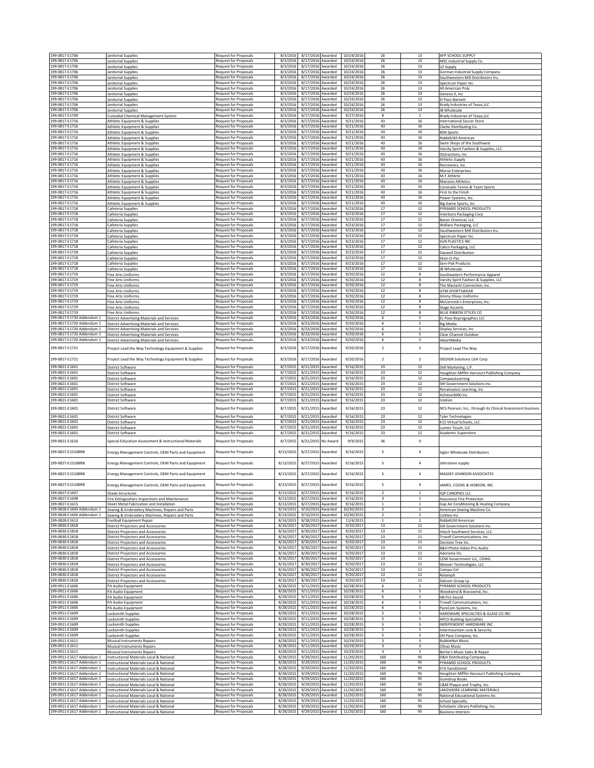| | | | | | | | | | |
|---|---|---|---|---|---|---|---|---|---|
| 199-0817-E1706 | Janitorial Supplies | Request for Proposals | 8/3/2016 | 8/17/2016 | Awarded | 10/24/2016 | 26 | 13 | AFP SCHOOL SUPPLY |
| 199-0817-E1706 | Janitorial Supplies | Request for Proposals | 8/3/2016 | 8/17/2016 | Awarded | 10/24/2016 | 26 | 13 | MSC Industrial Supply Co. |
| 199-0817-E1706 | Janitorial Supplies | Request for Proposals | 8/3/2016 | 8/17/2016 | Awarded | 10/24/2016 | 26 | 13 | LD Supply |
| 199-0817-E1706 | Janitorial Supplies | Request for Proposals | 8/3/2016 | 8/17/2016 | Awarded | 10/24/2016 | 26 | 13 | Gorman Industrial Supply Company |
| 199-0817-E1706 | Janitorial Supplies | Request for Proposals | 8/3/2016 | 8/17/2016 | Awarded | 10/24/2016 | 26 | 13 | Southwestern Mill Distributors Inc. |
| 199-0817-E1706 | Janitorial Supplies | Request for Proposals | 8/3/2016 | 8/17/2016 | Awarded | 10/24/2016 | 26 | 13 | Spectrum Paper Inc. |
| 199-0817-E1706 | Janitorial Supplies | Request for Proposals | 8/3/2016 | 8/17/2016 | Awarded | 10/24/2016 | 26 | 13 | All American Poly |
| 199-0817-E1706 | Janitorial Supplies | Request for Proposals | 8/3/2016 | 8/17/2016 | Awarded | 10/24/2016 | 26 | 13 | Genesis II, Inc |
| 199-0817-E1706 | Janitorial Supplies | Request for Proposals | 8/3/2016 | 8/17/2016 | Awarded | 10/24/2016 | 26 | 13 | El Paso Barnett |
| 199-0817-E1706 | Janitorial Supplies | Request for Proposals | 8/3/2016 | 8/17/2016 | Awarded | 10/24/2016 | 26 | 13 | Brady Industries of Texas,LLC |
| 199-0817-E1706 | Janitorial Supplies | Request for Proposals | 8/3/2016 | 8/17/2016 | Awarded | 10/24/2016 | 26 | 13 | JB Wholesale |
| 199-0817-E1709 | Custodial Chemical Management System | Request for Proposals | 8/3/2016 | 8/17/2016 | Awarded | 9/27/2016 | 8 | 1 | Brady Industries of Texas,LLC |
| 199-0817-E1716 | Athletic Equipment & Supplies | Request for Proposals | 8/3/2016 | 8/17/2016 | Awarded | 9/21/2016 | 43 | 16 | International Soccer Store |
| 199-0817-E1716 | Athletic Equipment & Supplies | Request for Proposals | 8/3/2016 | 8/17/2016 | Awarded | 9/21/2016 | 43 | 16 | Clarke Distributing Co. |
| 199-0817-E1716 | Athletic Equipment & Supplies | Request for Proposals | 8/3/2016 | 8/17/2016 | Awarded | 9/21/2016 | 43 | 16 | BSN Sports |
| 199-0817-E1716 | Athletic Equipment & Supplies | Request for Proposals | 8/3/2016 | 8/17/2016 | Awarded | 9/21/2016 | 43 | 16 | Riddell/All American |
| 199-0817-E1716 | Athletic Equipment & Supplies | Request for Proposals | 8/3/2016 | 8/17/2016 | Awarded | 9/21/2016 | 43 | 16 | Swim Shops of the Southwest |
| 199-0817-E1716 | Athletic Equipment & Supplies | Request for Proposals | 8/3/2016 | 8/17/2016 | Awarded | 9/21/2016 | 43 | 16 | Varsity Spirit Fashion & Supplies, LLC |
| 199-0817-E1716 | Athletic Equipment & Supplies | Request for Proposals | 8/3/2016 | 8/17/2016 | Awarded | 9/21/2016 | 43 | 16 | Distractions, Inc |
| 199-0817-E1716 | Athletic Equipment & Supplies | Request for Proposals | 8/3/2016 | 8/17/2016 | Awarded | 9/21/2016 | 43 | 16 | Athletic Supply |
| 199-0817-E1716 | Athletic Equipment & Supplies | Request for Proposals | 8/3/2016 | 8/17/2016 | Awarded | 9/21/2016 | 43 | 16 | Recreonics, Inc. |
| 199-0817-E1716 | Athletic Equipment & Supplies | Request for Proposals | 8/3/2016 | 8/17/2016 | Awarded | 9/21/2016 | 43 | 16 | Morse Enterprises |
| 199-0817-E1716 | Athletic Equipment & Supplies | Request for Proposals | 8/3/2016 | 8/17/2016 | Awarded | 9/21/2016 | 43 | 16 | M-F Athletic |
| 199-0817-E1716 | Athletic Equipment & Supplies | Request for Proposals | 8/3/2016 | 8/17/2016 | Awarded | 9/21/2016 | 43 | 16 | Mansion Athletics |
| 199-0817-E1716 | Athletic Equipment & Supplies | Request for Proposals | 8/3/2016 | 8/17/2016 | Awarded | 9/21/2016 | 43 | 16 | Coronado Tennis & Team Sports |
| 199-0817-E1716 | Athletic Equipment & Supplies | Request for Proposals | 8/3/2016 | 8/17/2016 | Awarded | 9/21/2016 | 43 | 16 | First to the Finish |
| 199-0817-E1716 | Athletic Equipment & Supplies | Request for Proposals | 8/3/2016 | 8/17/2016 | Awarded | 9/21/2016 | 43 | 16 | Power Systems, Inc. |
| 199-0817-E1716 | Athletic Equipment & Supplies | Request for Proposals | 8/3/2016 | 8/17/2016 | Awarded | 9/21/2016 | 43 | 16 | Big Game Sports, Inc |
| 199-0817-E1718 | Cafeteria Supplies | Request for Proposals | 8/3/2016 | 8/17/2016 | Awarded | 9/23/2016 | 17 | 12 | PYRAMID SCHOOL PRODUCTS |
| 199-0817-E1718 | Cafeteria Supplies | Request for Proposals | 8/3/2016 | 8/17/2016 | Awarded | 9/23/2016 | 17 | 12 | Interboro Packaging Corp |
| 199-0817-E1718 | Cafeteria Supplies | Request for Proposals | 8/3/2016 | 8/17/2016 | Awarded | 9/23/2016 | 17 | 12 | Baron Chemical, LLC |
| 199-0817-E1718 | Cafeteria Supplies | Request for Proposals | 8/3/2016 | 8/17/2016 | Awarded | 9/23/2016 | 17 | 12 | Wallace Packaging, LLC |
| 199-0817-E1718 | Cafeteria Supplies | Request for Proposals | 8/3/2016 | 8/17/2016 | Awarded | 9/23/2016 | 17 | 12 | Southwestern Mill Distributors Inc. |
| 199-0817-E1718 | Cafeteria Supplies | Request for Proposals | 8/3/2016 | 8/17/2016 | Awarded | 9/23/2016 | 17 | 12 | Spectrum Paper Inc. |
| 199-0817-E1718 | Cafeteria Supplies | Request for Proposals | 8/3/2016 | 8/17/2016 | Awarded | 9/23/2016 | 17 | 12 | SUN PLASTICS INC |
| 199-0817-E1718 | Cafeteria Supplies | Request for Proposals | 8/3/2016 | 8/17/2016 | Awarded | 9/23/2016 | 17 | 12 | Calico Packaging, LLC |
| 199-0817-E1718 | Cafeteria Supplies | Request for Proposals | 8/3/2016 | 8/17/2016 | Awarded | 9/23/2016 | 17 | 12 | Daxwell Distribution |
| 199-0817-E1718 | Cafeteria Supplies | Request for Proposals | 8/3/2016 | 8/17/2016 | Awarded | 9/23/2016 | 17 | 12 | Ekon-O-Pac |
| 199-0817-E1718 | Cafeteria Supplies | Request for Proposals | 8/3/2016 | 8/17/2016 | Awarded | 9/23/2016 | 17 | 12 | Serv-Pak Products |
| 199-0817-E1718 | Cafeteria Supplies | Request for Proposals | 8/3/2016 | 8/17/2016 | Awarded | 9/23/2016 | 17 | 12 | JB Wholesale |
| 199-0817-E1719 | Fine Arts Uniforms | Request for Proposals | 8/3/2016 | 8/17/2016 | Awarded | 9/20/2016 | 12 | 8 | Southeastern Performance Apparel |
| 199-0817-E1719 | Fine Arts Uniforms | Request for Proposals | 8/3/2016 | 8/17/2016 | Awarded | 9/20/2016 | 12 | 8 | Varsity Spirit Fashion & Supplies, LLC |
| 199-0817-E1719 | Fine Arts Uniforms | Request for Proposals | 8/3/2016 | 8/17/2016 | Awarded | 9/20/2016 | 12 | 8 | The Mariachi Connection, Inc. |
| 199-0817-E1719 | Fine Arts Uniforms | Request for Proposals | 8/3/2016 | 8/17/2016 | Awarded | 9/20/2016 | 12 | 8 | GTM SPORTSWEAR |
| 199-0817-E1719 | Fine Arts Uniforms | Request for Proposals | 8/3/2016 | 8/17/2016 | Awarded | 9/20/2016 | 12 | 8 | Jimmy Olivas Uniforms |
| 199-0817-E1719 | Fine Arts Uniforms | Request for Proposals | 8/3/2016 | 8/17/2016 | Awarded | 9/20/2016 | 12 | 8 | McCormick's Enterprises, Inc. |
| 199-0817-E1719 | Fine Arts Uniforms | Request for Proposals | 8/3/2016 | 8/17/2016 | Awarded | 9/20/2016 | 12 | 8 | Stage Accents |
| 199-0817-E1719 | Fine Arts Uniforms | Request for Proposals | 8/3/2016 | 8/17/2016 | Awarded | 9/20/2016 | 12 | 8 | BLUE RIBBON STYLES CO |
| 199-0817-E1720 Addendum 1 | District Advertising Materials and Services | Request for Proposals | 8/3/2016 | 8/23/2016 | Awarded | 9/20/2016 | 6 | 5 | EL Paso Reprographics LLC |
| 199-0817-E1720 Addendum 1 | District Advertising Materials and Services | Request for Proposals | 8/3/2016 | 8/23/2016 | Awarded | 9/20/2016 | 6 | 5 | Big Media |
| 199-0817-E1720 Addendum 1 | District Advertising Materials and Services | Request for Proposals | 8/3/2016 | 8/23/2016 | Awarded | 9/20/2016 | 6 | 5 | Display Services, Inc |
| 199-0817-E1720 Addendum 1 | District Advertising Materials and Services | Request for Proposals | 8/3/2016 | 8/23/2016 | Awarded | 9/20/2016 | 6 | 5 | Clear Channel Outdoor |
| 199-0817-E1720 Addendum 1 | District Advertising Materials and Services | Request for Proposals | 8/3/2016 | 8/23/2016 | Awarded | 9/20/2016 | 6 | 5 | iHeartMedia |
| 199-0817-E1721 | Project Lead the Way Technology Equipment & Supplies | Request for Proposals | 8/3/2016 | 8/17/2016 | Awarded | 9/20/2016 | 2 | 2 | Project Lead The Way |
| 199-0817-E1721 | Project Lead the Way Technology Equipment & Supplies | Request for Proposals | 8/3/2016 | 8/17/2016 | Awarded | 9/20/2016 | 2 | 2 | iDESIGN Solutions USA Corp. |
| 199-0821-E1601 | District Software | Request for Proposals | 8/7/2015 | 8/21/2015 | Awarded | 9/16/2015 | 23 | 12 | Dell Marketing, L.P. |
| 199-0821-E1601 | District Software | Request for Proposals | 8/7/2015 | 8/21/2015 | Awarded | 9/16/2015 | 23 | 12 | Houghton Mifflin Harcourt Publishing Company |
| 199-0821-E1601 | District Software | Request for Proposals | 8/7/2015 | 8/21/2015 | Awarded | 9/16/2015 | 23 | 12 | CompassLearning |
| 199-0821-E1601 | District Software | Request for Proposals | 8/7/2015 | 8/21/2015 | Awarded | 9/16/2015 | 23 | 12 | SHI Government Solutions Inc. |
| 199-0821-E1601 | District Software | Request for Proposals | 8/7/2015 | 8/21/2015 | Awarded | 9/16/2015 | 23 | 12 | Renaissance Learning, Inc. |
| 199-0821-E1601 | District Software | Request for Proposals | 8/7/2015 | 8/21/2015 | Awarded | 9/16/2015 | 23 | 12 | Achieve3000 Inc. |
| 199-0821-E1601 | District Software | Request for Proposals | 8/7/2015 | 8/21/2015 | Awarded | 9/16/2015 | 23 | 12 | Istation |
| 199-0821-E1601 | District Software | Request for Proposals | 8/7/2015 | 8/21/2015 | Awarded | 9/16/2015 | 23 | 12 | NCS Pearson, Inc., through its Clinical Assessment business |
| 199-0821-E1601 | District Software | Request for Proposals | 8/7/2015 | 8/21/2015 | Awarded | 9/16/2015 | 23 | 12 | Tyler Technologies |
| 199-0821-E1601 | District Software | Request for Proposals | 8/7/2015 | 8/21/2015 | Awarded | 9/16/2015 | 23 | 12 | K12 Virtual Schools, LLC. |
| 199-0821-E1601 | District Software | Request for Proposals | 8/7/2015 | 8/21/2015 | Awarded | 9/16/2015 | 23 | 12 | Lumen Touch, LLC |
| 199-0821-E1601 | District Software | Request for Proposals | 8/7/2015 | 8/21/2015 | Awarded | 9/16/2015 | 23 | 12 | Academic Superstore |
| 199-0821-E1616 | Special Education Assessment & Instructional Materials | Request for Proposals | 8/7/2015 | 8/21/2015 | No Award | 9/9/2015 | 36 | 0 | |
| 199-0827-E15108RB | Energy Management Controls, OEM Parts and Equipment | Request for Proposals | 8/13/2015 | 8/27/2015 | Awarded | 9/16/2015 | 5 | 4 | Sigler Wholesale Distributors |
| 199-0827-E15108RB | Energy Management Controls, OEM Parts and Equipment | Request for Proposals | 8/13/2015 | 8/27/2015 | Awarded | 9/16/2015 | 5 | 4 | Johnstone supply |
| 199-0827-E15108RB | Energy Management Controls, OEM Parts and Equipment | Request for Proposals | 8/13/2015 | 8/27/2015 | Awarded | 9/16/2015 | 5 | 4 | MASSEY JOHNSON ASSOCIATES |
| 199-0827-E15108RB | Energy Management Controls, OEM Parts and Equipment | Request for Proposals | 8/13/2015 | 8/27/2015 | Awarded | 9/16/2015 | 5 | 4 | JAMES, COOKE & HOBSON, INC. |
| 199-0827-E1607 | Shade Structures | Request for Proposals | 8/13/2015 | 8/27/2015 | Awarded | 9/16/2015 | 2 | 1 | IQP CANOPIES LLC. |
| 199-0827-E1608 | Fire Extinguishers Inspections and Maintenance | Request for Proposals | 8/13/2015 | 8/27/2015 | Awarded | 9/16/2015 | 3 | 1 | Assurance Fire Protection |
| 199-0827-E1615 | Sheet Metal Fabrication and Installation | Request for Proposals | 8/13/2015 | 8/27/2015 | Awarded | 9/16/2015 | 1 | 1 | Gap Air Conditioning & Heating Company |
| 199-0828-E1604 Addendum 1 | Sewing & Embroidery Machines, Repairs and Parts | Request for Proposals | 8/14/2015 | 9/10/2015 | Awarded | 10/30/2015 | 2 | 2 | American Sewing Machine Co. |
| 199-0828-E1604 Addendum 1 | Sewing & Embroidery Machines, Repairs and Parts | Request for Proposals | 8/14/2015 | 9/10/2015 | Awarded | 10/30/2015 | 2 | 2 | ColDesi Inc |
| 199-0828-E1613 | Football Equipment Repair | Request for Proposals | 8/14/2015 | 8/28/2015 | Awarded | 11/4/2015 | 1 | 1 | Riddell/All American |
| 199-0830-E1818 | District Projectors and Accessories | Request for Proposals | 8/16/2017 | 8/30/2017 | Awarded | 9/20/2017 | 13 | 11 | SHI Government Solutions Inc. |
| 199-0830-E1818 | District Projectors and Accessories | Request for Proposals | 8/16/2017 | 8/30/2017 | Awarded | 9/20/2017 | 13 | 11 | Intech Southwest Services, LLC. |
| 199-0830-E1818 | District Projectors and Accessories | Request for Proposals | 8/16/2017 | 8/30/2017 | Awarded | 9/20/2017 | 13 | 11 | Troxell Communications, Inc. |
| 199-0830-E1818 | District Projectors and Accessories | Request for Proposals | 8/16/2017 | 8/30/2017 | Awarded | 9/20/2017 | 13 | 11 | Decision Tree Inc. |
| 199-0830-E1818 | District Projectors and Accessories | Request for Proposals | 8/16/2017 | 8/30/2017 | Awarded | 9/20/2017 | 13 | 11 | B&H Photo-Video-Pro-Audio |
| 199-0830-E1818 | District Projectors and Accessories | Request for Proposals | 8/16/2017 | 8/30/2017 | Awarded | 9/20/2017 | 13 | 11 | Adorama Inc. |
| 199-0830-E1818 | District Projectors and Accessories | Request for Proposals | 8/16/2017 | 8/30/2017 | Awarded | 9/20/2017 | 13 | 11 | CDW Government LLC, CDWG |
| 199-0830-E1818 | District Projectors and Accessories | Request for Proposals | 8/16/2017 | 8/30/2017 | Awarded | 9/20/2017 | 13 | 11 | Weaver Technologies, LLC |
| 199-0830-E1818 | District Projectors and Accessories | Request for Proposals | 8/16/2017 | 8/30/2017 | Awarded | 9/20/2017 | 13 | 11 | Compu-Cel |
| 199-0830-E1818 | District Projectors and Accessories | Request for Proposals | 8/16/2017 | 8/30/2017 | Awarded | 9/20/2017 | 13 | 11 | RelampIt |
| 199-0830-E1818 | District Projectors and Accessories | Request for Proposals | 8/16/2017 | 8/30/2017 | Awarded | 9/20/2017 | 13 | 11 | Delcom Group Lp |
| 199-0911-E1606 | PA Audio Equipment | Request for Proposals | 8/28/2015 | 9/11/2015 | Awarded | 10/28/2015 | 6 | 5 | PYRAMID SCHOOL PRODUCTS |
| 199-0911-E1606 | PA Audio Equipment | Request for Proposals | 8/28/2015 | 9/11/2015 | Awarded | 10/28/2015 | 6 | 5 | Woodwind & Brasswind, Inc. |
| 199-0911-E1606 | PA Audio Equipment | Request for Proposals | 8/28/2015 | 9/11/2015 | Awarded | 10/28/2015 | 6 | 5 | HB Pro Sound |
| 199-0911-E1606 | PA Audio Equipment | Request for Proposals | 8/28/2015 | 9/11/2015 | Awarded | 10/28/2015 | 6 | 5 | Troxell Communications, Inc. |
| 199-0911-E1606 | PA Audio Equipment | Request for Proposals | 8/28/2015 | 9/11/2015 | Awarded | 10/28/2015 | 6 | 5 | PyroCom Systems, Inc. |
| 199-0911-E1609 | Locksmith Supplies | Request for Proposals | 8/28/2015 | 9/11/2015 | Awarded | 10/28/2015 | 5 | 5 | HARDWARE SPECIALTIES & GLASS CO INC |
| 199-0911-E1609 | Locksmith Supplies | Request for Proposals | 8/28/2015 | 9/11/2015 | Awarded | 10/28/2015 | 5 | 5 | APCO Building Specialties |
| 199-0911-E1609 | Locksmith Supplies | Request for Proposals | 8/28/2015 | 9/11/2015 | Awarded | 10/28/2015 | 5 | 5 | INDEPENDENT HARDWARE INC |
| 199-0911-E1609 | Locksmith Supplies | Request for Proposals | 8/28/2015 | 9/11/2015 | Awarded | 10/28/2015 | 5 | 5 | Intermountain Lock & Security |
| 199-0911-E1609 | Locksmith Supplies | Request for Proposals | 8/28/2015 | 9/11/2015 | Awarded | 10/28/2015 | 5 | 5 | DH Pace Company, Inc. |
| 199-0911-E1611 | Musical Instruments Repairs | Request for Proposals | 8/28/2015 | 9/11/2015 | Awarded | 10/29/2015 | 3 | 3 | BubbleNut Music |
| 199-0911-E1611 | Musical Instruments Repairs | Request for Proposals | 8/28/2015 | 9/11/2015 | Awarded | 10/29/2015 | 3 | 3 | Olivas Music |
| 199-0911-E1611 | Musical Instruments Repairs | Request for Proposals | 8/28/2015 | 9/11/2015 | Awarded | 10/29/2015 | 3 | 3 | Bertie's Music Sales & Repair |
| 199-0911-E1617 Addendum 1 | Instructional Materials Local & National | Request for Proposals | 8/28/2015 | 9/29/2015 | Awarded | 11/20/2015 | 160 | 95 | D&H Distributing Company |
| 199-0911-E1617 Addendum 1 | Instructional Materials Local & National | Request for Proposals | 8/28/2015 | 9/29/2015 | Awarded | 11/20/2015 | 160 | 95 | PYRAMID SCHOOL PRODUCTS |
| 199-0911-E1617 Addendum 1 | Instructional Materials Local & National | Request for Proposals | 8/28/2015 | 9/29/2015 | Awarded | 11/20/2015 | 160 | 95 | ETA hand2mind |
| 199-0911-E1617 Addendum 1 | Instructional Materials Local & National | Request for Proposals | 8/28/2015 | 9/29/2015 | Awarded | 11/20/2015 | 160 | 95 | Houghton Mifflin Harcourt Publishing Company |
| 199-0911-E1617 Addendum 1 | Instructional Materials Local & National | Request for Proposals | 8/28/2015 | 9/29/2015 | Awarded | 11/20/2015 | 160 | 95 | Gumdrop Books |
| 199-0911-E1617 Addendum 1 | Instructional Materials Local & National | Request for Proposals | 8/28/2015 | 9/29/2015 | Awarded | 11/20/2015 | 160 | 95 | C&M Plaque and Trophy, Inc. |
| 199-0911-E1617 Addendum 1 | Instructional Materials Local & National | Request for Proposals | 8/28/2015 | 9/29/2015 | Awarded | 11/20/2015 | 160 | 95 | LAKESHORE LEARNING MATERIALS |
| 199-0911-E1617 Addendum 1 | Instructional Materials Local & National | Request for Proposals | 8/28/2015 | 9/29/2015 | Awarded | 11/20/2015 | 160 | 95 | National Educational Systems Inc. |
| 199-0911-E1617 Addendum 1 | Instructional Materials Local & National | Request for Proposals | 8/28/2015 | 9/29/2015 | Awarded | 11/20/2015 | 160 | 95 | School Specialty |
| 199-0911-E1617 Addendum 1 | Instructional Materials Local & National | Request for Proposals | 8/28/2015 | 9/29/2015 | Awarded | 11/20/2015 | 160 | 95 | Scholastic Library Publishing, Inc. |
| 199-0911-E1617 Addendum 1 | Instructional Materials Local & National | Request for Proposals | 8/28/2015 | 9/29/2015 | Awarded | 11/20/2015 | 160 | 95 | Business Interiors |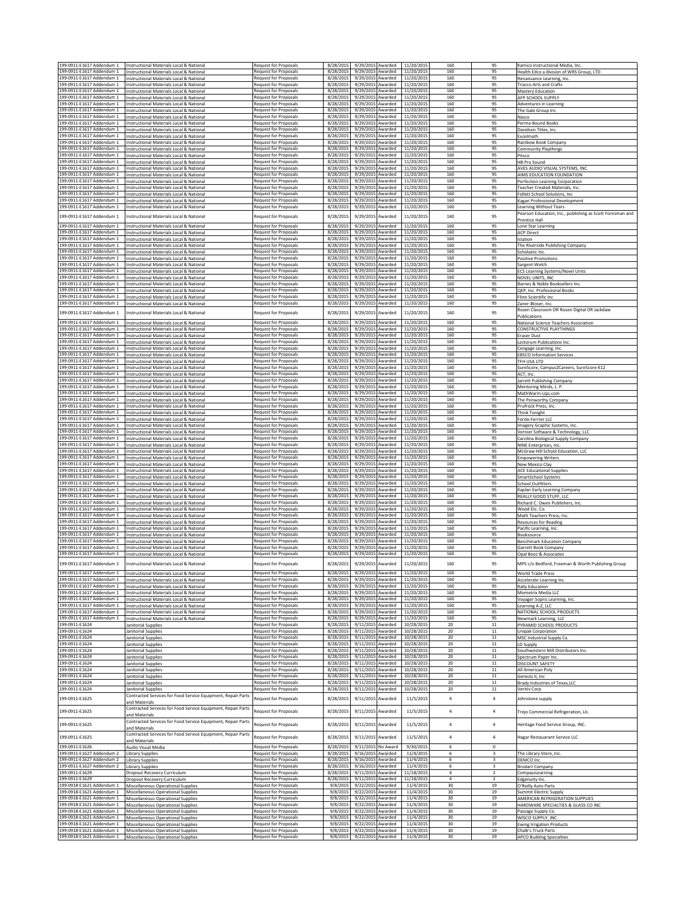| | | | | | | | | | |
|---|---|---|---|---|---|---|---|---|---|
| 199-0911-E1617 Addendum 1 | Instructional Materials Local & National | Request for Proposals | 8/28/2015 | 9/29/2015 | Awarded | 11/20/2015 | 160 | 95 | Kamico Instructional Media, Inc. |
| 199-0911-E1617 Addendum 1 | Instructional Materials Local & National | Request for Proposals | 8/28/2015 | 9/29/2015 | Awarded | 11/20/2015 | 160 | 95 | Health Edco a division of WRS Group, LTD |
| 199-0911-E1617 Addendum 1 | Instructional Materials Local & National | Request for Proposals | 8/28/2015 | 9/29/2015 | Awarded | 11/20/2015 | 160 | 95 | Renaissance Learning, Inc. |
| 199-0911-E1617 Addendum 1 | Instructional Materials Local & National | Request for Proposals | 8/28/2015 | 9/29/2015 | Awarded | 11/20/2015 | 160 | 95 | Triarco Arts and Crafts |
| 199-0911-E1617 Addendum 1 | Instructional Materials Local & National | Request for Proposals | 8/28/2015 | 9/29/2015 | Awarded | 11/20/2015 | 160 | 95 | Mastery Education |
| 199-0911-E1617 Addendum 1 | Instructional Materials Local & National | Request for Proposals | 8/28/2015 | 9/29/2015 | Awarded | 11/20/2015 | 160 | 95 | AFP SCHOOL SUPPLY |
| 199-0911-E1617 Addendum 1 | Instructional Materials Local & National | Request for Proposals | 8/28/2015 | 9/29/2015 | Awarded | 11/20/2015 | 160 | 95 | Adventures in Learning |
| 199-0911-E1617 Addendum 1 | Instructional Materials Local & National | Request for Proposals | 8/28/2015 | 9/29/2015 | Awarded | 11/20/2015 | 160 | 95 | The Gale Group Inc |
| 199-0911-E1617 Addendum 1 | Instructional Materials Local & National | Request for Proposals | 8/28/2015 | 9/29/2015 | Awarded | 11/20/2015 | 160 | 95 | Nasco |
| 199-0911-E1617 Addendum 1 | Instructional Materials Local & National | Request for Proposals | 8/28/2015 | 9/29/2015 | Awarded | 11/20/2015 | 160 | 95 | Perma-Bound Books |
| 199-0911-E1617 Addendum 1 | Instructional Materials Local & National | Request for Proposals | 8/28/2015 | 9/29/2015 | Awarded | 11/20/2015 | 160 | 95 | Davidson Titles, Inc. |
| 199-0911-E1617 Addendum 1 | Instructional Materials Local & National | Request for Proposals | 8/28/2015 | 9/29/2015 | Awarded | 11/20/2015 | 160 | 95 | Excelmath |
| 199-0911-E1617 Addendum 1 | Instructional Materials Local & National | Request for Proposals | 8/28/2015 | 9/29/2015 | Awarded | 11/20/2015 | 160 | 95 | Rainbow Book Company |
| 199-0911-E1617 Addendum 1 | Instructional Materials Local & National | Request for Proposals | 8/28/2015 | 9/29/2015 | Awarded | 11/20/2015 | 160 | 95 | Community Playthings |
| 199-0911-E1617 Addendum 1 | Instructional Materials Local & National | Request for Proposals | 8/28/2015 | 9/29/2015 | Awarded | 11/20/2015 | 160 | 95 | Pitsco |
| 199-0911-E1617 Addendum 1 | Instructional Materials Local & National | Request for Proposals | 8/28/2015 | 9/29/2015 | Awarded | 11/20/2015 | 160 | 95 | HB Pro Sound |
| 199-0911-E1617 Addendum 1 | Instructional Materials Local & National | Request for Proposals | 8/28/2015 | 9/29/2015 | Awarded | 11/20/2015 | 160 | 95 | AVES AUDIO VISUAL SYSTEMS, INC. |
| 199-0911-E1617 Addendum 1 | Instructional Materials Local & National | Request for Proposals | 8/28/2015 | 9/29/2015 | Awarded | 11/20/2015 | 160 | 95 | AIMS EDUCATION FOUNDATION |
| 199-0911-E1617 Addendum 1 | Instructional Materials Local & National | Request for Proposals | 8/28/2015 | 9/29/2015 | Awarded | 11/20/2015 | 160 | 95 | Perfection Learning Corporation |
| 199-0911-E1617 Addendum 1 | Instructional Materials Local & National | Request for Proposals | 8/28/2015 | 9/29/2015 | Awarded | 11/20/2015 | 160 | 95 | Teacher Created Materials, Inc. |
| 199-0911-E1617 Addendum 1 | Instructional Materials Local & National | Request for Proposals | 8/28/2015 | 9/29/2015 | Awarded | 11/20/2015 | 160 | 95 | Follett School Solutions, Inc |
| 199-0911-E1617 Addendum 1 | Instructional Materials Local & National | Request for Proposals | 8/28/2015 | 9/29/2015 | Awarded | 11/20/2015 | 160 | 95 | Kagan Professional Development |
| 199-0911-E1617 Addendum 1 | Instructional Materials Local & National | Request for Proposals | 8/28/2015 | 9/29/2015 | Awarded | 11/20/2015 | 160 | 95 | Learning Without Tears |
| 199-0911-E1617 Addendum 1 | Instructional Materials Local & National | Request for Proposals | 8/28/2015 | 9/29/2015 | Awarded | 11/20/2015 | 160 | 95 | Pearson Education, Inc., publishing as Scott Foresman and Prentice Hall |
| 199-0911-E1617 Addendum 1 | Instructional Materials Local & National | Request for Proposals | 8/28/2015 | 9/29/2015 | Awarded | 11/20/2015 | 160 | 95 | Lone Star Learning |
| 199-0911-E1617 Addendum 1 | Instructional Materials Local & National | Request for Proposals | 8/28/2015 | 9/29/2015 | Awarded | 11/20/2015 | 160 | 95 | ACP Direct |
| 199-0911-E1617 Addendum 1 | Instructional Materials Local & National | Request for Proposals | 8/28/2015 | 9/29/2015 | Awarded | 11/20/2015 | 160 | 95 | Istation |
| 199-0911-E1617 Addendum 1 | Instructional Materials Local & National | Request for Proposals | 8/28/2015 | 9/29/2015 | Awarded | 11/20/2015 | 160 | 95 | The Riverside Publishing Company |
| 199-0911-E1617 Addendum 1 | Instructional Materials Local & National | Request for Proposals | 8/28/2015 | 9/29/2015 | Awarded | 11/20/2015 | 160 | 95 | Scholastic Inc. |
| 199-0911-E1617 Addendum 1 | Instructional Materials Local & National | Request for Proposals | 8/28/2015 | 9/29/2015 | Awarded | 11/20/2015 | 160 | 95 | Positive Promotions |
| 199-0911-E1617 Addendum 1 | Instructional Materials Local & National | Request for Proposals | 8/28/2015 | 9/29/2015 | Awarded | 11/20/2015 | 160 | 95 | Sargent-Welch |
| 199-0911-E1617 Addendum 1 | Instructional Materials Local & National | Request for Proposals | 8/28/2015 | 9/29/2015 | Awarded | 11/20/2015 | 160 | 95 | ECS Learning Systems/Novel Units |
| 199-0911-E1617 Addendum 1 | Instructional Materials Local & National | Request for Proposals | 8/28/2015 | 9/29/2015 | Awarded | 11/20/2015 | 160 | 95 | NOVEL UNITS, INC |
| 199-0911-E1617 Addendum 1 | Instructional Materials Local & National | Request for Proposals | 8/28/2015 | 9/29/2015 | Awarded | 11/20/2015 | 160 | 95 | Barnes & Noble Booksellers Inc. |
| 199-0911-E1617 Addendum 1 | Instructional Materials Local & National | Request for Proposals | 8/28/2015 | 9/29/2015 | Awarded | 11/20/2015 | 160 | 95 | QEP, Inc. Professional Books |
| 199-0911-E1617 Addendum 1 | Instructional Materials Local & National | Request for Proposals | 8/28/2015 | 9/29/2015 | Awarded | 11/20/2015 | 160 | 95 | Flinn Scientific Inc |
| 199-0911-E1617 Addendum 1 | Instructional Materials Local & National | Request for Proposals | 8/28/2015 | 9/29/2015 | Awarded | 11/20/2015 | 160 | 95 | Zaner-Bloser, Inc. |
| 199-0911-E1617 Addendum 1 | Instructional Materials Local & National | Request for Proposals | 8/28/2015 | 9/29/2015 | Awarded | 11/20/2015 | 160 | 95 | Rosen Classroom OR Rosen Digital OR Jackdaw Publications |
| 199-0911-E1617 Addendum 1 | Instructional Materials Local & National | Request for Proposals | 8/28/2015 | 9/29/2015 | Awarded | 11/20/2015 | 160 | 95 | National Science Teachers Association |
| 199-0911-E1617 Addendum 1 | Instructional Materials Local & National | Request for Proposals | 8/28/2015 | 9/29/2015 | Awarded | 11/20/2015 | 160 | 95 | CONSTRUCTIVE PLAYTHINGS |
| 199-0911-E1617 Addendum 1 | Instructional Materials Local & National | Request for Proposals | 8/28/2015 | 9/29/2015 | Awarded | 11/20/2015 | 160 | 95 | Eraser Dust |
| 199-0911-E1617 Addendum 1 | Instructional Materials Local & National | Request for Proposals | 8/28/2015 | 9/29/2015 | Awarded | 11/20/2015 | 160 | 95 | Lectorum Publications Inc. |
| 199-0911-E1617 Addendum 1 | Instructional Materials Local & National | Request for Proposals | 8/28/2015 | 9/29/2015 | Awarded | 11/20/2015 | 160 | 95 | Cengage Learning, Inc. |
| 199-0911-E1617 Addendum 1 | Instructional Materials Local & National | Request for Proposals | 8/28/2015 | 9/29/2015 | Awarded | 11/20/2015 | 160 | 95 | EBSCO Information Services |
| 199-0911-E1617 Addendum 1 | Instructional Materials Local & National | Request for Proposals | 8/28/2015 | 9/29/2015 | Awarded | 11/20/2015 | 160 | 95 | TFH USA LTD |
| 199-0911-E1617 Addendum 1 | Instructional Materials Local & National | Request for Proposals | 8/28/2015 | 9/29/2015 | Awarded | 11/20/2015 | 160 | 95 | SureScore, Campus2Careers, SureScore K12 |
| 199-0911-E1617 Addendum 1 | Instructional Materials Local & National | Request for Proposals | 8/28/2015 | 9/29/2015 | Awarded | 11/20/2015 | 160 | 95 | ACT, Inc. |
| 199-0911-E1617 Addendum 1 | Instructional Materials Local & National | Request for Proposals | 8/28/2015 | 9/29/2015 | Awarded | 11/20/2015 | 160 | 95 | Jarrett Publishing Company |
| 199-0911-E1617 Addendum 1 | Instructional Materials Local & National | Request for Proposals | 8/28/2015 | 9/29/2015 | Awarded | 11/20/2015 | 160 | 95 | Mentoring Minds, L. P. |
| 199-0911-E1617 Addendum 1 | Instructional Materials Local & National | Request for Proposals | 8/28/2015 | 9/29/2015 | Awarded | 11/20/2015 | 160 | 95 | MathWarm-Ups.com |
| 199-0911-E1617 Addendum 1 | Instructional Materials Local & National | Request for Proposals | 8/28/2015 | 9/29/2015 | Awarded | 11/20/2015 | 160 | 95 | The Penworthy Company |
| 199-0911-E1617 Addendum 1 | Instructional Materials Local & National | Request for Proposals | 8/28/2015 | 9/29/2015 | Awarded | 11/20/2015 | 160 | 95 | Prufrock Press, Inc. |
| 199-0911-E1617 Addendum 1 | Instructional Materials Local & National | Request for Proposals | 8/28/2015 | 9/29/2015 | Awarded | 11/20/2015 | 160 | 95 | Think Tonight |
| 199-0911-E1617 Addendum 1 | Instructional Materials Local & National | Request for Proposals | 8/28/2015 | 9/29/2015 | Awarded | 11/20/2015 | 160 | 95 | Forde-Ferrier LLC |
| 199-0911-E1617 Addendum 1 | Instructional Materials Local & National | Request for Proposals | 8/28/2015 | 9/29/2015 | Awarded | 11/20/2015 | 160 | 95 | Imagery Graphic Systems, Inc. |
| 199-0911-E1617 Addendum 1 | Instructional Materials Local & National | Request for Proposals | 8/28/2015 | 9/29/2015 | Awarded | 11/20/2015 | 160 | 95 | Vernier Software & Technology, LLC |
| 199-0911-E1617 Addendum 1 | Instructional Materials Local & National | Request for Proposals | 8/28/2015 | 9/29/2015 | Awarded | 11/20/2015 | 160 | 95 | Carolina Biological Supply Company |
| 199-0911-E1617 Addendum 1 | Instructional Materials Local & National | Request for Proposals | 8/28/2015 | 9/29/2015 | Awarded | 11/20/2015 | 160 | 95 | NJNE Enterprises, Inc. |
| 199-0911-E1617 Addendum 1 | Instructional Materials Local & National | Request for Proposals | 8/28/2015 | 9/29/2015 | Awarded | 11/20/2015 | 160 | 95 | McGraw-Hill School Education, LLC |
| 199-0911-E1617 Addendum 1 | Instructional Materials Local & National | Request for Proposals | 8/28/2015 | 9/29/2015 | Awarded | 11/20/2015 | 160 | 95 | Empowering Writers |
| 199-0911-E1617 Addendum 1 | Instructional Materials Local & National | Request for Proposals | 8/28/2015 | 9/29/2015 | Awarded | 11/20/2015 | 160 | 95 | New Mexico Clay |
| 199-0911-E1617 Addendum 1 | Instructional Materials Local & National | Request for Proposals | 8/28/2015 | 9/29/2015 | Awarded | 11/20/2015 | 160 | 95 | ACE Educational Supplies |
| 199-0911-E1617 Addendum 1 | Instructional Materials Local & National | Request for Proposals | 8/28/2015 | 9/29/2015 | Awarded | 11/20/2015 | 160 | 95 | SmartSchool Systems |
| 199-0911-E1617 Addendum 1 | Instructional Materials Local & National | Request for Proposals | 8/28/2015 | 9/29/2015 | Awarded | 11/20/2015 | 160 | 95 | School Outfitters |
| 199-0911-E1617 Addendum 1 | Instructional Materials Local & National | Request for Proposals | 8/28/2015 | 9/29/2015 | Awarded | 11/20/2015 | 160 | 95 | Kaplan Early Learning Company |
| 199-0911-E1617 Addendum 1 | Instructional Materials Local & National | Request for Proposals | 8/28/2015 | 9/29/2015 | Awarded | 11/20/2015 | 160 | 95 | REALLY GOOD STUFF, LLC |
| 199-0911-E1617 Addendum 1 | Instructional Materials Local & National | Request for Proposals | 8/28/2015 | 9/29/2015 | Awarded | 11/20/2015 | 160 | 95 | Richard C. Owen Publishers, Inc. |
| 199-0911-E1617 Addendum 1 | Instructional Materials Local & National | Request for Proposals | 8/28/2015 | 9/29/2015 | Awarded | 11/20/2015 | 160 | 95 | Wood Etc. Co. |
| 199-0911-E1617 Addendum 1 | Instructional Materials Local & National | Request for Proposals | 8/28/2015 | 9/29/2015 | Awarded | 11/20/2015 | 160 | 95 | Math Teachers Press, Inc. |
| 199-0911-E1617 Addendum 1 | Instructional Materials Local & National | Request for Proposals | 8/28/2015 | 9/29/2015 | Awarded | 11/20/2015 | 160 | 95 | Resources for Reading |
| 199-0911-E1617 Addendum 1 | Instructional Materials Local & National | Request for Proposals | 8/28/2015 | 9/29/2015 | Awarded | 11/20/2015 | 160 | 95 | Pacific Learning, Inc. |
| 199-0911-E1617 Addendum 1 | Instructional Materials Local & National | Request for Proposals | 8/28/2015 | 9/29/2015 | Awarded | 11/20/2015 | 160 | 95 | Booksource |
| 199-0911-E1617 Addendum 1 | Instructional Materials Local & National | Request for Proposals | 8/28/2015 | 9/29/2015 | Awarded | 11/20/2015 | 160 | 95 | Benchmark Education Company |
| 199-0911-E1617 Addendum 1 | Instructional Materials Local & National | Request for Proposals | 8/28/2015 | 9/29/2015 | Awarded | 11/20/2015 | 160 | 95 | Garrett Book Company |
| 199-0911-E1617 Addendum 1 | Instructional Materials Local & National | Request for Proposals | 8/28/2015 | 9/29/2015 | Awarded | 11/20/2015 | 160 | 95 | Opal Booz & Associates |
| 199-0911-E1617 Addendum 1 | Instructional Materials Local & National | Request for Proposals | 8/28/2015 | 9/29/2015 | Awarded | 11/20/2015 | 160 | 95 | MPS c/o Bedford, Freeman & Worth Publishing Group |
| 199-0911-E1617 Addendum 1 | Instructional Materials Local & National | Request for Proposals | 8/28/2015 | 9/29/2015 | Awarded | 11/20/2015 | 160 | 95 | World Trade Press |
| 199-0911-E1617 Addendum 1 | Instructional Materials Local & National | Request for Proposals | 8/28/2015 | 9/29/2015 | Awarded | 11/20/2015 | 160 | 95 | Accelerate Learning Inc. |
| 199-0911-E1617 Addendum 1 | Instructional Materials Local & National | Request for Proposals | 8/28/2015 | 9/29/2015 | Awarded | 11/20/2015 | 160 | 95 | Rally Education |
| 199-0911-E1617 Addendum 1 | Instructional Materials Local & National | Request for Proposals | 8/28/2015 | 9/29/2015 | Awarded | 11/20/2015 | 160 | 95 | Mometrix Media LLC |
| 199-0911-E1617 Addendum 1 | Instructional Materials Local & National | Request for Proposals | 8/28/2015 | 9/29/2015 | Awarded | 11/20/2015 | 160 | 95 | Voyager Sopris Learning, Inc. |
| 199-0911-E1617 Addendum 1 | Instructional Materials Local & National | Request for Proposals | 8/28/2015 | 9/29/2015 | Awarded | 11/20/2015 | 160 | 95 | Learning A-Z, LLC |
| 199-0911-E1617 Addendum 1 | Instructional Materials Local & National | Request for Proposals | 8/28/2015 | 9/29/2015 | Awarded | 11/20/2015 | 160 | 95 | NATIONAL SCHOOL PRODUCTS |
| 199-0911-E1617 Addendum 1 | Instructional Materials Local & National | Request for Proposals | 8/28/2015 | 9/29/2015 | Awarded | 11/20/2015 | 160 | 95 | Newmark Learning, LLC |
| 199-0911-E1624 | Janitorial Supplies | Request for Proposals | 8/28/2015 | 9/11/2015 | Awarded | 10/28/2015 | 20 | 11 | PYRAMID SCHOOL PRODUCTS |
| 199-0911-E1624 | Janitorial Supplies | Request for Proposals | 8/28/2015 | 9/11/2015 | Awarded | 10/28/2015 | 20 | 11 | Unipak Corporation |
| 199-0911-E1624 | Janitorial Supplies | Request for Proposals | 8/28/2015 | 9/11/2015 | Awarded | 10/28/2015 | 20 | 11 | MSC Industrial Supply Co. |
| 199-0911-E1624 | Janitorial Supplies | Request for Proposals | 8/28/2015 | 9/11/2015 | Awarded | 10/28/2015 | 20 | 11 | LD Supply |
| 199-0911-E1624 | Janitorial Supplies | Request for Proposals | 8/28/2015 | 9/11/2015 | Awarded | 10/28/2015 | 20 | 11 | Southwestern Mill Distributors Inc. |
| 199-0911-E1624 | Janitorial Supplies | Request for Proposals | 8/28/2015 | 9/11/2015 | Awarded | 10/28/2015 | 20 | 11 | Spectrum Paper Inc. |
| 199-0911-E1624 | Janitorial Supplies | Request for Proposals | 8/28/2015 | 9/11/2015 | Awarded | 10/28/2015 | 20 | 11 | DISCOUNT SAFETY |
| 199-0911-E1624 | Janitorial Supplies | Request for Proposals | 8/28/2015 | 9/11/2015 | Awarded | 10/28/2015 | 20 | 11 | All American Poly |
| 199-0911-E1624 | Janitorial Supplies | Request for Proposals | 8/28/2015 | 9/11/2015 | Awarded | 10/28/2015 | 20 | 11 | Genesis II, Inc |
| 199-0911-E1624 | Janitorial Supplies | Request for Proposals | 8/28/2015 | 9/11/2015 | Awarded | 10/28/2015 | 20 | 11 | Brady Industries of Texas,LLC |
| 199-0911-E1624 | Janitorial Supplies | Request for Proposals | 8/28/2015 | 9/11/2015 | Awarded | 10/28/2015 | 20 | 11 | Veritiv Corp |
| 199-0911-E1625 | Contracted Services for Food Service Equipment, Repair Parts and Materials | Request for Proposals | 8/28/2015 | 9/11/2015 | Awarded | 11/5/2015 | 4 | 4 | Johnstone supply |
| 199-0911-E1625 | Contracted Services for Food Service Equipment, Repair Parts and Materials | Request for Proposals | 8/28/2015 | 9/11/2015 | Awarded | 11/5/2015 | 4 | 4 | Trejo Commercial Refrigeration, Llc. |
| 199-0911-E1625 | Contracted Services for Food Service Equipment, Repair Parts and Materials | Request for Proposals | 8/28/2015 | 9/11/2015 | Awarded | 11/5/2015 | 4 | 4 | Heritage Food Service Group, INC. |
| 199-0911-E1625 | Contracted Services for Food Service Equipment, Repair Parts and Materials | Request for Proposals | 8/28/2015 | 9/11/2015 | Awarded | 11/5/2015 | 4 | 4 | Hagar Restauarant Service LLC |
| 199-0911-E1626 | Audio Visual Media | Request for Proposals | 8/28/2015 | 9/11/2015 | No Award | 9/30/2015 | 6 | 0 | |
| 199-0911-E1627 Addendum 2 | Library Supplies | Request for Proposals | 8/28/2015 | 9/16/2015 | Awarded | 11/4/2015 | 6 | 3 | The Library Store, Inc. |
| 199-0911-E1627 Addendum 2 | Library Supplies | Request for Proposals | 8/28/2015 | 9/16/2015 | Awarded | 11/4/2015 | 6 | 3 | DEMCO Inc |
| 199-0911-E1627 Addendum 2 | Library Supplies | Request for Proposals | 8/28/2015 | 9/16/2015 | Awarded | 11/4/2015 | 6 | 3 | Brodart Company |
| 199-0911-E1629 | Dropout Recovery Curriculum | Request for Proposals | 8/28/2015 | 9/11/2015 | Awarded | 11/18/2015 | 4 | 2 | CompassLearning |
| 199-0911-E1629 | Dropout Recovery Curriculum | Request for Proposals | 8/28/2015 | 9/11/2015 | Awarded | 11/18/2015 | 4 | 2 | Edgenuity Inc. |
| 199-0918-E1621 Addendum 1 | Miscellaneous Operational Supplies | Request for Proposals | 9/8/2015 | 9/22/2015 | Awarded | 11/4/2015 | 30 | 19 | O'Reilly Auto Parts |
| 199-0918-E1621 Addendum 1 | Miscellaneous Operational Supplies | Request for Proposals | 9/8/2015 | 9/22/2015 | Awarded | 11/4/2015 | 30 | 19 | Summit Electric Supply |
| 199-0918-E1621 Addendum 1 | Miscellaneous Operational Supplies | Request for Proposals | 9/8/2015 | 9/22/2015 | Awarded | 11/4/2015 | 30 | 19 | AMERICAN REFRIGERATION SUPPLIES |
| 199-0918-E1621 Addendum 1 | Miscellaneous Operational Supplies | Request for Proposals | 9/8/2015 | 9/22/2015 | Awarded | 11/4/2015 | 30 | 19 | HARDWARE SPECIALTIES & GLASS CO INC |
| 199-0918-E1621 Addendum 1 | Miscellaneous Operational Supplies | Request for Proposals | 9/8/2015 | 9/22/2015 | Awarded | 11/4/2015 | 30 | 19 | Passage Supply Co. |
| 199-0918-E1621 Addendum 1 | Miscellaneous Operational Supplies | Request for Proposals | 9/8/2015 | 9/22/2015 | Awarded | 11/4/2015 | 30 | 19 | WISCO SUPPLY, INC. |
| 199-0918-E1621 Addendum 1 | Miscellaneous Operational Supplies | Request for Proposals | 9/8/2015 | 9/22/2015 | Awarded | 11/4/2015 | 30 | 19 | Ewing Irrigation Products |
| 199-0918-E1621 Addendum 1 | Miscellaneous Operational Supplies | Request for Proposals | 9/8/2015 | 9/22/2015 | Awarded | 11/4/2015 | 30 | 19 | Chalk's Truck Parts |
| 199-0918-E1621 Addendum 1 | Miscellaneous Operational Supplies | Request for Proposals | 9/8/2015 | 9/22/2015 | Awarded | 11/4/2015 | 30 | 19 | APCO Building Specialties |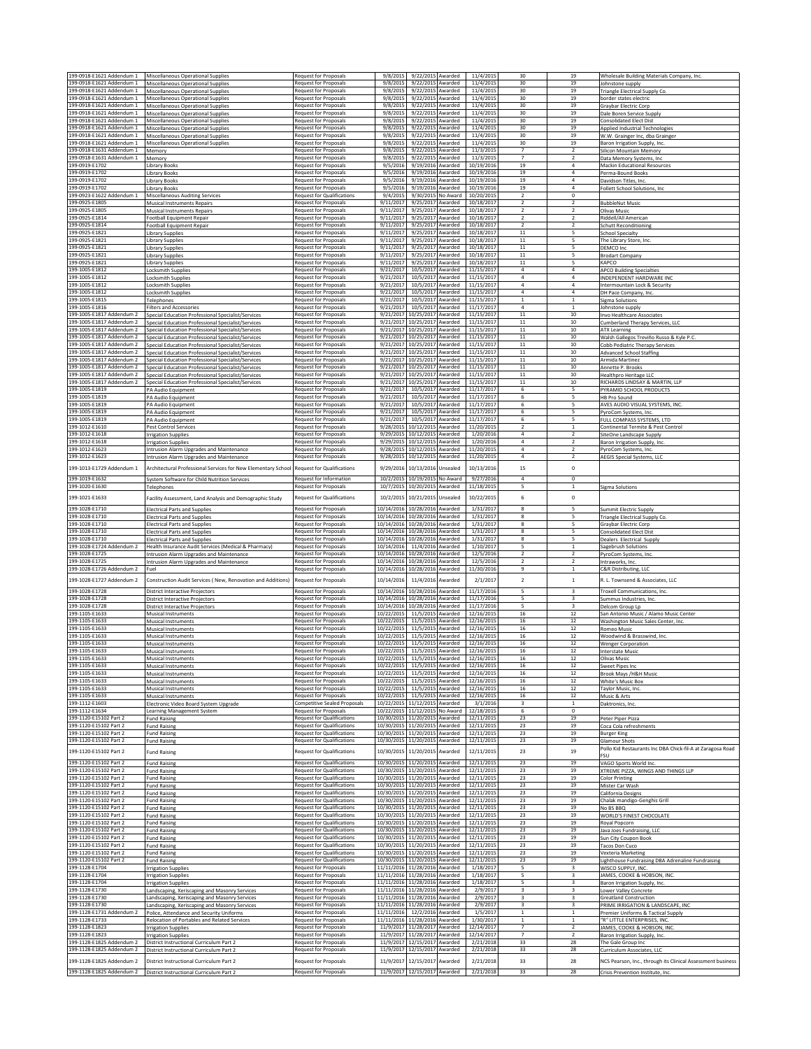| | | | | | | | | | |
|---|---|---|---|---|---|---|---|---|---|
| 199-0918-E1621 Addendum 1 | Miscellaneous Operational Supplies | Request for Proposals | 9/8/2015 | 9/22/2015 | Awarded | 11/4/2015 | 30 | 19 | Wholesale Building Materials Company, Inc. |
| 199-0918-E1621 Addendum 1 | Miscellaneous Operational Supplies | Request for Proposals | 9/8/2015 | 9/22/2015 | Awarded | 11/4/2015 | 30 | 19 | Johnstone supply |
| 199-0918-E1621 Addendum 1 | Miscellaneous Operational Supplies | Request for Proposals | 9/8/2015 | 9/22/2015 | Awarded | 11/4/2015 | 30 | 19 | Triangle Electrical Supply Co. |
| 199-0918-E1621 Addendum 1 | Miscellaneous Operational Supplies | Request for Proposals | 9/8/2015 | 9/22/2015 | Awarded | 11/4/2015 | 30 | 19 | border states electric |
| 199-0918-E1621 Addendum 1 | Miscellaneous Operational Supplies | Request for Proposals | 9/8/2015 | 9/22/2015 | Awarded | 11/4/2015 | 30 | 19 | Graybar Electric Corp |
| 199-0918-E1621 Addendum 1 | Miscellaneous Operational Supplies | Request for Proposals | 9/8/2015 | 9/22/2015 | Awarded | 11/4/2015 | 30 | 19 | Dale Boren Service Supply |
| 199-0918-E1621 Addendum 1 | Miscellaneous Operational Supplies | Request for Proposals | 9/8/2015 | 9/22/2015 | Awarded | 11/4/2015 | 30 | 19 | Consolidated Elect Dist |
| 199-0918-E1621 Addendum 1 | Miscellaneous Operational Supplies | Request for Proposals | 9/8/2015 | 9/22/2015 | Awarded | 11/4/2015 | 30 | 19 | Applied Industrial Technologies |
| 199-0918-E1621 Addendum 1 | Miscellaneous Operational Supplies | Request for Proposals | 9/8/2015 | 9/22/2015 | Awarded | 11/4/2015 | 30 | 19 | W.W. Grainger Inc, dba Grainger |
| 199-0918-E1621 Addendum 1 | Miscellaneous Operational Supplies | Request for Proposals | 9/8/2015 | 9/22/2015 | Awarded | 11/4/2015 | 30 | 19 | Baron Irrigation Supply, Inc. |
| 199-0918-E1631 Addendum 1 | Memory | Request for Proposals | 9/8/2015 | 9/22/2015 | Awarded | 11/3/2015 | 7 | 2 | Silicon Mountain Memory |
| 199-0918-E1631 Addendum 1 | Memory | Request for Proposals | 9/8/2015 | 9/22/2015 | Awarded | 11/3/2015 | 7 | 2 | Data Memory Systems, Inc |
| 199-0919-E1702 | Library Books | Request for Proposals | 9/5/2016 | 9/19/2016 | Awarded | 10/19/2016 | 19 | 4 | Mackin Educational Resources |
| 199-0919-E1702 | Library Books | Request for Proposals | 9/5/2016 | 9/19/2016 | Awarded | 10/19/2016 | 19 | 4 | Perma-Bound Books |
| 199-0919-E1702 | Library Books | Request for Proposals | 9/5/2016 | 9/19/2016 | Awarded | 10/19/2016 | 19 | 4 | Davidson Titles, Inc. |
| 199-0919-E1702 | Library Books | Request for Proposals | 9/5/2016 | 9/19/2016 | Awarded | 10/19/2016 | 19 | 4 | Follett School Solutions, Inc |
| 199-0923-E1622 Addendum 1 | Miscellaneous Auditing Services | Request for Qualifications | 9/4/2015 | 9/30/2015 | No Award | 10/20/2015 | 2 | 0 | |
| 199-0925-E1805 | Musical Instruments Repairs | Request for Proposals | 9/11/2017 | 9/25/2017 | Awarded | 10/18/2017 | 2 | 2 | BubbleNut Music |
| 199-0925-E1805 | Musical Instruments Repairs | Request for Proposals | 9/11/2017 | 9/25/2017 | Awarded | 10/18/2017 | 2 | 2 | Olivas Music |
| 199-0925-E1814 | Football Equipment Repair | Request for Proposals | 9/11/2017 | 9/25/2017 | Awarded | 10/18/2017 | 2 | 2 | Riddell/All American |
| 199-0925-E1814 | Football Equipment Repair | Request for Proposals | 9/11/2017 | 9/25/2017 | Awarded | 10/18/2017 | 2 | 2 | Schutt Reconditioning |
| 199-0925-E1821 | Library Supplies | Request for Proposals | 9/11/2017 | 9/25/2017 | Awarded | 10/18/2017 | 11 | 5 | School Specialty |
| 199-0925-E1821 | Library Supplies | Request for Proposals | 9/11/2017 | 9/25/2017 | Awarded | 10/18/2017 | 11 | 5 | The Library Store, Inc. |
| 199-0925-E1821 | Library Supplies | Request for Proposals | 9/11/2017 | 9/25/2017 | Awarded | 10/18/2017 | 11 | 5 | DEMCO Inc |
| 199-0925-E1821 | Library Supplies | Request for Proposals | 9/11/2017 | 9/25/2017 | Awarded | 10/18/2017 | 11 | 5 | Brodart Company |
| 199-0925-E1821 | Library Supplies | Request for Proposals | 9/11/2017 | 9/25/2017 | Awarded | 10/18/2017 | 11 | 5 | KAPCO |
| 199-1005-E1812 | Locksmith Supplies | Request for Proposals | 9/21/2017 | 10/5/2017 | Awarded | 11/15/2017 | 4 | 4 | APCO Building Specialties |
| 199-1005-E1812 | Locksmith Supplies | Request for Proposals | 9/21/2017 | 10/5/2017 | Awarded | 11/15/2017 | 4 | 4 | INDEPENDENT HARDWARE INC |
| 199-1005-E1812 | Locksmith Supplies | Request for Proposals | 9/21/2017 | 10/5/2017 | Awarded | 11/15/2017 | 4 | 4 | Intermountain Lock & Security |
| 199-1005-E1812 | Locksmith Supplies | Request for Proposals | 9/21/2017 | 10/5/2017 | Awarded | 11/15/2017 | 4 | 4 | DH Pace Company, Inc. |
| 199-1005-E1815 | Telephones | Request for Proposals | 9/21/2017 | 10/5/2017 | Awarded | 11/15/2017 | 1 | 1 | Sigma Solutions |
| 199-1005-E1816 | Filters and Accessories | Request for Proposals | 9/21/2017 | 10/5/2017 | Awarded | 11/17/2017 | 4 | 1 | Johnstone supply |
| 199-1005-E1817 Addendum 2 | Special Education Professional Specialist/Services | Request for Proposals | 9/21/2017 | 10/25/2017 | Awarded | 11/15/2017 | 11 | 10 | Invo Healthcare Associates |
| 199-1005-E1817 Addendum 2 | Special Education Professional Specialist/Services | Request for Proposals | 9/21/2017 | 10/25/2017 | Awarded | 11/15/2017 | 11 | 10 | Cumberland Therapy Services, LLC |
| 199-1005-E1817 Addendum 2 | Special Education Professional Specialist/Services | Request for Proposals | 9/21/2017 | 10/25/2017 | Awarded | 11/15/2017 | 11 | 10 | ATX Learning |
| 199-1005-E1817 Addendum 2 | Special Education Professional Specialist/Services | Request for Proposals | 9/21/2017 | 10/25/2017 | Awarded | 11/15/2017 | 11 | 10 | Walsh Gallegos Treviño Russo & Kyle P.C. |
| 199-1005-E1817 Addendum 2 | Special Education Professional Specialist/Services | Request for Proposals | 9/21/2017 | 10/25/2017 | Awarded | 11/15/2017 | 11 | 10 | Cobb Pediatric Therapy Services |
| 199-1005-E1817 Addendum 2 | Special Education Professional Specialist/Services | Request for Proposals | 9/21/2017 | 10/25/2017 | Awarded | 11/15/2017 | 11 | 10 | Advanced School Staffing |
| 199-1005-E1817 Addendum 2 | Special Education Professional Specialist/Services | Request for Proposals | 9/21/2017 | 10/25/2017 | Awarded | 11/15/2017 | 11 | 10 | Armida Martinez |
| 199-1005-E1817 Addendum 2 | Special Education Professional Specialist/Services | Request for Proposals | 9/21/2017 | 10/25/2017 | Awarded | 11/15/2017 | 11 | 10 | Annette P. Brooks |
| 199-1005-E1817 Addendum 2 | Special Education Professional Specialist/Services | Request for Proposals | 9/21/2017 | 10/25/2017 | Awarded | 11/15/2017 | 11 | 10 | Healthpro Heritage LLC |
| 199-1005-E1817 Addendum 2 | Special Education Professional Specialist/Services | Request for Proposals | 9/21/2017 | 10/25/2017 | Awarded | 11/15/2017 | 11 | 10 | RICHARDS LINDSAY & MARTIN, LLP |
| 199-1005-E1819 | PA Audio Equipment | Request for Proposals | 9/21/2017 | 10/5/2017 | Awarded | 11/17/2017 | 6 | 5 | PYRAMID SCHOOL PRODUCTS |
| 199-1005-E1819 | PA Audio Equipment | Request for Proposals | 9/21/2017 | 10/5/2017 | Awarded | 11/17/2017 | 6 | 5 | HB Pro Sound |
| 199-1005-E1819 | PA Audio Equipment | Request for Proposals | 9/21/2017 | 10/5/2017 | Awarded | 11/17/2017 | 6 | 5 | AVES AUDIO VISUAL SYSTEMS, INC. |
| 199-1005-E1819 | PA Audio Equipment | Request for Proposals | 9/21/2017 | 10/5/2017 | Awarded | 11/17/2017 | 6 | 5 | PyroCom Systems, Inc. |
| 199-1005-E1819 | PA Audio Equipment | Request for Proposals | 9/21/2017 | 10/5/2017 | Awarded | 11/17/2017 | 6 | 5 | FULL COMPASS SYSTEMS, LTD |
| 199-1012-E1610 | Pest Control Services | Request for Proposals | 9/28/2015 | 10/12/2015 | Awarded | 11/20/2015 | 2 | 1 | Continental Termite & Pest Control |
| 199-1012-E1618 | Irrigation Supplies | Request for Proposals | 9/29/2015 | 10/12/2015 | Awarded | 1/20/2016 | 4 | 2 | SiteOne Landscape Supply |
| 199-1012-E1618 | Irrigation Supplies | Request for Proposals | 9/29/2015 | 10/12/2015 | Awarded | 1/20/2016 | 4 | 2 | Baron Irrigation Supply, Inc. |
| 199-1012-E1623 | Intrusion Alarm Upgrades and Maintenance | Request for Proposals | 9/28/2015 | 10/12/2015 | Awarded | 11/20/2015 | 4 | 2 | PyroCom Systems, Inc. |
| 199-1012-E1623 | Intrusion Alarm Upgrades and Maintenance | Request for Proposals | 9/28/2015 | 10/12/2015 | Awarded | 11/20/2015 | 4 | 2 | AEGIS Special Systems, LLC |
| 199-1013-E1729 Addendum 1 | Architectural Professional Services for New Elementary School | Request for Qualifications | 9/29/2016 | 10/13/2016 | Unsealed | 10/13/2016 | 15 | 0 | |
| 199-1019-E1632 | System Software for Child Nutrition Services | Request for Information | 10/2/2015 | 10/19/2015 | No Award | 9/27/2016 | 4 | 0 | |
| 199-1020-E1630 | Telephones | Request for Proposals | 10/7/2015 | 10/20/2015 | Awarded | 11/18/2015 | 5 | 1 | Sigma Solutions |
| 199-1021-E1633 | Facility Assessment, Land Analysis and Demographic Study | Request for Qualifications | 10/2/2015 | 10/21/2015 | Unsealed | 10/22/2015 | 6 | 0 | |
| 199-1028-E1710 | Electrical Parts and Supplies | Request for Proposals | 10/14/2016 | 10/28/2016 | Awarded | 1/31/2017 | 8 | 5 | Summit Electric Supply |
| 199-1028-E1710 | Electrical Parts and Supplies | Request for Proposals | 10/14/2016 | 10/28/2016 | Awarded | 1/31/2017 | 8 | 5 | Triangle Electrical Supply Co. |
| 199-1028-E1710 | Electrical Parts and Supplies | Request for Proposals | 10/14/2016 | 10/28/2016 | Awarded | 1/31/2017 | 8 | 5 | Graybar Electric Corp |
| 199-1028-E1710 | Electrical Parts and Supplies | Request for Proposals | 10/14/2016 | 10/28/2016 | Awarded | 1/31/2017 | 8 | 5 | Consolidated Elect Dist |
| 199-1028-E1710 | Electrical Parts and Supplies | Request for Proposals | 10/14/2016 | 10/28/2016 | Awarded | 1/31/2017 | 8 | 5 | Dealers Electrical Supply |
| 199-1028-E1724 Addendum 2 | Health Insurance Audit Services (Medical & Pharmacy) | Request for Proposals | 10/14/2016 | 11/4/2016 | Awarded | 1/10/2017 | 5 | 1 | Sagebrush Solutions |
| 199-1028-E1725 | Intrusion Alarm Upgrades and Maintenance | Request for Proposals | 10/14/2016 | 10/28/2016 | Awarded | 12/5/2016 | 2 | 2 | PyroCom Systems, Inc. |
| 199-1028-E1725 | Intrusion Alarm Upgrades and Maintenance | Request for Proposals | 10/14/2016 | 10/28/2016 | Awarded | 12/5/2016 | 2 | 2 | Intraworks, Inc. |
| 199-1028-E1726 Addendum 2 | Fuel | Request for Proposals | 10/14/2016 | 10/28/2016 | Awarded | 11/30/2016 | 9 | 1 | C&R Distributing, LLC |
| 199-1028-E1727 Addendum 2 | Construction Audit Services ( New, Renovation and Additions) | Request for Proposals | 10/14/2016 | 11/4/2016 | Awarded | 2/1/2017 | 2 | 1 | R. L. Townsend & Associates, LLC |
| 199-1028-E1728 | District Interactive Projectors | Request for Proposals | 10/14/2016 | 10/28/2016 | Awarded | 11/17/2016 | 5 | 3 | Troxell Communications, Inc. |
| 199-1028-E1728 | District Interactive Projectors | Request for Proposals | 10/14/2016 | 10/28/2016 | Awarded | 11/17/2016 | 5 | 3 | Summus Industries, Inc. |
| 199-1028-E1728 | District Interactive Projectors | Request for Proposals | 10/14/2016 | 10/28/2016 | Awarded | 11/17/2016 | 5 | 3 | Delcom Group Lp |
| 199-1105-E1633 | Musical Instruments | Request for Proposals | 10/22/2015 | 11/5/2015 | Awarded | 12/16/2015 | 16 | 12 | San Antonio Music / Alamo Music Center |
| 199-1105-E1633 | Musical Instruments | Request for Proposals | 10/22/2015 | 11/5/2015 | Awarded | 12/16/2015 | 16 | 12 | Washington Music Sales Center, Inc. |
| 199-1105-E1633 | Musical Instruments | Request for Proposals | 10/22/2015 | 11/5/2015 | Awarded | 12/16/2015 | 16 | 12 | Romeo Music |
| 199-1105-E1633 | Musical Instruments | Request for Proposals | 10/22/2015 | 11/5/2015 | Awarded | 12/16/2015 | 16 | 12 | Woodwind & Brasswind, Inc. |
| 199-1105-E1633 | Musical Instruments | Request for Proposals | 10/22/2015 | 11/5/2015 | Awarded | 12/16/2015 | 16 | 12 | Wenger Corporation |
| 199-1105-E1633 | Musical Instruments | Request for Proposals | 10/22/2015 | 11/5/2015 | Awarded | 12/16/2015 | 16 | 12 | Interstate Music |
| 199-1105-E1633 | Musical Instruments | Request for Proposals | 10/22/2015 | 11/5/2015 | Awarded | 12/16/2015 | 16 | 12 | Olivas Music |
| 199-1105-E1633 | Musical Instruments | Request for Proposals | 10/22/2015 | 11/5/2015 | Awarded | 12/16/2015 | 16 | 12 | Sweet Pipes Inc |
| 199-1105-E1633 | Musical Instruments | Request for Proposals | 10/22/2015 | 11/5/2015 | Awarded | 12/16/2015 | 16 | 12 | Brook Mays /H&H Music |
| 199-1105-E1633 | Musical Instruments | Request for Proposals | 10/22/2015 | 11/5/2015 | Awarded | 12/16/2015 | 16 | 12 | White's Music Box |
| 199-1105-E1633 | Musical Instruments | Request for Proposals | 10/22/2015 | 11/5/2015 | Awarded | 12/16/2015 | 16 | 12 | Taylor Music, Inc. |
| 199-1105-E1633 | Musical Instruments | Request for Proposals | 10/22/2015 | 11/5/2015 | Awarded | 12/16/2015 | 16 | 12 | Music & Arts |
| 199-1112-E1603 | Electronic Video Board System Upgrade | Competitive Sealed Proposals | 10/22/2015 | 11/12/2015 | Awarded | 3/1/2016 | 3 | 1 | Daktronics, Inc. |
| 199-1112-E1634 | Learning Management System | Request for Proposals | 10/22/2015 | 11/12/2015 | No Award | 12/18/2015 | 6 | 0 | |
| 199-1120-E15102 Part 2 | Fund Raising | Request for Qualifications | 10/30/2015 | 11/20/2015 | Awarded | 12/11/2015 | 23 | 19 | Peter Piper Pizza |
| 199-1120-E15102 Part 2 | Fund Raising | Request for Qualifications | 10/30/2015 | 11/20/2015 | Awarded | 12/11/2015 | 23 | 19 | Coca Cola refreshments |
| 199-1120-E15102 Part 2 | Fund Raising | Request for Qualifications | 10/30/2015 | 11/20/2015 | Awarded | 12/11/2015 | 23 | 19 | Burger King |
| 199-1120-E15102 Part 2 | Fund Raising | Request for Qualifications | 10/30/2015 | 11/20/2015 | Awarded | 12/11/2015 | 23 | 19 | Glamour Shots |
| 199-1120-E15102 Part 2 | Fund Raising | Request for Qualifications | 10/30/2015 | 11/20/2015 | Awarded | 12/11/2015 | 23 | 19 | Pollo Kid Restaurants Inc DBA Chick-fil-A at Zaragosa Road FSU |
| 199-1120-E15102 Part 2 | Fund Raising | Request for Qualifications | 10/30/2015 | 11/20/2015 | Awarded | 12/11/2015 | 23 | 19 | VAGO Sports World Inc. |
| 199-1120-E15102 Part 2 | Fund Raising | Request for Qualifications | 10/30/2015 | 11/20/2015 | Awarded | 12/11/2015 | 23 | 19 | XTREME PIZZA, WINGS AND THINGS LLP |
| 199-1120-E15102 Part 2 | Fund Raising | Request for Qualifications | 10/30/2015 | 11/20/2015 | Awarded | 12/11/2015 | 23 | 19 | Color Printing |
| 199-1120-E15102 Part 2 | Fund Raising | Request for Qualifications | 10/30/2015 | 11/20/2015 | Awarded | 12/11/2015 | 23 | 19 | Mister Car Wash |
| 199-1120-E15102 Part 2 | Fund Raising | Request for Qualifications | 10/30/2015 | 11/20/2015 | Awarded | 12/11/2015 | 23 | 19 | California Designs |
| 199-1120-E15102 Part 2 | Fund Raising | Request for Qualifications | 10/30/2015 | 11/20/2015 | Awarded | 12/11/2015 | 23 | 19 | Chalak mandigo-Genghis Grill |
| 199-1120-E15102 Part 2 | Fund Raising | Request for Qualifications | 10/30/2015 | 11/20/2015 | Awarded | 12/11/2015 | 23 | 19 | No BS BBQ |
| 199-1120-E15102 Part 2 | Fund Raising | Request for Qualifications | 10/30/2015 | 11/20/2015 | Awarded | 12/11/2015 | 23 | 19 | WORLD'S FINEST CHOCOLATE |
| 199-1120-E15102 Part 2 | Fund Raising | Request for Qualifications | 10/30/2015 | 11/20/2015 | Awarded | 12/11/2015 | 23 | 19 | Royal Popcorn |
| 199-1120-E15102 Part 2 | Fund Raising | Request for Qualifications | 10/30/2015 | 11/20/2015 | Awarded | 12/11/2015 | 23 | 19 | Java Joes Fundraising, LLC |
| 199-1120-E15102 Part 2 | Fund Raising | Request for Qualifications | 10/30/2015 | 11/20/2015 | Awarded | 12/11/2015 | 23 | 19 | Sun City Coupon Book |
| 199-1120-E15102 Part 2 | Fund Raising | Request for Qualifications | 10/30/2015 | 11/20/2015 | Awarded | 12/11/2015 | 23 | 19 | Tacos Don Cuco |
| 199-1120-E15102 Part 2 | Fund Raising | Request for Qualifications | 10/30/2015 | 11/20/2015 | Awarded | 12/11/2015 | 23 | 19 | Vexteria Marketing |
| 199-1120-E15102 Part 2 | Fund Raising | Request for Qualifications | 10/30/2015 | 11/20/2015 | Awarded | 12/11/2015 | 23 | 19 | Lighthouse Fundraising DBA Adrenaline Fundraising |
| 199-1128-E1704 | Irrigation Supplies | Request for Proposals | 11/11/2016 | 11/28/2016 | Awarded | 1/18/2017 | 5 | 3 | WISCO SUPPLY, INC. |
| 199-1128-E1704 | Irrigation Supplies | Request for Proposals | 11/11/2016 | 11/28/2016 | Awarded | 1/18/2017 | 5 | 3 | JAMES, COOKE & HOBSON, INC. |
| 199-1128-E1704 | Irrigation Supplies | Request for Proposals | 11/11/2016 | 11/28/2016 | Awarded | 1/18/2017 | 5 | 3 | Baron Irrigation Supply, Inc. |
| 199-1128-E1730 | Landscaping, Xeriscaping and Masonry Services | Request for Proposals | 11/11/2016 | 11/28/2016 | Awarded | 2/9/2017 | 3 | 3 | Lower Valley Concrete |
| 199-1128-E1730 | Landscaping, Xeriscaping and Masonry Services | Request for Proposals | 11/11/2016 | 11/28/2016 | Awarded | 2/9/2017 | 3 | 3 | Greatland Construction |
| 199-1128-E1730 | Landscaping, Xeriscaping and Masonry Services | Request for Proposals | 11/11/2016 | 11/28/2016 | Awarded | 2/9/2017 | 3 | 3 | PRIME IRRIGATION & LANDSCAPE, INC |
| 199-1128-E1731 Addendum 2 | Police, Attendance and Security Uniforms | Request for Proposals | 11/11/2016 | 12/2/2016 | Awarded | 1/5/2017 | 1 | 1 | Premier Uniforms & Tactical Supply |
| 199-1128-E1733 | Relocation of Portables and Related Services | Request for Proposals | 11/11/2016 | 11/28/2016 | Awarded | 1/30/2017 | 1 | 1 | "R" LITTLE ENTERPRISES, INC. |
| 199-1128-E1823 | Irrigation Supplies | Request for Proposals | 11/9/2017 | 11/28/2017 | Awarded | 12/14/2017 | 7 | 2 | JAMES, COOKE & HOBSON, INC. |
| 199-1128-E1823 | Irrigation Supplies | Request for Proposals | 11/9/2017 | 11/28/2017 | Awarded | 12/14/2017 | 7 | 2 | Baron Irrigation Supply, Inc. |
| 199-1128-E1825 Addendum 2 | District Instructional Curriculum Part 2 | Request for Proposals | 11/9/2017 | 12/15/2017 | Awarded | 2/21/2018 | 33 | 28 | The Gale Group Inc |
| 199-1128-E1825 Addendum 2 | District Instructional Curriculum Part 2 | Request for Proposals | 11/9/2017 | 12/15/2017 | Awarded | 2/21/2018 | 33 | 28 | Curriculum Associates, LLC |
| 199-1128-E1825 Addendum 2 | District Instructional Curriculum Part 2 | Request for Proposals | 11/9/2017 | 12/15/2017 | Awarded | 2/21/2018 | 33 | 28 | NCS Pearson, Inc., through its Clinical Assessment business |
| 199-1128-E1825 Addendum 2 | District Instructional Curriculum Part 2 | Request for Proposals | 11/9/2017 | 12/15/2017 | Awarded | 2/21/2018 | 33 | 28 | Crisis Prevention Institute, Inc. |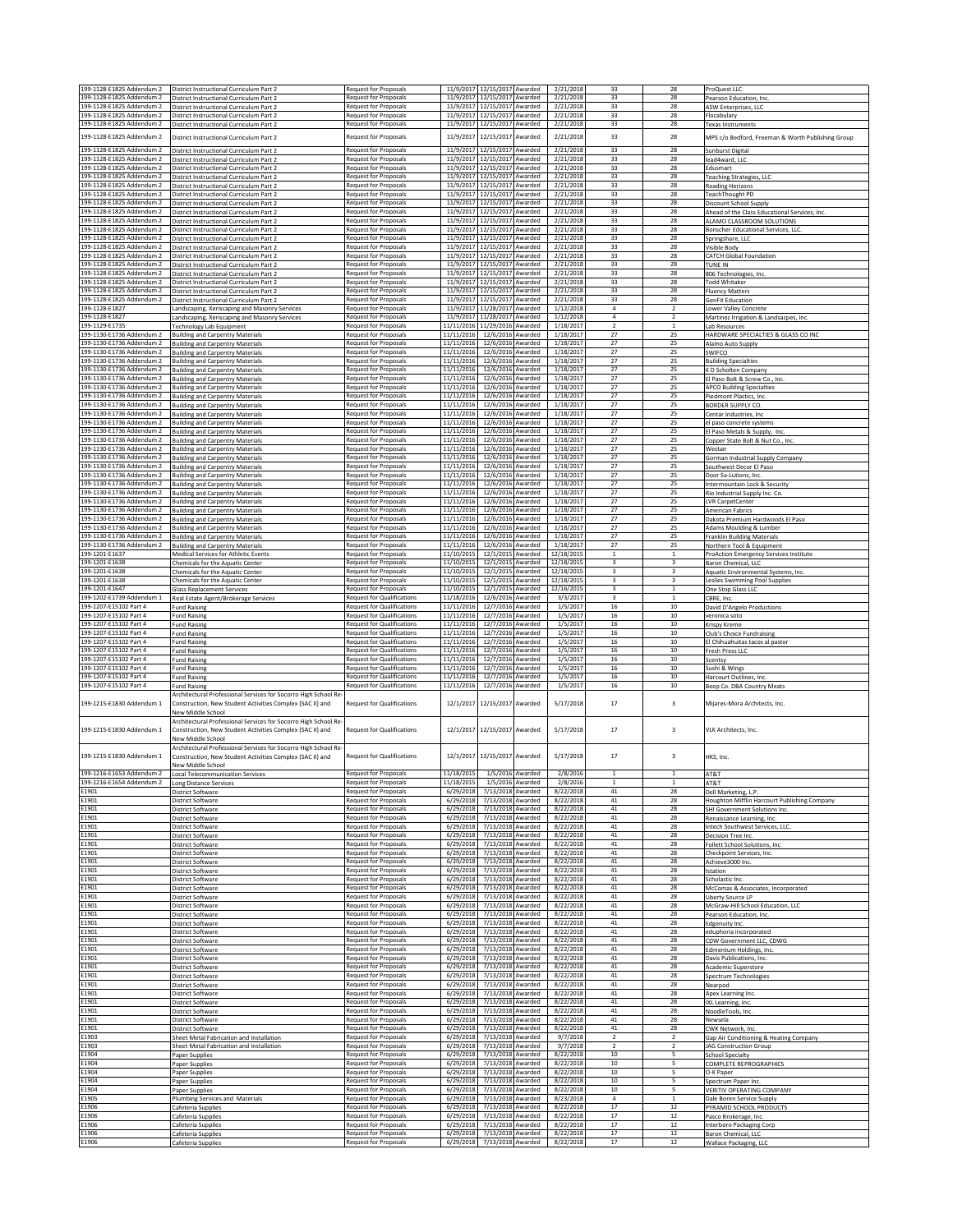| | | | | | | | | | |
|---|---|---|---|---|---|---|---|---|---|
| 199-1128-E1825 Addendum 2 | District Instructional Curriculum Part 2 | Request for Proposals | 11/9/2017 | 12/15/2017 | Awarded | 2/21/2018 | 33 | 28 | ProQuest LLC |
| 199-1128-E1825 Addendum 2 | District Instructional Curriculum Part 2 | Request for Proposals | 11/9/2017 | 12/15/2017 | Awarded | 2/21/2018 | 33 | 28 | Pearson Education, Inc. |
| 199-1128-E1825 Addendum 2 | District Instructional Curriculum Part 2 | Request for Proposals | 11/9/2017 | 12/15/2017 | Awarded | 2/21/2018 | 33 | 28 | ASW Enterprises, LLC |
| 199-1128-E1825 Addendum 2 | District Instructional Curriculum Part 2 | Request for Proposals | 11/9/2017 | 12/15/2017 | Awarded | 2/21/2018 | 33 | 28 | Flocabulary |
| 199-1128-E1825 Addendum 2 | District Instructional Curriculum Part 2 | Request for Proposals | 11/9/2017 | 12/15/2017 | Awarded | 2/21/2018 | 33 | 28 | Texas Instruments |
| 199-1128-E1825 Addendum 2 | District Instructional Curriculum Part 2 | Request for Proposals | 11/9/2017 | 12/15/2017 | Awarded | 2/21/2018 | 33 | 28 | MPS c/o Bedford, Freeman & Worth Publishing Group |
| 199-1128-E1825 Addendum 2 | District Instructional Curriculum Part 2 | Request for Proposals | 11/9/2017 | 12/15/2017 | Awarded | 2/21/2018 | 33 | 28 | Sunburst Digital |
| 199-1128-E1825 Addendum 2 | District Instructional Curriculum Part 2 | Request for Proposals | 11/9/2017 | 12/15/2017 | Awarded | 2/21/2018 | 33 | 28 | lead4ward, LLC |
| 199-1128-E1825 Addendum 2 | District Instructional Curriculum Part 2 | Request for Proposals | 11/9/2017 | 12/15/2017 | Awarded | 2/21/2018 | 33 | 28 | Edusmart |
| 199-1128-E1825 Addendum 2 | District Instructional Curriculum Part 2 | Request for Proposals | 11/9/2017 | 12/15/2017 | Awarded | 2/21/2018 | 33 | 28 | Teaching Strategies, LLC |
| 199-1128-E1825 Addendum 2 | District Instructional Curriculum Part 2 | Request for Proposals | 11/9/2017 | 12/15/2017 | Awarded | 2/21/2018 | 33 | 28 | Reading Horizons |
| 199-1128-E1825 Addendum 2 | District Instructional Curriculum Part 2 | Request for Proposals | 11/9/2017 | 12/15/2017 | Awarded | 2/21/2018 | 33 | 28 | TeachThought PD |
| 199-1128-E1825 Addendum 2 | District Instructional Curriculum Part 2 | Request for Proposals | 11/9/2017 | 12/15/2017 | Awarded | 2/21/2018 | 33 | 28 | Discount School Supply |
| 199-1128-E1825 Addendum 2 | District Instructional Curriculum Part 2 | Request for Proposals | 11/9/2017 | 12/15/2017 | Awarded | 2/21/2018 | 33 | 28 | Ahead of the Class Educational Services, Inc. |
| 199-1128-E1825 Addendum 2 | District Instructional Curriculum Part 2 | Request for Proposals | 11/9/2017 | 12/15/2017 | Awarded | 2/21/2018 | 33 | 28 | ALAMO CLASSROOM SOLUTIONS |
| 199-1128-E1825 Addendum 2 | District Instructional Curriculum Part 2 | Request for Proposals | 11/9/2017 | 12/15/2017 | Awarded | 2/21/2018 | 33 | 28 | Bonscher Educational Services, LLC. |
| 199-1128-E1825 Addendum 2 | District Instructional Curriculum Part 2 | Request for Proposals | 11/9/2017 | 12/15/2017 | Awarded | 2/21/2018 | 33 | 28 | Springshare, LLC |
| 199-1128-E1825 Addendum 2 | District Instructional Curriculum Part 2 | Request for Proposals | 11/9/2017 | 12/15/2017 | Awarded | 2/21/2018 | 33 | 28 | Visible Body |
| 199-1128-E1825 Addendum 2 | District Instructional Curriculum Part 2 | Request for Proposals | 11/9/2017 | 12/15/2017 | Awarded | 2/21/2018 | 33 | 28 | CATCH Global Foundation |
| 199-1128-E1825 Addendum 2 | District Instructional Curriculum Part 2 | Request for Proposals | 11/9/2017 | 12/15/2017 | Awarded | 2/21/2018 | 33 | 28 | TUNE IN |
| 199-1128-E1825 Addendum 2 | District Instructional Curriculum Part 2 | Request for Proposals | 11/9/2017 | 12/15/2017 | Awarded | 2/21/2018 | 33 | 28 | 806 Technologies, Inc. |
| 199-1128-E1825 Addendum 2 | District Instructional Curriculum Part 2 | Request for Proposals | 11/9/2017 | 12/15/2017 | Awarded | 2/21/2018 | 33 | 28 | Todd Whitaker |
| 199-1128-E1825 Addendum 2 | District Instructional Curriculum Part 2 | Request for Proposals | 11/9/2017 | 12/15/2017 | Awarded | 2/21/2018 | 33 | 28 | Fluency Matters |
| 199-1128-E1825 Addendum 2 | District Instructional Curriculum Part 2 | Request for Proposals | 11/9/2017 | 12/15/2017 | Awarded | 2/21/2018 | 33 | 28 | GenFit Education |
| 199-1128-E1827 | Landscaping, Xeriscaping and Masonry Services | Request for Proposals | 11/9/2017 | 11/28/2017 | Awarded | 1/12/2018 | 4 | 2 | Lower Valley Concrete |
| 199-1128-E1827 | Landscaping, Xeriscaping and Masonry Services | Request for Proposals | 11/9/2017 | 11/28/2017 | Awarded | 1/12/2018 | 4 | 2 | Martinez Irrigation & Landsacpes, Inc. |
| 199-1129-E1735 | Technology Lab Equipment | Request for Proposals | 11/11/2016 | 11/29/2016 | Awarded | 1/18/2017 | 2 | 1 | Lab Resources |
| 199-1130-E1736 Addendum 2 | Building and Carpentry Materials | Request for Proposals | 11/11/2016 | 12/6/2016 | Awarded | 1/18/2017 | 27 | 25 | HARDWARE SPECIALTIES & GLASS CO INC |
| 199-1130-E1736 Addendum 2 | Building and Carpentry Materials | Request for Proposals | 11/11/2016 | 12/6/2016 | Awarded | 1/18/2017 | 27 | 25 | Alamo Auto Supply |
| 199-1130-E1736 Addendum 2 | Building and Carpentry Materials | Request for Proposals | 11/11/2016 | 12/6/2016 | Awarded | 1/18/2017 | 27 | 25 | SWIFCO |
| 199-1130-E1736 Addendum 2 | Building and Carpentry Materials | Request for Proposals | 11/11/2016 | 12/6/2016 | Awarded | 1/18/2017 | 27 | 25 | Building Specialties |
| 199-1130-E1736 Addendum 2 | Building and Carpentry Materials | Request for Proposals | 11/11/2016 | 12/6/2016 | Awarded | 1/18/2017 | 27 | 25 | K D Scholten Company |
| 199-1130-E1736 Addendum 2 | Building and Carpentry Materials | Request for Proposals | 11/11/2016 | 12/6/2016 | Awarded | 1/18/2017 | 27 | 25 | El Paso Bolt & Screw Co., Inc. |
| 199-1130-E1736 Addendum 2 | Building and Carpentry Materials | Request for Proposals | 11/11/2016 | 12/6/2016 | Awarded | 1/18/2017 | 27 | 25 | APCO Building Specialties |
| 199-1130-E1736 Addendum 2 | Building and Carpentry Materials | Request for Proposals | 11/11/2016 | 12/6/2016 | Awarded | 1/18/2017 | 27 | 25 | Piedmont Plastics, Inc. |
| 199-1130-E1736 Addendum 2 | Building and Carpentry Materials | Request for Proposals | 11/11/2016 | 12/6/2016 | Awarded | 1/18/2017 | 27 | 25 | BORDER SUPPLY CO. |
| 199-1130-E1736 Addendum 2 | Building and Carpentry Materials | Request for Proposals | 11/11/2016 | 12/6/2016 | Awarded | 1/18/2017 | 27 | 25 | Centar Industries, Inc |
| 199-1130-E1736 Addendum 2 | Building and Carpentry Materials | Request for Proposals | 11/11/2016 | 12/6/2016 | Awarded | 1/18/2017 | 27 | 25 | el paso concrete systems |
| 199-1130-E1736 Addendum 2 | Building and Carpentry Materials | Request for Proposals | 11/11/2016 | 12/6/2016 | Awarded | 1/18/2017 | 27 | 25 | El Paso Metals & Supply, Inc. |
| 199-1130-E1736 Addendum 2 | Building and Carpentry Materials | Request for Proposals | 11/11/2016 | 12/6/2016 | Awarded | 1/18/2017 | 27 | 25 | Copper State Bolt & Nut Co., Inc. |
| 199-1130-E1736 Addendum 2 | Building and Carpentry Materials | Request for Proposals | 11/11/2016 | 12/6/2016 | Awarded | 1/18/2017 | 27 | 25 | Westair |
| 199-1130-E1736 Addendum 2 | Building and Carpentry Materials | Request for Proposals | 11/11/2016 | 12/6/2016 | Awarded | 1/18/2017 | 27 | 25 | Gorman Industrial Supply Company |
| 199-1130-E1736 Addendum 2 | Building and Carpentry Materials | Request for Proposals | 11/11/2016 | 12/6/2016 | Awarded | 1/18/2017 | 27 | 25 | Southwest Decor El Paso |
| 199-1130-E1736 Addendum 2 | Building and Carpentry Materials | Request for Proposals | 11/11/2016 | 12/6/2016 | Awarded | 1/18/2017 | 27 | 25 | Door Sa-Lutions, Inc. |
| 199-1130-E1736 Addendum 2 | Building and Carpentry Materials | Request for Proposals | 11/11/2016 | 12/6/2016 | Awarded | 1/18/2017 | 27 | 25 | Intermountain Lock & Security |
| 199-1130-E1736 Addendum 2 | Building and Carpentry Materials | Request for Proposals | 11/11/2016 | 12/6/2016 | Awarded | 1/18/2017 | 27 | 25 | Rio Industrial Supply Inc. Co. |
| 199-1130-E1736 Addendum 2 | Building and Carpentry Materials | Request for Proposals | 11/11/2016 | 12/6/2016 | Awarded | 1/18/2017 | 27 | 25 | LVR CarpetCenter |
| 199-1130-E1736 Addendum 2 | Building and Carpentry Materials | Request for Proposals | 11/11/2016 | 12/6/2016 | Awarded | 1/18/2017 | 27 | 25 | American Fabrics |
| 199-1130-E1736 Addendum 2 | Building and Carpentry Materials | Request for Proposals | 11/11/2016 | 12/6/2016 | Awarded | 1/18/2017 | 27 | 25 | Dakota Premium Hardwoods El Paso |
| 199-1130-E1736 Addendum 2 | Building and Carpentry Materials | Request for Proposals | 11/11/2016 | 12/6/2016 | Awarded | 1/18/2017 | 27 | 25 | Adams Moulding & Lumber |
| 199-1130-E1736 Addendum 2 | Building and Carpentry Materials | Request for Proposals | 11/11/2016 | 12/6/2016 | Awarded | 1/18/2017 | 27 | 25 | Franklin Building Materials |
| 199-1130-E1736 Addendum 2 | Building and Carpentry Materials | Request for Proposals | 11/11/2016 | 12/6/2016 | Awarded | 1/18/2017 | 27 | 25 | Northern Tool & Equipment |
| 199-1201-E1637 | Medical Services for Athletic Events | Request for Proposals | 11/10/2015 | 12/1/2015 | Awarded | 12/18/2015 | 1 | 1 | ProAction Emergency Services Institute |
| 199-1201-E1638 | Chemicals for the Aquatic Center | Request for Proposals | 11/10/2015 | 12/1/2015 | Awarded | 12/18/2015 | 3 | 3 | Baron Chemical, LLC |
| 199-1201-E1638 | Chemicals for the Aquatic Center | Request for Proposals | 11/10/2015 | 12/1/2015 | Awarded | 12/18/2015 | 3 | 3 | Aquatic Environmental Systems, Inc. |
| 199-1201-E1638 | Chemicals for the Aquatic Center | Request for Proposals | 11/10/2015 | 12/1/2015 | Awarded | 12/18/2015 | 3 | 3 | Leslies Swimming Pool Supplies |
| 199-1201-E1647 | Glass Replacement Services | Request for Proposals | 11/10/2015 | 12/1/2015 | Awarded | 12/16/2015 | 3 | 1 | One Stop Glass LLC |
| 199-1202-E1739 Addendum 1 | Real Estate Agent/Brokerage Services | Request for Qualifications | 11/18/2016 | 12/6/2016 | Awarded | 3/3/2017 | 3 | 1 | CBRE, Inc. |
| 199-1207-E15102 Part 4 | Fund Raising | Request for Qualifications | 11/11/2016 | 12/7/2016 | Awarded | 1/5/2017 | 16 | 10 | David D'Angelo Productions |
| 199-1207-E15102 Part 4 | Fund Raising | Request for Qualifications | 11/11/2016 | 12/7/2016 | Awarded | 1/5/2017 | 16 | 10 | veronica soto |
| 199-1207-E15102 Part 4 | Fund Raising | Request for Qualifications | 11/11/2016 | 12/7/2016 | Awarded | 1/5/2017 | 16 | 10 | Krispy Kreme |
| 199-1207-E15102 Part 4 | Fund Raising | Request for Qualifications | 11/11/2016 | 12/7/2016 | Awarded | 1/5/2017 | 16 | 10 | Club's Choice Fundraising |
| 199-1207-E15102 Part 4 | Fund Raising | Request for Qualifications | 11/11/2016 | 12/7/2016 | Awarded | 1/5/2017 | 16 | 10 | El Chihuahuitas tacos al pastor |
| 199-1207-E15102 Part 4 | Fund Raising | Request for Qualifications | 11/11/2016 | 12/7/2016 | Awarded | 1/5/2017 | 16 | 10 | Fresh Press LLC |
| 199-1207-E15102 Part 4 | Fund Raising | Request for Qualifications | 11/11/2016 | 12/7/2016 | Awarded | 1/5/2017 | 16 | 10 | Scentsy |
| 199-1207-E15102 Part 4 | Fund Raising | Request for Qualifications | 11/11/2016 | 12/7/2016 | Awarded | 1/5/2017 | 16 | 10 | Sushi & Wings |
| 199-1207-E15102 Part 4 | Fund Raising | Request for Qualifications | 11/11/2016 | 12/7/2016 | Awarded | 1/5/2017 | 16 | 10 | Harcourt Outlines, Inc. |
| 199-1207-E15102 Part 4 | Fund Raising | Request for Qualifications | 11/11/2016 | 12/7/2016 | Awarded | 1/5/2017 | 16 | 10 | Beep Co. DBA Country Meats |
| 199-1215-E1830 Addendum 1 | Architectural Professional Services for Socorro High School Re-Construction, New Student Activities Complex (SAC II) and New Middle School | Request for Qualifications | 12/1/2017 | 12/15/2017 | Awarded | 5/17/2018 | 17 | 3 | Mijares-Mora Architects, Inc. |
| 199-1215-E1830 Addendum 1 | Architectural Professional Services for Socorro High School Re-Construction, New Student Activities Complex (SAC II) and New Middle School | Request for Qualifications | 12/1/2017 | 12/15/2017 | Awarded | 5/17/2018 | 17 | 3 | VLK Architects, Inc. |
| 199-1215-E1830 Addendum 1 | Architectural Professional Services for Socorro High School Re-Construction, New Student Activities Complex (SAC II) and New Middle School | Request for Qualifications | 12/1/2017 | 12/15/2017 | Awarded | 5/17/2018 | 17 | 3 | HKS, Inc. |
| 199-1216-E1653 Addendum 2 | Local Telecommunication Services | Request for Proposals | 11/18/2015 | 1/5/2016 | Awarded | 2/8/2016 | 1 | 1 | AT&T |
| 199-1216-E1654 Addendum 2 | Long Distance Services | Request for Proposals | 11/18/2015 | 1/5/2016 | Awarded | 2/8/2016 | 1 | 1 | AT&T |
| E1901 | District Software | Request for Proposals | 6/29/2018 | 7/13/2018 | Awarded | 8/22/2018 | 41 | 28 | Dell Marketing, L.P. |
| E1901 | District Software | Request for Proposals | 6/29/2018 | 7/13/2018 | Awarded | 8/22/2018 | 41 | 28 | Houghton Mifflin Harcourt Publishing Company |
| E1901 | District Software | Request for Proposals | 6/29/2018 | 7/13/2018 | Awarded | 8/22/2018 | 41 | 28 | SHI Government Solutions Inc. |
| E1901 | District Software | Request for Proposals | 6/29/2018 | 7/13/2018 | Awarded | 8/22/2018 | 41 | 28 | Renaissance Learning, Inc. |
| E1901 | District Software | Request for Proposals | 6/29/2018 | 7/13/2018 | Awarded | 8/22/2018 | 41 | 28 | Intech Southwest Services, LLC. |
| E1901 | District Software | Request for Proposals | 6/29/2018 | 7/13/2018 | Awarded | 8/22/2018 | 41 | 28 | Decision Tree Inc. |
| E1901 | District Software | Request for Proposals | 6/29/2018 | 7/13/2018 | Awarded | 8/22/2018 | 41 | 28 | Follett School Solutions, Inc |
| E1901 | District Software | Request for Proposals | 6/29/2018 | 7/13/2018 | Awarded | 8/22/2018 | 41 | 28 | Checkpoint Services, Inc. |
| E1901 | District Software | Request for Proposals | 6/29/2018 | 7/13/2018 | Awarded | 8/22/2018 | 41 | 28 | Achieve3000 Inc. |
| E1901 | District Software | Request for Proposals | 6/29/2018 | 7/13/2018 | Awarded | 8/22/2018 | 41 | 28 | Istation |
| E1901 | District Software | Request for Proposals | 6/29/2018 | 7/13/2018 | Awarded | 8/22/2018 | 41 | 28 | Scholastic Inc. |
| E1901 | District Software | Request for Proposals | 6/29/2018 | 7/13/2018 | Awarded | 8/22/2018 | 41 | 28 | McComas & Associates, Incorporated |
| E1901 | District Software | Request for Proposals | 6/29/2018 | 7/13/2018 | Awarded | 8/22/2018 | 41 | 28 | Liberty Source LP |
| E1901 | District Software | Request for Proposals | 6/29/2018 | 7/13/2018 | Awarded | 8/22/2018 | 41 | 28 | McGraw-Hill School Education, LLC |
| E1901 | District Software | Request for Proposals | 6/29/2018 | 7/13/2018 | Awarded | 8/22/2018 | 41 | 28 | Pearson Education, Inc. |
| E1901 | District Software | Request for Proposals | 6/29/2018 | 7/13/2018 | Awarded | 8/22/2018 | 41 | 28 | Edgenuity Inc. |
| E1901 | District Software | Request for Proposals | 6/29/2018 | 7/13/2018 | Awarded | 8/22/2018 | 41 | 28 | eduphoria incorporated |
| E1901 | District Software | Request for Proposals | 6/29/2018 | 7/13/2018 | Awarded | 8/22/2018 | 41 | 28 | CDW Government LLC, CDWG |
| E1901 | District Software | Request for Proposals | 6/29/2018 | 7/13/2018 | Awarded | 8/22/2018 | 41 | 28 | Edmentum Holdings, Inc. |
| E1901 | District Software | Request for Proposals | 6/29/2018 | 7/13/2018 | Awarded | 8/22/2018 | 41 | 28 | Davis Publications, Inc. |
| E1901 | District Software | Request for Proposals | 6/29/2018 | 7/13/2018 | Awarded | 8/22/2018 | 41 | 28 | Academic Superstore |
| E1901 | District Software | Request for Proposals | 6/29/2018 | 7/13/2018 | Awarded | 8/22/2018 | 41 | 28 | Spectrum Technologies |
| E1901 | District Software | Request for Proposals | 6/29/2018 | 7/13/2018 | Awarded | 8/22/2018 | 41 | 28 | Nearpod |
| E1901 | District Software | Request for Proposals | 6/29/2018 | 7/13/2018 | Awarded | 8/22/2018 | 41 | 28 | Apex Learning Inc. |
| E1901 | District Software | Request for Proposals | 6/29/2018 | 7/13/2018 | Awarded | 8/22/2018 | 41 | 28 | IXL Learning, Inc. |
| E1901 | District Software | Request for Proposals | 6/29/2018 | 7/13/2018 | Awarded | 8/22/2018 | 41 | 28 | NoodleTools, Inc. |
| E1901 | District Software | Request for Proposals | 6/29/2018 | 7/13/2018 | Awarded | 8/22/2018 | 41 | 28 | Newsela |
| E1901 | District Software | Request for Proposals | 6/29/2018 | 7/13/2018 | Awarded | 8/22/2018 | 41 | 28 | CWK Network, Inc. |
| E1903 | Sheet Metal Fabrication and Installation | Request for Proposals | 6/29/2018 | 7/13/2018 | Awarded | 9/7/2018 | 2 | 2 | Gap Air Conditioning & Heating Company |
| E1903 | Sheet Metal Fabrication and Installation | Request for Proposals | 6/29/2018 | 7/13/2018 | Awarded | 9/7/2018 | 2 | 2 | JAG Construction Group |
| E1904 | Paper Supplies | Request for Proposals | 6/29/2018 | 7/13/2018 | Awarded | 8/22/2018 | 10 | 5 | School Specialty |
| E1904 | Paper Supplies | Request for Proposals | 6/29/2018 | 7/13/2018 | Awarded | 8/22/2018 | 10 | 5 | COMPLETE REPROGRAPHICS |
| E1904 | Paper Supplies | Request for Proposals | 6/29/2018 | 7/13/2018 | Awarded | 8/22/2018 | 10 | 5 | O-K Paper |
| E1904 | Paper Supplies | Request for Proposals | 6/29/2018 | 7/13/2018 | Awarded | 8/22/2018 | 10 | 5 | Spectrum Paper Inc. |
| E1904 | Paper Supplies | Request for Proposals | 6/29/2018 | 7/13/2018 | Awarded | 8/22/2018 | 10 | 5 | VERITIV OPERATING COMPANY |
| E1905 | Plumbing Services and Materials | Request for Proposals | 6/29/2018 | 7/13/2018 | Awarded | 8/23/2018 | 4 | 1 | Dale Boren Service Supply |
| E1906 | Cafeteria Supplies | Request for Proposals | 6/29/2018 | 7/13/2018 | Awarded | 8/22/2018 | 17 | 12 | PYRAMID SCHOOL PRODUCTS |
| E1906 | Cafeteria Supplies | Request for Proposals | 6/29/2018 | 7/13/2018 | Awarded | 8/22/2018 | 17 | 12 | Pasco Brokerage, Inc. |
| E1906 | Cafeteria Supplies | Request for Proposals | 6/29/2018 | 7/13/2018 | Awarded | 8/22/2018 | 17 | 12 | Interboro Packaging Corp |
| E1906 | Cafeteria Supplies | Request for Proposals | 6/29/2018 | 7/13/2018 | Awarded | 8/22/2018 | 17 | 12 | Baron Chemical, LLC |
| E1906 | Cafeteria Supplies | Request for Proposals | 6/29/2018 | 7/13/2018 | Awarded | 8/22/2018 | 17 | 12 | Wallace Packaging, LLC |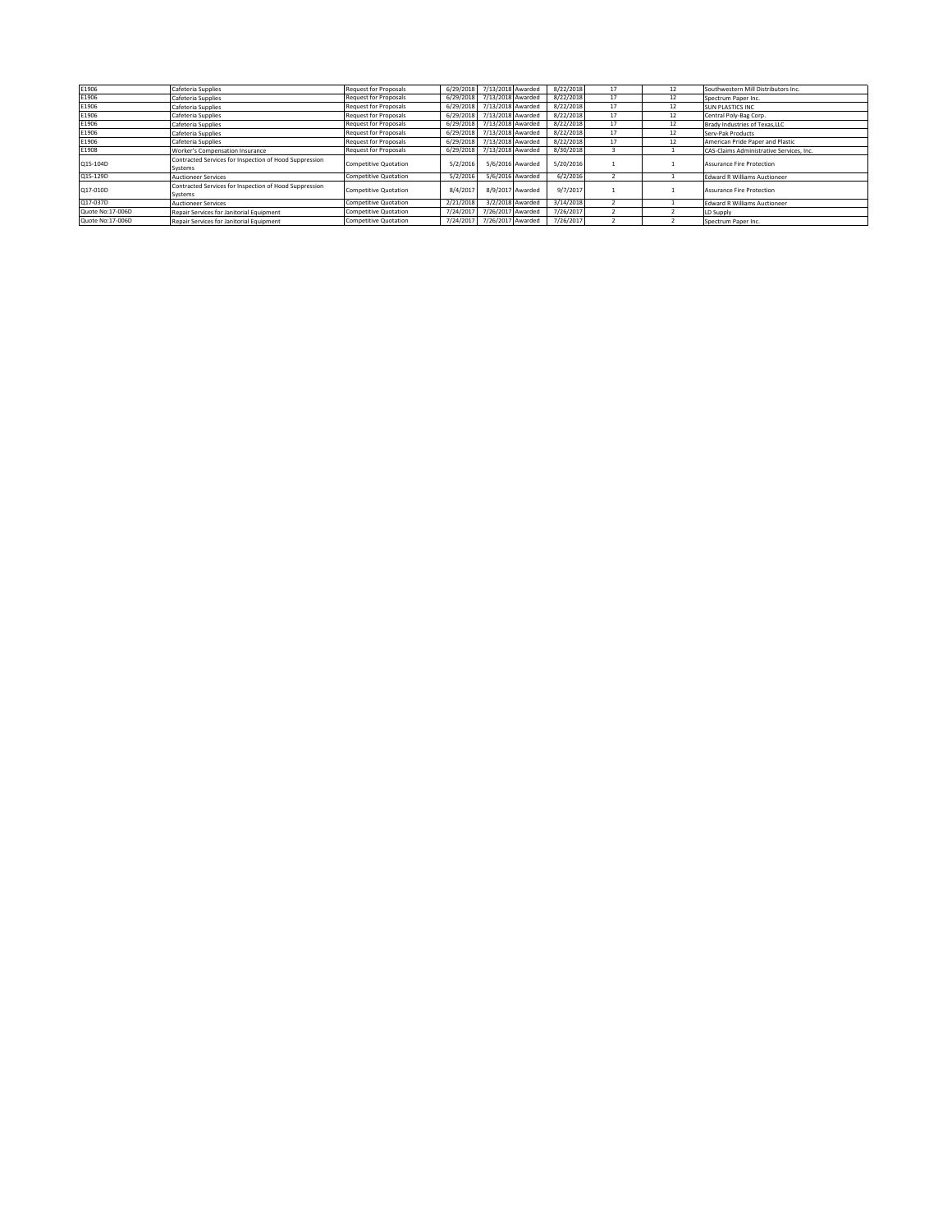| | | | | | | | | | |
|---|---|---|---|---|---|---|---|---|---|
| E1906 | Cafeteria Supplies | Request for Proposals | 6/29/2018 | 7/13/2018 | Awarded | 8/22/2018 | 17 | 12 | Southwestern Mill Distributors Inc. |
| E1906 | Cafeteria Supplies | Request for Proposals | 6/29/2018 | 7/13/2018 | Awarded | 8/22/2018 | 17 | 12 | Spectrum Paper Inc. |
| E1906 | Cafeteria Supplies | Request for Proposals | 6/29/2018 | 7/13/2018 | Awarded | 8/22/2018 | 17 | 12 | SUN PLASTICS INC |
| E1906 | Cafeteria Supplies | Request for Proposals | 6/29/2018 | 7/13/2018 | Awarded | 8/22/2018 | 17 | 12 | Central Poly-Bag Corp. |
| E1906 | Cafeteria Supplies | Request for Proposals | 6/29/2018 | 7/13/2018 | Awarded | 8/22/2018 | 17 | 12 | Brady Industries of Texas,LLC |
| E1906 | Cafeteria Supplies | Request for Proposals | 6/29/2018 | 7/13/2018 | Awarded | 8/22/2018 | 17 | 12 | Serv-Pak Products |
| E1906 | Cafeteria Supplies | Request for Proposals | 6/29/2018 | 7/13/2018 | Awarded | 8/22/2018 | 17 | 12 | American Pride Paper and Plastic |
| E1908 | Worker's Compensation Insurance | Request for Proposals | 6/29/2018 | 7/13/2018 | Awarded | 8/30/2018 | 3 | 1 | CAS-Claims Administrative Services, Inc. |
| Q15-104D | Contracted Services for Inspection of Hood Suppression Systems | Competitive Quotation | 5/2/2016 | 5/6/2016 | Awarded | 5/20/2016 | 1 | 1 | Assurance Fire Protection |
| Q15-129D | Auctioneer Services | Competitive Quotation | 5/2/2016 | 5/6/2016 | Awarded | 6/2/2016 | 2 | 1 | Edward R Williams Auctioneer |
| Q17-010D | Contracted Services for Inspection of Hood Suppression Systems | Competitive Quotation | 8/4/2017 | 8/9/2017 | Awarded | 9/7/2017 | 1 | 1 | Assurance Fire Protection |
| Q17-037D | Auctioneer Services | Competitive Quotation | 2/21/2018 | 3/2/2018 | Awarded | 3/14/2018 | 2 | 1 | Edward R Williams Auctioneer |
| Quote No:17-006D | Repair Services for Janitorial Equipment | Competitive Quotation | 7/24/2017 | 7/26/2017 | Awarded | 7/26/2017 | 2 | 2 | LD Supply |
| Quote No:17-006D | Repair Services for Janitorial Equipment | Competitive Quotation | 7/24/2017 | 7/26/2017 | Awarded | 7/26/2017 | 2 | 2 | Spectrum Paper Inc. |